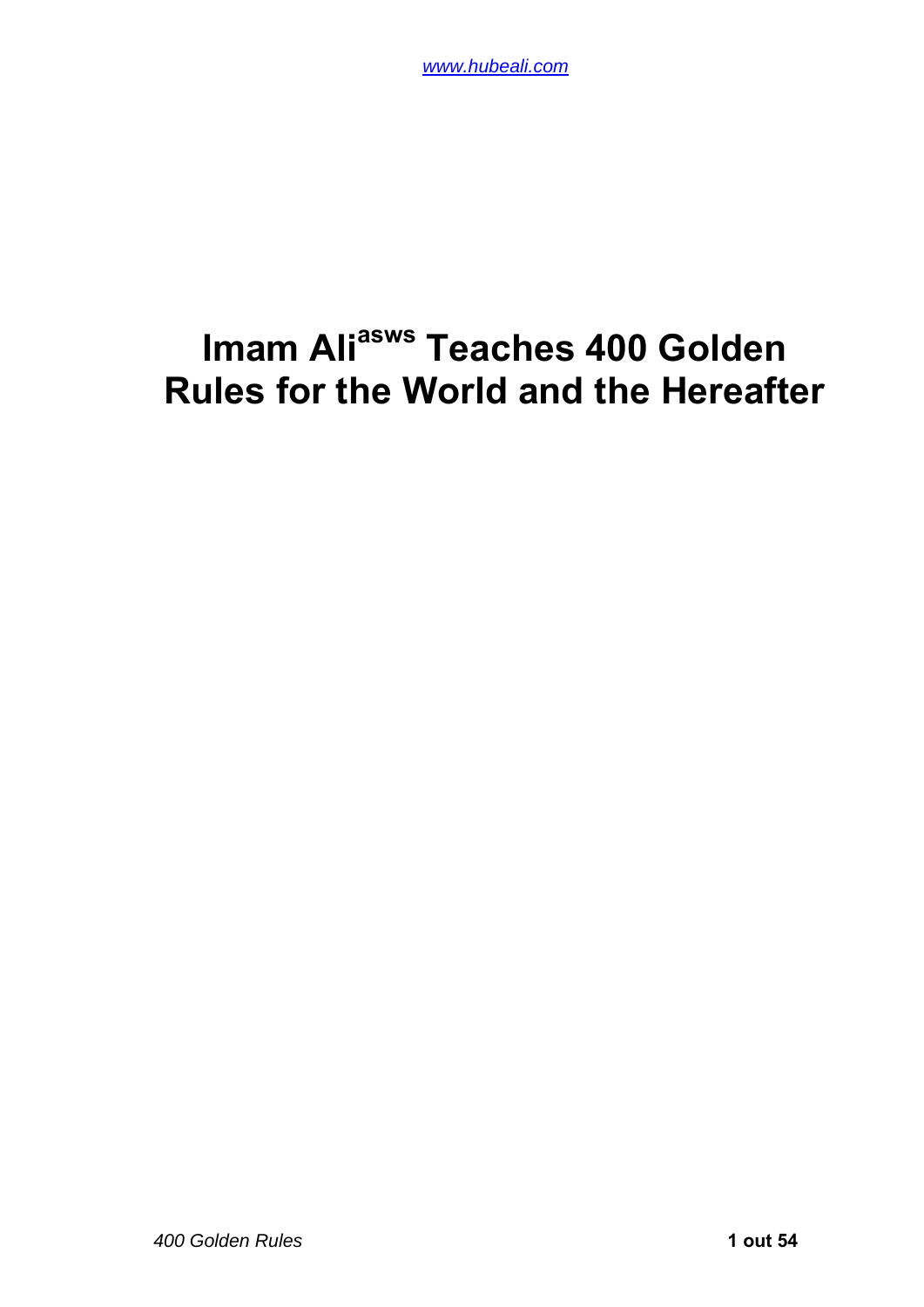# Imam Ali[asws] Teaches 400 Golden Rules for the World and the Hereafter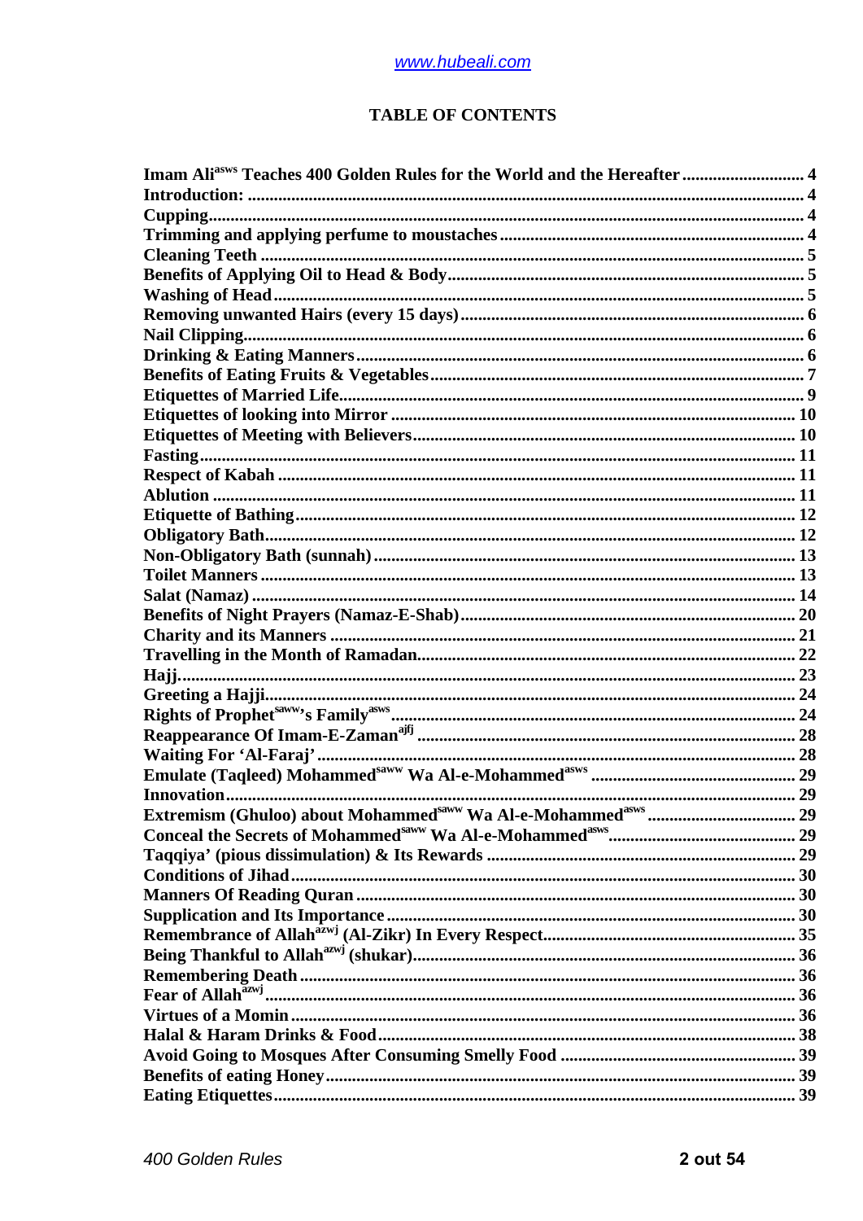# TABLE OF CONTENTS

- Imam Ali[asws] Teaches 400 Golden Rules for the World and the Hereafter ........................... 4
- Introduction: ............................................................................................................. 4
- Cupping...................................................................................................................... 4
- Trimming and applying perfume to moustaches ...................................................... 4
- Cleaning Teeth ........................................................................................................... 5
- Benefits of Applying Oil to Head & Body................................................................. 5
- Washing of Head........................................................................................................ 5
- Removing unwanted Hairs (every 15 days).............................................................. 6
- Nail Clipping.............................................................................................................. 6
- Drinking & Eating Manners...................................................................................... 6
- Benefits of Eating Fruits & Vegetables..................................................................... 7
- Etiquettes of Married Life......................................................................................... 9
- Etiquettes of looking into Mirror ............................................................................ 10
- Etiquettes of Meeting with Believers....................................................................... 10
- Fasting...................................................................................................................... 11
- Respect of Kabah ..................................................................................................... 11
- Ablution ................................................................................................................... 11
- Etiquette of Bathing................................................................................................. 12
- Obligatory Bath........................................................................................................ 12
- Non-Obligatory Bath (sunnah)................................................................................ 13
- Toilet Manners ......................................................................................................... 13
- Salat (Namaz) ........................................................................................................... 14
- Benefits of Night Prayers (Namaz-E-Shab)............................................................ 20
- Charity and its Manners .......................................................................................... 21
- Travelling in the Month of Ramadan...................................................................... 22
- Hajj........................................................................................................................... 23
- Greeting a Hajji........................................................................................................ 24
- Rights of Prophet[saww]'s Family[asws] ............................................................................ 24
- Reappearance Of Imam-E-Zaman[ajfj] ...................................................................... 28
- Waiting For 'Al-Faraj' ............................................................................................. 28
- Emulate (Taqleed) Mohammed[saww] Wa Al-e-Mohammed[asws] ............................... 29
- Innovation................................................................................................................. 29
- Extremism (Ghuloo) about Mohammed[saww] Wa Al-e-Mohammed[asws] .................... 29
- Conceal the Secrets of Mohammed[saww] Wa Al-e-Mohammed[asws].......................... 29
- Taqqiya' (pious dissimulation) & Its Rewards ...................................................... 29
- Conditions of Jihad.................................................................................................. 30
- Manners Of Reading Quran .................................................................................... 30
- Supplication and Its Importance............................................................................. 30
- Remembrance of Allah[azwj] (Al-Zikr) In Every Respect........................................... 35
- Being Thankful to Allah[azwj] (shukar)...................................................................... 36
- Remembering Death ................................................................................................ 36
- Fear of Allah[azwj]....................................................................................................... 36
- Virtues of a Momin .................................................................................................. 36
- Halal & Haram Drinks & Food............................................................................... 38
- Avoid Going to Mosques After Consuming Smelly Food ...................................... 39
- Benefits of eating Honey........................................................................................... 39
- Eating Etiquettes...................................................................................................... 39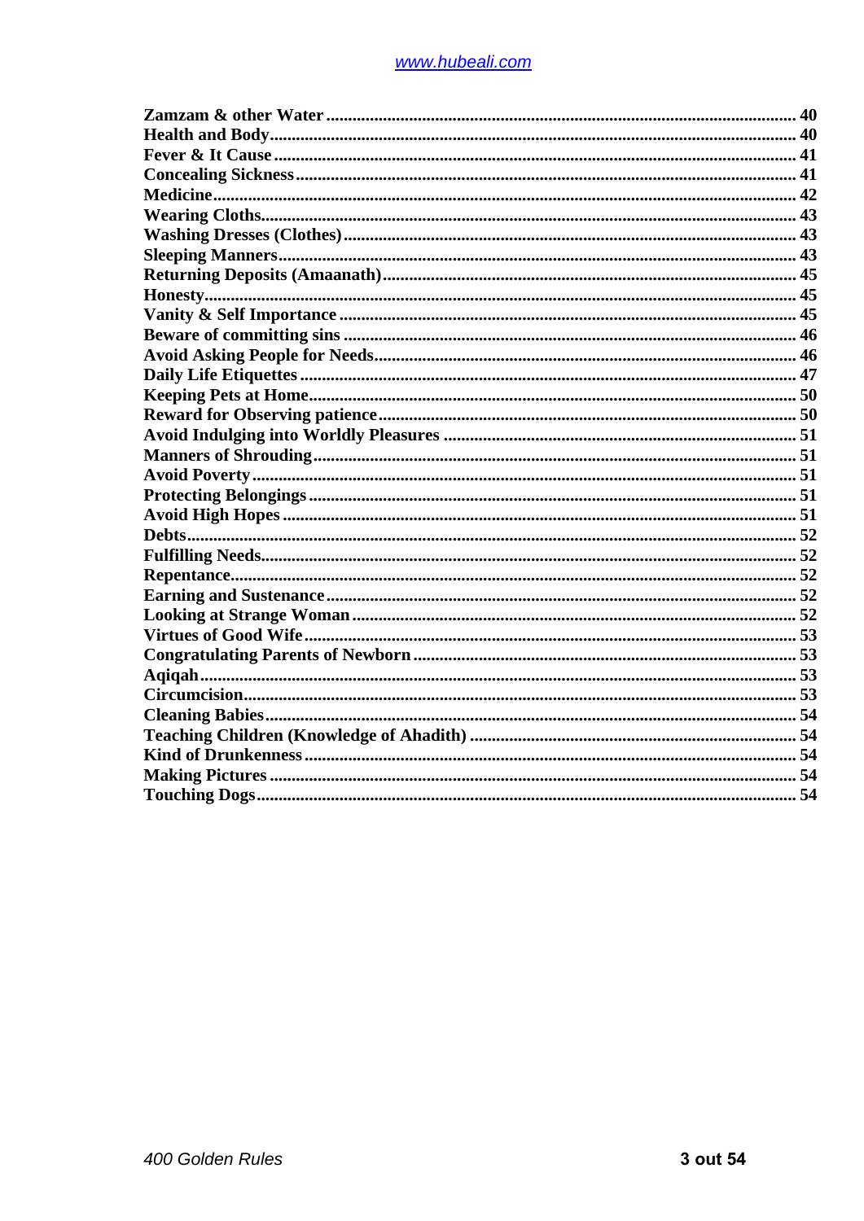**Zamzam & other Water** .......... 40
**Health and Body** .......... 40
**Fever & It Cause** .......... 41
**Concealing Sickness** .......... 41
**Medicine** .......... 42
**Wearing Cloths** .......... 43
**Washing Dresses (Clothes)** .......... 43
**Sleeping Manners** .......... 43
**Returning Deposits (Amaanath)** .......... 45
**Honesty** .......... 45
**Vanity & Self Importance** .......... 45
**Beware of committing sins** .......... 46
**Avoid Asking People for Needs** .......... 46
**Daily Life Etiquettes** .......... 47
**Keeping Pets at Home** .......... 50
**Reward for Observing patience** .......... 50
**Avoid Indulging into Worldly Pleasures** .......... 51
**Manners of Shrouding** .......... 51
**Avoid Poverty** .......... 51
**Protecting Belongings** .......... 51
**Avoid High Hopes** .......... 51
**Debts** .......... 52
**Fulfilling Needs** .......... 52
**Repentance** .......... 52
**Earning and Sustenance** .......... 52
**Looking at Strange Woman** .......... 52
**Virtues of Good Wife** .......... 53
**Congratulating Parents of Newborn** .......... 53
**Aqiqah** .......... 53
**Circumcision** .......... 53
**Cleaning Babies** .......... 54
**Teaching Children (Knowledge of Ahadith)** .......... 54
**Kind of Drunkenness** .......... 54
**Making Pictures** .......... 54
**Touching Dogs** .......... 54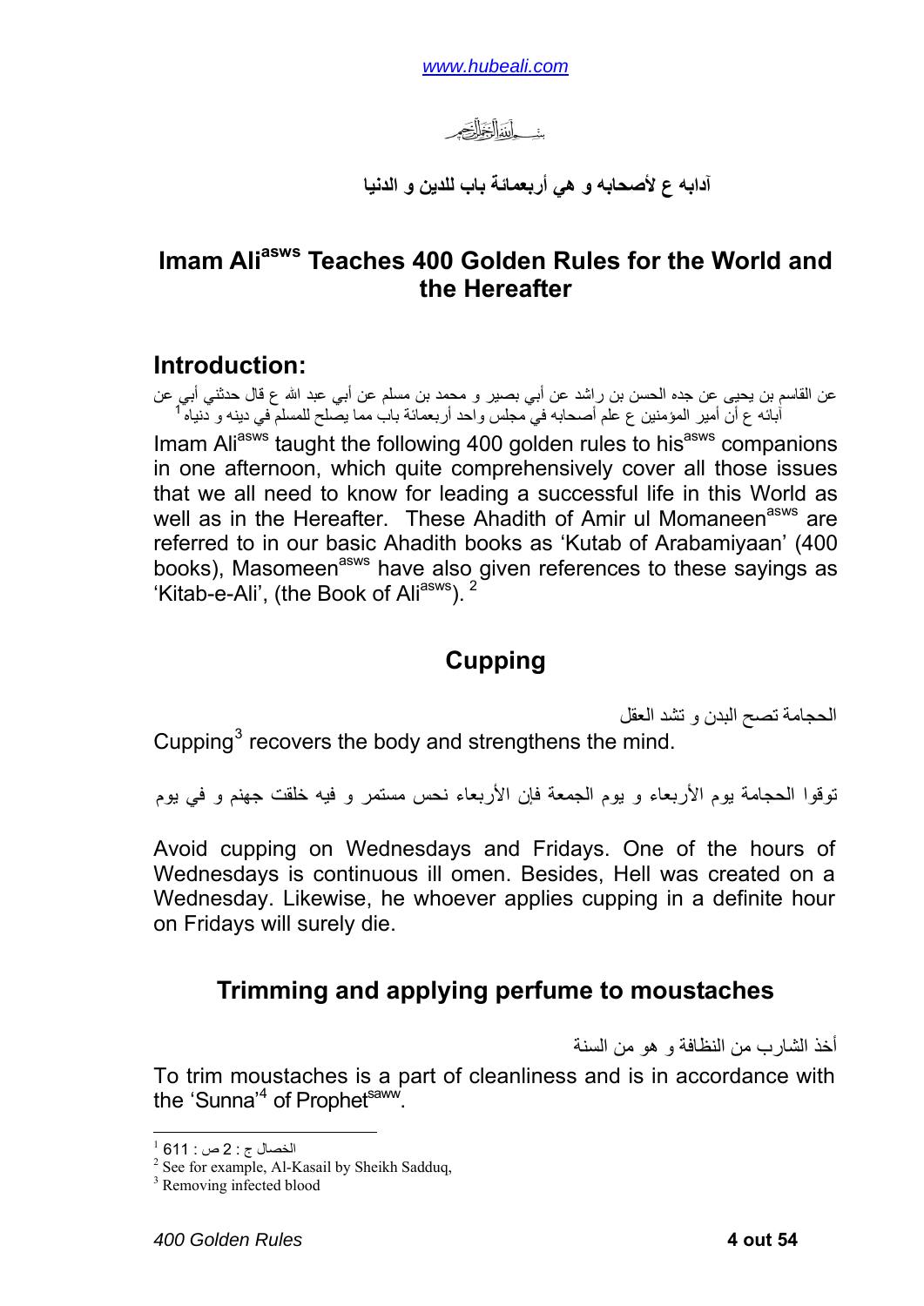بسم الله الرحمن الرحيم

آدابه ع لأصحابه و هي أربعمائة باب للدين و الدنيا

# Imam Ali[asws] Teaches 400 Golden Rules for the World and the Hereafter

## Introduction:

عن القاسم بن يحيى عن جده الحسن بن راشد عن أبي بصير و محمد بن مسلم عن أبي عبد الله ع قال حدثني أبي عن آبائه ع أن أمير المؤمنين ع علم أصحابه في مجلس واحد أربعمائة باب مما يصلح للمسلم في دينه و دنياه[1]

Imam Ali[asws] taught the following 400 golden rules to his[asws] companions in one afternoon, which quite comprehensively cover all those issues that we all need to know for leading a successful life in this World as well as in the Hereafter. These Ahadith of Amir ul Momaneen[asws] are referred to in our basic Ahadith books as 'Kutab of Arabamiyaan' (400 books), Masomeen[asws] have also given references to these sayings as 'Kitab-e-Ali', (the Book of Ali[asws]).[2]

## Cupping

الحجامة تصح البدن و تشد العقل

Cupping[3] recovers the body and strengthens the mind.

توقوا الحجامة يوم الأربعاء و يوم الجمعة فإن الأربعاء نحس مستمر و فيه خلقت جهنم و في يوم

Avoid cupping on Wednesdays and Fridays. One of the hours of Wednesdays is continuous ill omen. Besides, Hell was created on a Wednesday. Likewise, he whoever applies cupping in a definite hour on Fridays will surely die.

## Trimming and applying perfume to moustaches

أخذ الشارب من النظافة و هو من السنة

To trim moustaches is a part of cleanliness and is in accordance with the 'Sunna'[4] of Prophet[saww].

---

[1] الخصال ج : 2 ص : 611

[2] See for example, Al-Kasail by Sheikh Sadduq,

[3] Removing infected blood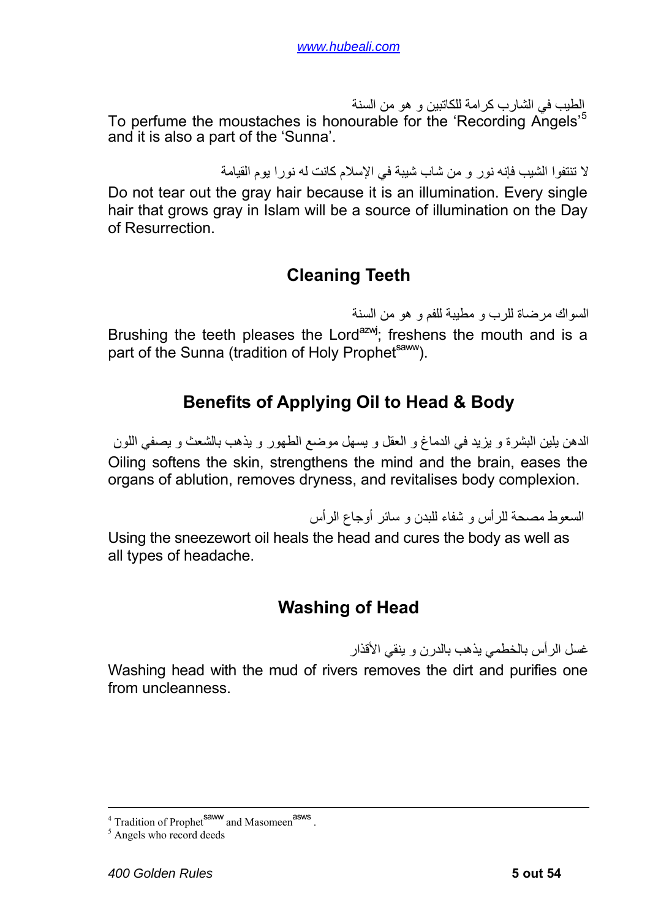الطيب في الشارب كرامة للكاتبين و هو من السنة

To perfume the moustaches is honourable for the 'Recording Angels'[5] and it is also a part of the 'Sunna'.

لا تنتفوا الشيب فإنه نور و من شاب شيبة في الإسلام كانت له نورا يوم القيامة

Do not tear out the gray hair because it is an illumination. Every single hair that grows gray in Islam will be a source of illumination on the Day of Resurrection.

## Cleaning Teeth

السواك مرضاة للرب و مطيبة للفم و هو من السنة

Brushing the teeth pleases the Lord[azwj]; freshens the mouth and is a part of the Sunna (tradition of Holy Prophet[saww]).

## Benefits of Applying Oil to Head & Body

الدهن يلين البشرة و يزيد في الدماغ و العقل و يسهل موضع الطهور و يذهب بالشعث و يصفي اللون

Oiling softens the skin, strengthens the mind and the brain, eases the organs of ablution, removes dryness, and revitalises body complexion.

السعوط مصحة للرأس و شفاء للبدن و سائر أوجاع الرأس

Using the sneezewort oil heals the head and cures the body as well as all types of headache.

## Washing of Head

غسل الرأس بالخطمي يذهب بالدرن و ينقي الأقذار

Washing head with the mud of rivers removes the dirt and purifies one from uncleanness.

---

[4] Tradition of Prophet[saww] and Masomeen[asws].

[5] Angels who record deeds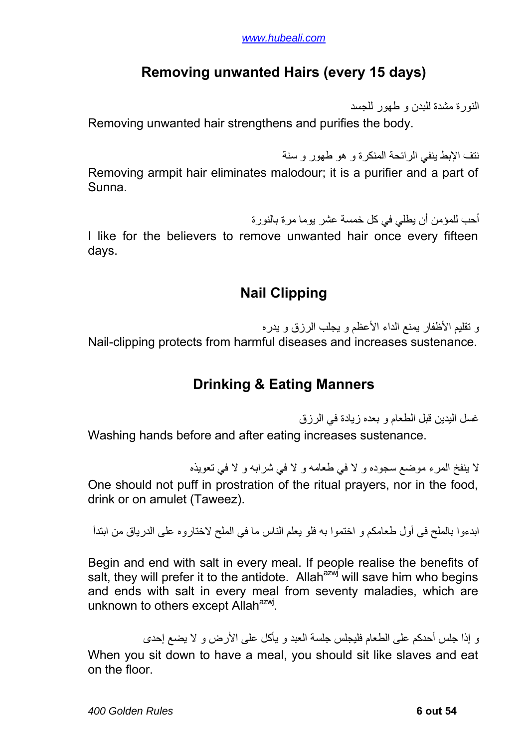## Removing unwanted Hairs (every 15 days)

النورة مشدة للبدن و طهور للجسد

Removing unwanted hair strengthens and purifies the body.

نتف الإبط ينفي الرائحة المنكرة و هو طهور و سنة

Removing armpit hair eliminates malodour; it is a purifier and a part of Sunna.

أحب للمؤمن أن يطلي في كل خمسة عشر يوما مرة بالنورة

I like for the believers to remove unwanted hair once every fifteen days.

## Nail Clipping

و تقليم الأظفار يمنع الداء الأعظم و يجلب الرزق و يدره

Nail-clipping protects from harmful diseases and increases sustenance.

## Drinking & Eating Manners

غسل اليدين قبل الطعام و بعده زيادة في الرزق

Washing hands before and after eating increases sustenance.

لا ينفخ المرء موضع سجوده و لا في طعامه و لا في شرابه و لا في تعويذه

One should not puff in prostration of the ritual prayers, nor in the food, drink or on amulet (Taweez).

ابدءوا بالملح في أول طعامكم و اختموا به فلو يعلم الناس ما في الملح لاختاروه على الدرياق من ابتدأ

Begin and end with salt in every meal. If people realise the benefits of salt, they will prefer it to the antidote. Allah[azwj] will save him who begins and ends with salt in every meal from seventy maladies, which are unknown to others except Allah[azwj].

و إذا جلس أحدكم على الطعام فليجلس جلسة العبد و يأكل على الأرض و لا يضع إحدى

When you sit down to have a meal, you should sit like slaves and eat on the floor.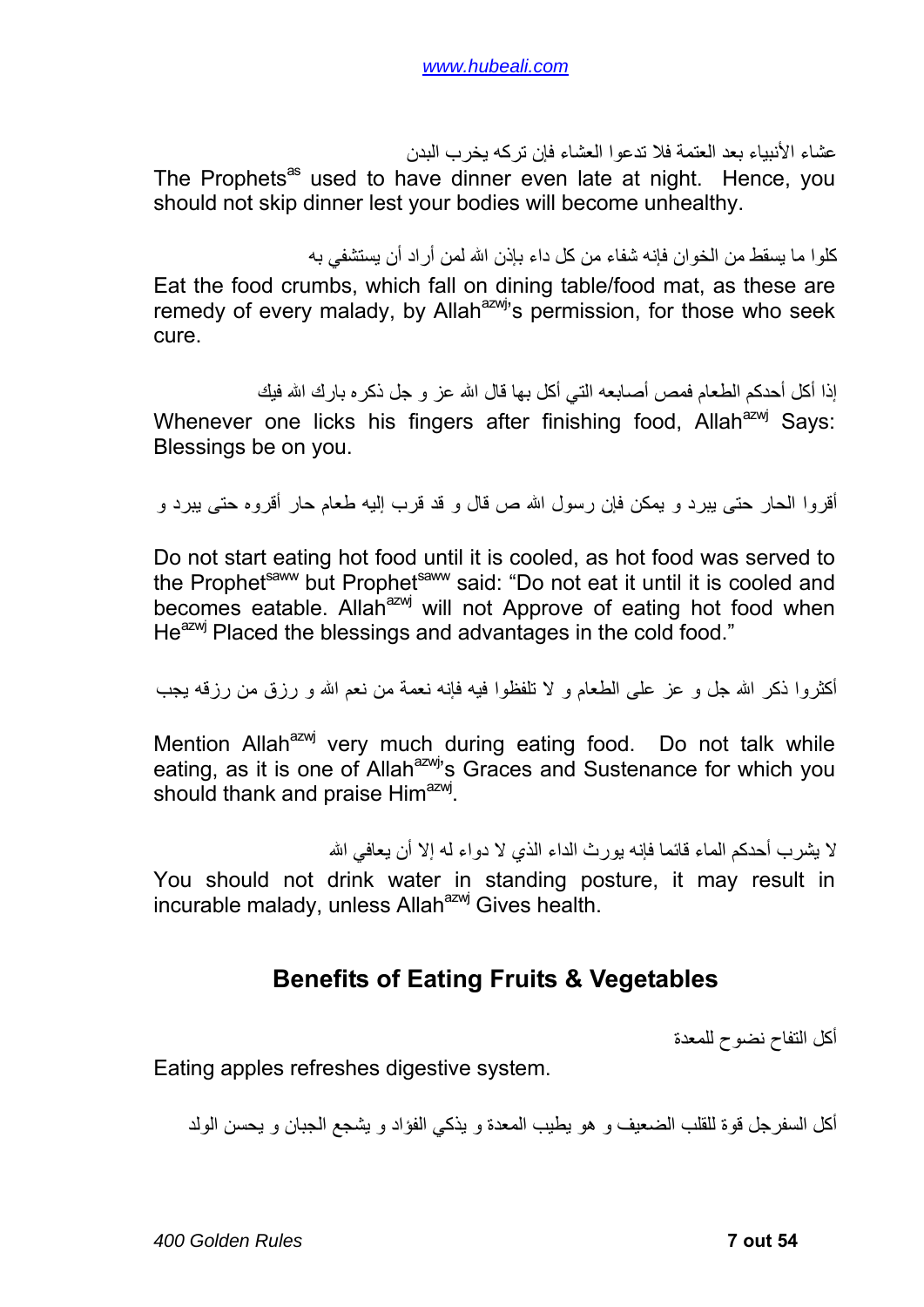عشاء الأنبياء بعد العتمة فلا تدعوا العشاء فإن تركه يخرب البدن

The Prophets[as] used to have dinner even late at night. Hence, you should not skip dinner lest your bodies will become unhealthy.

كلوا ما يسقط من الخوان فإنه شفاء من كل داء بإذن الله لمن أراد أن يستشفي به

Eat the food crumbs, which fall on dining table/food mat, as these are remedy of every malady, by Allah[azwj]'s permission, for those who seek cure.

إذا أكل أحدكم الطعام فمص أصابعه التي أكل بها قال الله عز و جل ذكره بارك الله فيك

Whenever one licks his fingers after finishing food, Allah[azwj] Says: Blessings be on you.

أقروا الحار حتى يبرد و يمكن فإن رسول الله ص قال و قد قرب إليه طعام حار أقروه حتى يبرد و

Do not start eating hot food until it is cooled, as hot food was served to the Prophet[saww] but Prophet[saww] said: "Do not eat it until it is cooled and becomes eatable. Allah[azwj] will not Approve of eating hot food when He[azwj] Placed the blessings and advantages in the cold food."

أكثروا ذكر الله جل و عز على الطعام و لا تلفظوا فيه فإنه نعمة من نعم الله و رزق من رزقه يجب

Mention Allah[azwj] very much during eating food. Do not talk while eating, as it is one of Allah[azwj]'s Graces and Sustenance for which you should thank and praise Him[azwj].

لا يشرب أحدكم الماء قائما فإنه يورث الداء الذي لا دواء له إلا أن يعافي الله

You should not drink water in standing posture, it may result in incurable malady, unless Allah[azwj] Gives health.

## Benefits of Eating Fruits & Vegetables

أكل التفاح نضوح للمعدة

Eating apples refreshes digestive system.

أكل السفرجل قوة للقلب الضعيف و هو يطيب المعدة و يذكي الفؤاد و يشجع الجبان و يحسن الولد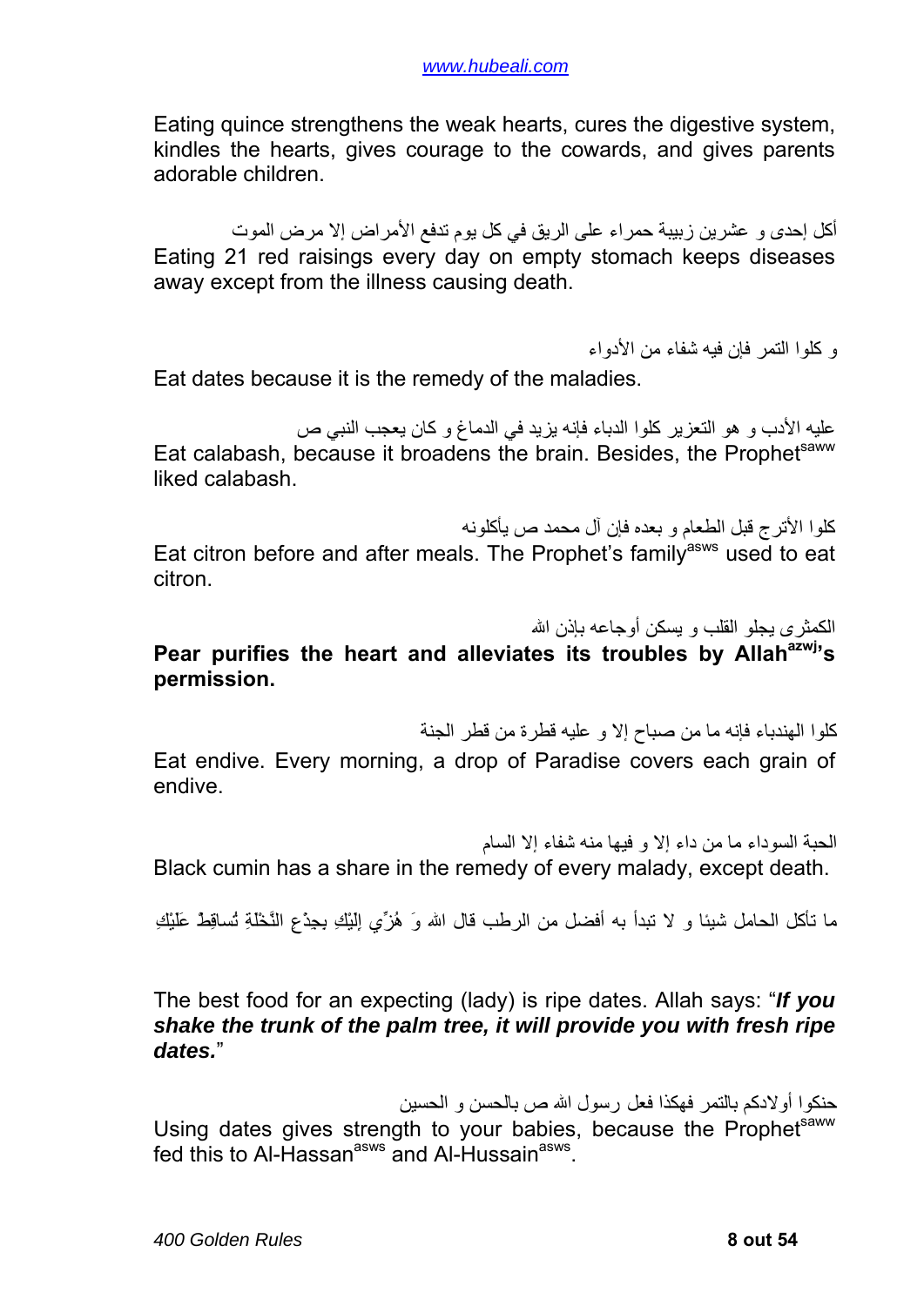Eating quince strengthens the weak hearts, cures the digestive system, kindles the hearts, gives courage to the cowards, and gives parents adorable children.

أكل إحدى و عشرين زبيبة حمراء على الريق في كل يوم تدفع الأمراض إلا مرض الموت

Eating 21 red raisings every day on empty stomach keeps diseases away except from the illness causing death.

و كلوا التمر فإن فيه شفاء من الأدواء

Eat dates because it is the remedy of the maladies.

عليه الأدب و هو التعزير كلوا الدباء فإنه يزيد في الدماغ و كان يعجب النبي ص

Eat calabash, because it broadens the brain. Besides, the Prophet[saww] liked calabash.

كلوا الأترج قبل الطعام و بعده فإن آل محمد ص يأكلونه

Eat citron before and after meals. The Prophet's family[asws] used to eat citron.

الكمثرى يجلو القلب و يسكن أوجاعه بإذن الله

**Pear purifies the heart and alleviates its troubles by Allah[azwj]'s permission.**

كلوا الهندباء فإنه ما من صباح إلا و عليه قطرة من قطر الجنة

Eat endive. Every morning, a drop of Paradise covers each grain of endive.

الحبة السوداء ما من داء إلا و فيها منه شفاء إلا السام

Black cumin has a share in the remedy of every malady, except death.

ما تأكل الحامل شيئا و لا تبدأ به أفضل من الرطب قال الله وَ هُزِّي إِلَيْكِ بِجِذْعِ النَّخْلَةِ تُساقِطْ عَلَيْكِ

The best food for an expecting (lady) is ripe dates. Allah says: "***If you shake the trunk of the palm tree, it will provide you with fresh ripe dates.***"

حنكوا أولادكم بالتمر فهكذا فعل رسول الله ص بالحسن و الحسين

Using dates gives strength to your babies, because the Prophet[saww] fed this to Al-Hassan[asws] and Al-Hussain[asws].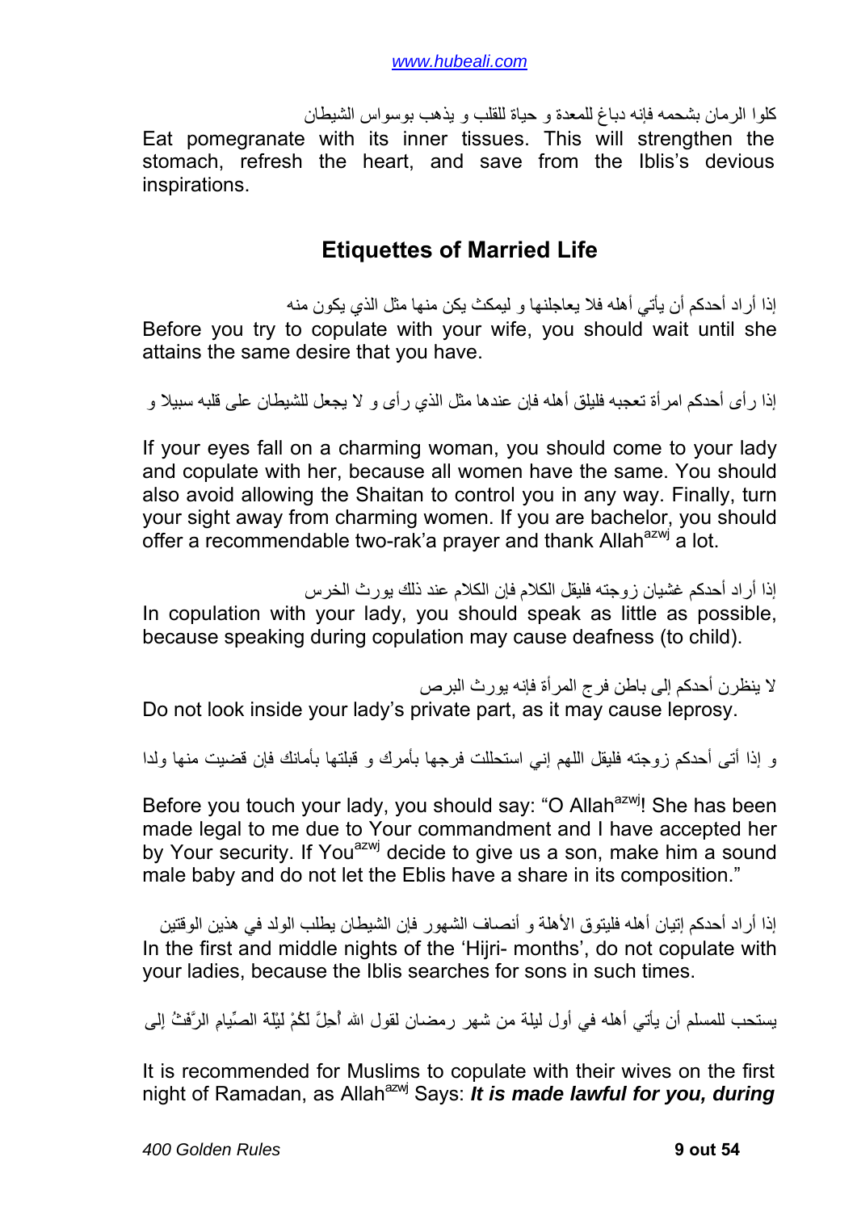كلوا الرمان بشحمه فإنه دباغ للمعدة و حياة للقلب و يذهب بوسواس الشيطان

Eat pomegranate with its inner tissues. This will strengthen the stomach, refresh the heart, and save from the Iblis's devious inspirations.

## Etiquettes of Married Life

إذا أراد أحدكم أن يأتي أهله فلا يعاجلنها و ليمكث يكن منها مثل الذي يكون منه

Before you try to copulate with your wife, you should wait until she attains the same desire that you have.

إذا رأى أحدكم امرأة تعجبه فليلق أهله فإن عندها مثل الذي رأى و لا يجعل للشيطان على قلبه سبيلا و

If your eyes fall on a charming woman, you should come to your lady and copulate with her, because all women have the same. You should also avoid allowing the Shaitan to control you in any way. Finally, turn your sight away from charming women. If you are bachelor, you should offer a recommendable two-rak'a prayer and thank Allah[azwj] a lot.

إذا أراد أحدكم غشيان زوجته فليقل الكلام فإن الكلام عند ذلك يورث الخرس

In copulation with your lady, you should speak as little as possible, because speaking during copulation may cause deafness (to child).

لا ينظرن أحدكم إلى باطن فرج المرأة فإنه يورث البرص

Do not look inside your lady's private part, as it may cause leprosy.

و إذا أتى أحدكم زوجته فليقل اللهم إني استحللت فرجها بأمرك و قبلتها بأمانك فإن قضيت منها ولدا

Before you touch your lady, you should say: "O Allah[azwj]! She has been made legal to me due to Your commandment and I have accepted her by Your security. If You[azwj] decide to give us a son, make him a sound male baby and do not let the Eblis have a share in its composition."

إذا أراد أحدكم إتيان أهله فليتوق الأهلة و أنصاف الشهور فإن الشيطان يطلب الولد في هذين الوقتين

In the first and middle nights of the 'Hijri- months', do not copulate with your ladies, because the Iblis searches for sons in such times.

يستحب للمسلم أن يأتي أهله في أول ليلة من شهر رمضان لقول الله أُحِلَّ لَكُمْ لَيْلَةَ الصِّيامِ الرَّفَثُ إلى

It is recommended for Muslims to copulate with their wives on the first night of Ramadan, as Allah[azwj] Says: ***It is made lawful for you, during***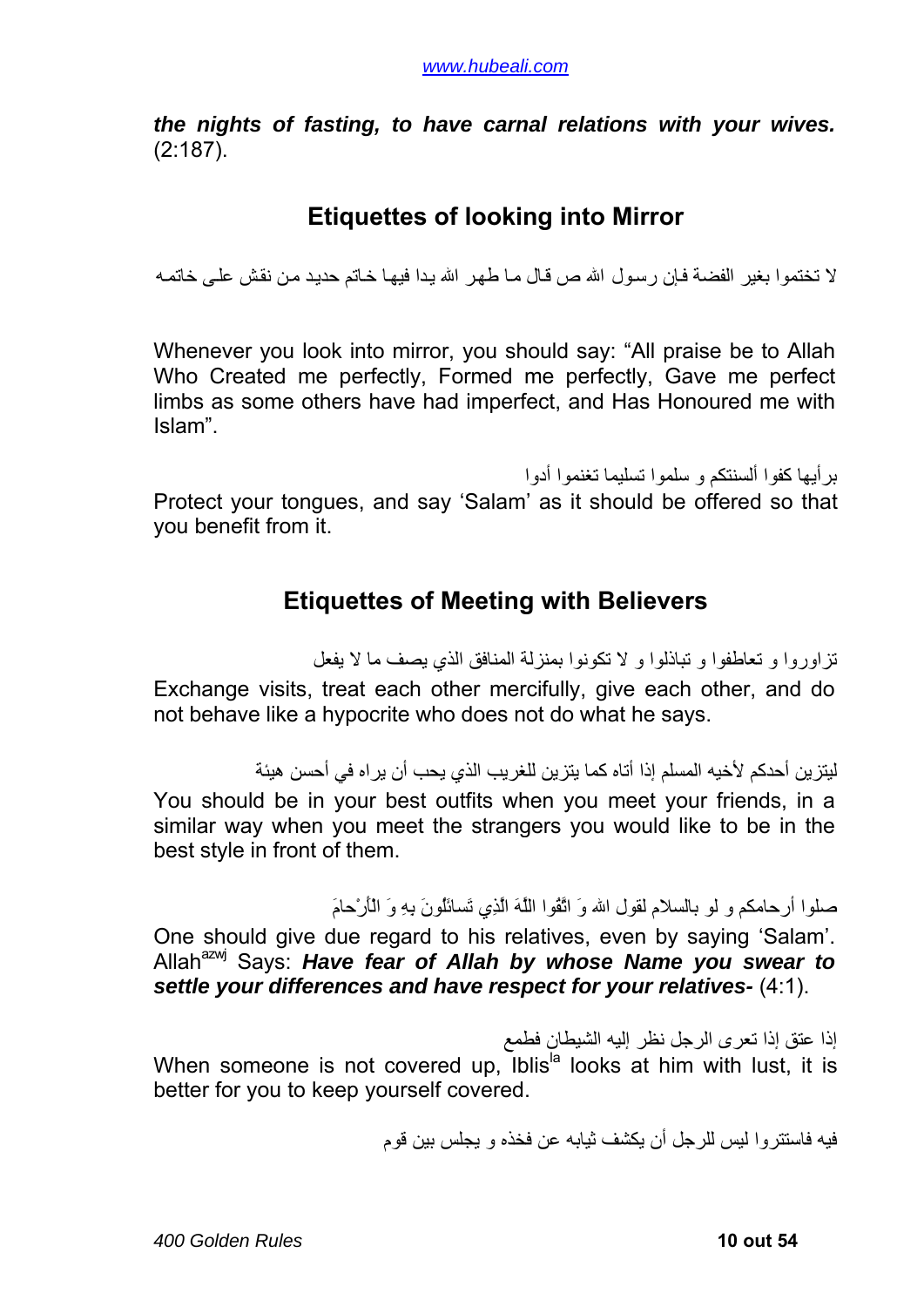***the nights of fasting, to have carnal relations with your wives.*** (2:187).

## Etiquettes of looking into Mirror

لا تختموا بغير الفضة فإن رسول الله ص قال ما طهر الله يدا فيها خاتم حديد من نقش على خاتمه

Whenever you look into mirror, you should say: "All praise be to Allah Who Created me perfectly, Formed me perfectly, Gave me perfect limbs as some others have had imperfect, and Has Honoured me with Islam".

برأيها كفوا ألسنتكم و سلموا تسليما تغنموا أدوا

Protect your tongues, and say 'Salam' as it should be offered so that you benefit from it.

## Etiquettes of Meeting with Believers

تزاوروا و تعاطفوا و تباذلوا و لا تكونوا بمنزلة المنافق الذي يصف ما لا يفعل

Exchange visits, treat each other mercifully, give each other, and do not behave like a hypocrite who does not do what he says.

ليتزين أحدكم لأخيه المسلم إذا أتاه كما يتزين للغريب الذي يحب أن يراه في أحسن هيئة

You should be in your best outfits when you meet your friends, in a similar way when you meet the strangers you would like to be in the best style in front of them.

صلوا أرحامكم و لو بالسلام لقول الله وَ اتَّقُوا اللَّهَ الَّذِي تَسائَلُونَ بِهِ وَ الْأَرْحامَ

One should give due regard to his relatives, even by saying 'Salam'. Allah[azwj] Says: ***Have fear of Allah by whose Name you swear to settle your differences and have respect for your relatives-*** (4:1).

إذا عتق إذا تعرى الرجل نظر إليه الشيطان فطمع

When someone is not covered up, Iblis[la] looks at him with lust, it is better for you to keep yourself covered.

فيه فاستتروا ليس للرجل أن يكشف ثيابه عن فخذه و يجلس بين قوم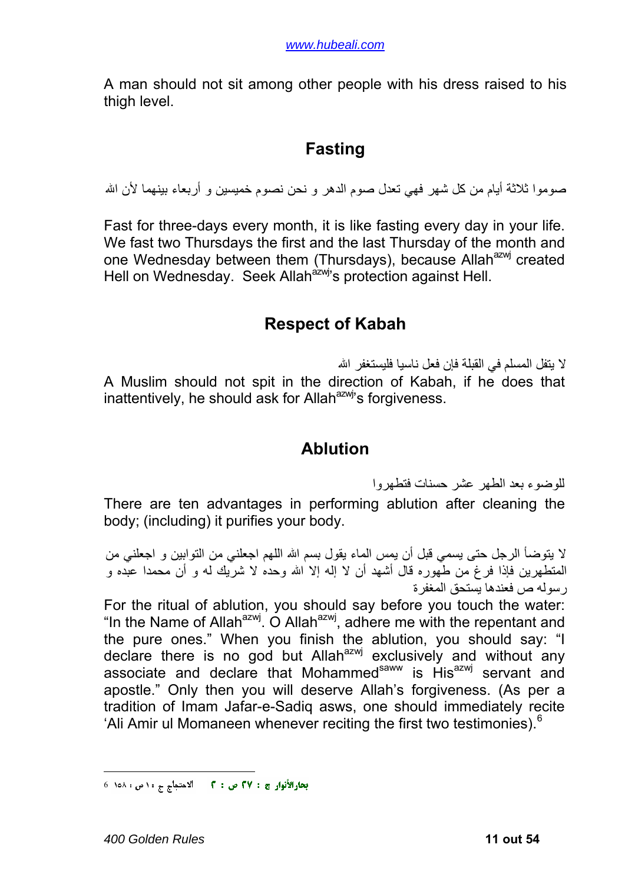A man should not sit among other people with his dress raised to his thigh level.

## Fasting

صوموا ثلاثة أيام من كل شهر فهي تعدل صوم الدهر و نحن نصوم خميسين و أربعاء بينهما لأن الله

Fast for three-days every month, it is like fasting every day in your life. We fast two Thursdays the first and the last Thursday of the month and one Wednesday between them (Thursdays), because Allah[azwj] created Hell on Wednesday. Seek Allah[azwj]'s protection against Hell.

## Respect of Kabah

لا يتفل المسلم في القبلة فإن فعل ناسيا فليستغفر الله

A Muslim should not spit in the direction of Kabah, if he does that inattentively, he should ask for Allah[azwj]'s forgiveness.

## Ablution

للوضوء بعد الطهر عشر حسنات فتطهروا

There are ten advantages in performing ablution after cleaning the body; (including) it purifies your body.

لا يتوضأ الرجل حتى يسمي قبل أن يمس الماء يقول بسم الله اللهم اجعلني من التوابين و اجعلني من المتطهرين فإذا فرغ من طهوره قال أشهد أن لا إله إلا الله وحده لا شريك له و أن محمدا عبده و رسوله ص فعندها يستحق المغفرة

For the ritual of ablution, you should say before you touch the water: "In the Name of Allah[azwj]. O Allah[azwj], adhere me with the repentant and the pure ones." When you finish the ablution, you should say: "I declare there is no god but Allah[azwj] exclusively and without any associate and declare that Mohammed[saww] is His[azwj] servant and apostle." Only then you will deserve Allah's forgiveness. (As per a tradition of Imam Jafar-e-Sadiq asws, one should immediately recite 'Ali Amir ul Momaneen whenever reciting the first two testimonies).[6]

---

[6] بحارالأنوار ج : ٣٧ ص : ٣   الاحتجاج ج ١ ص : ١٥٨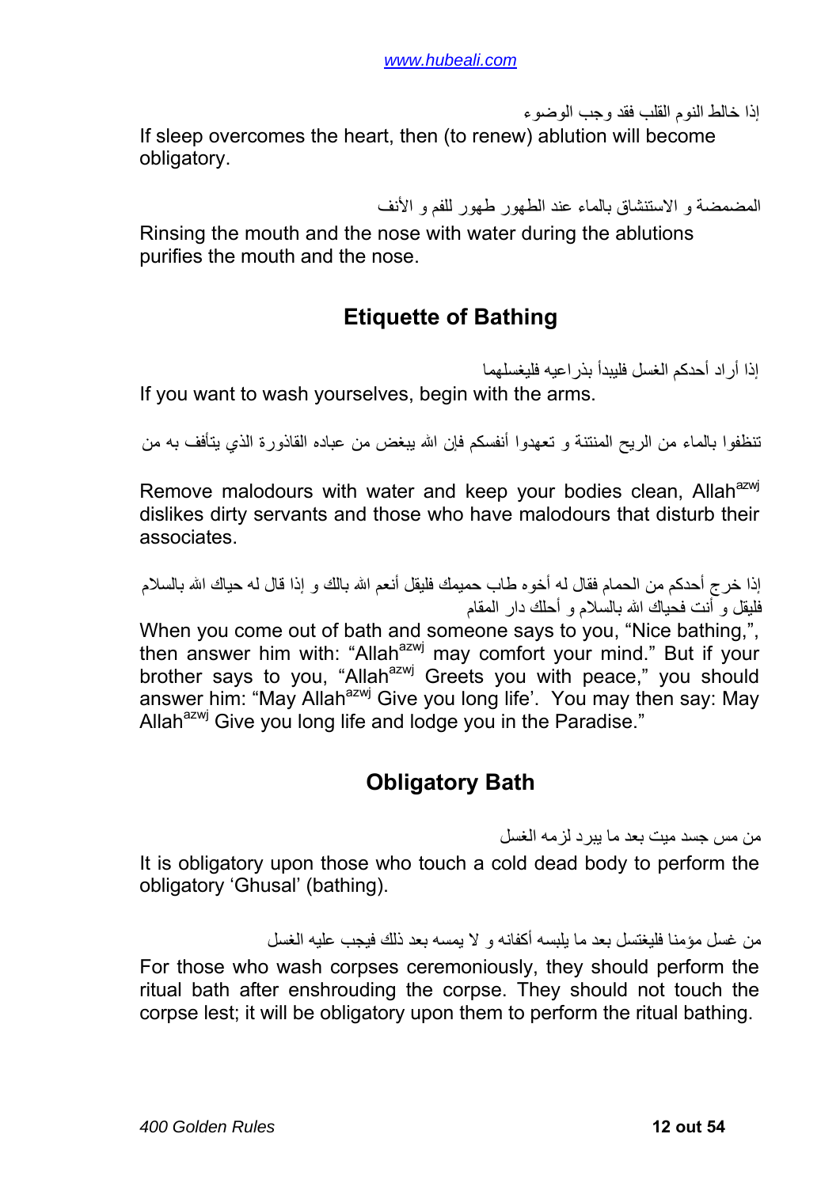إذا خالط النوم القلب فقد وجب الوضوء

If sleep overcomes the heart, then (to renew) ablution will become obligatory.

المضمضة و الاستنشاق بالماء عند الطهور طهور للفم و الأنف

Rinsing the mouth and the nose with water during the ablutions purifies the mouth and the nose.

## Etiquette of Bathing

إذا أراد أحدكم الغسل فليبدأ بذراعيه فليغسلهما

If you want to wash yourselves, begin with the arms.

تنظفوا بالماء من الريح المنتنة و تعهدوا أنفسكم فإن الله يبغض من عباده القاذورة الذي يتأفف به من

Remove malodours with water and keep your bodies clean, Allah[azwj] dislikes dirty servants and those who have malodours that disturb their associates.

إذا خرج أحدكم من الحمام فقال له أخوه طاب حميمك فليقل أنعم الله بالك و إذا قال له حياك الله بالسلام فليقل و أنت فحياك الله بالسلام و أحلك دار المقام

When you come out of bath and someone says to you, "Nice bathing,", then answer him with: "Allah[azwj] may comfort your mind." But if your brother says to you, "Allah[azwj] Greets you with peace," you should answer him: "May Allah[azwj] Give you long life'. You may then say: May Allah[azwj] Give you long life and lodge you in the Paradise."

## Obligatory Bath

من مس جسد ميت بعد ما يبرد لزمه الغسل

It is obligatory upon those who touch a cold dead body to perform the obligatory 'Ghusal' (bathing).

من غسل مؤمنا فليغتسل بعد ما يلبسه أكفانه و لا يمسه بعد ذلك فيجب عليه الغسل

For those who wash corpses ceremoniously, they should perform the ritual bath after enshrouding the corpse. They should not touch the corpse lest; it will be obligatory upon them to perform the ritual bathing.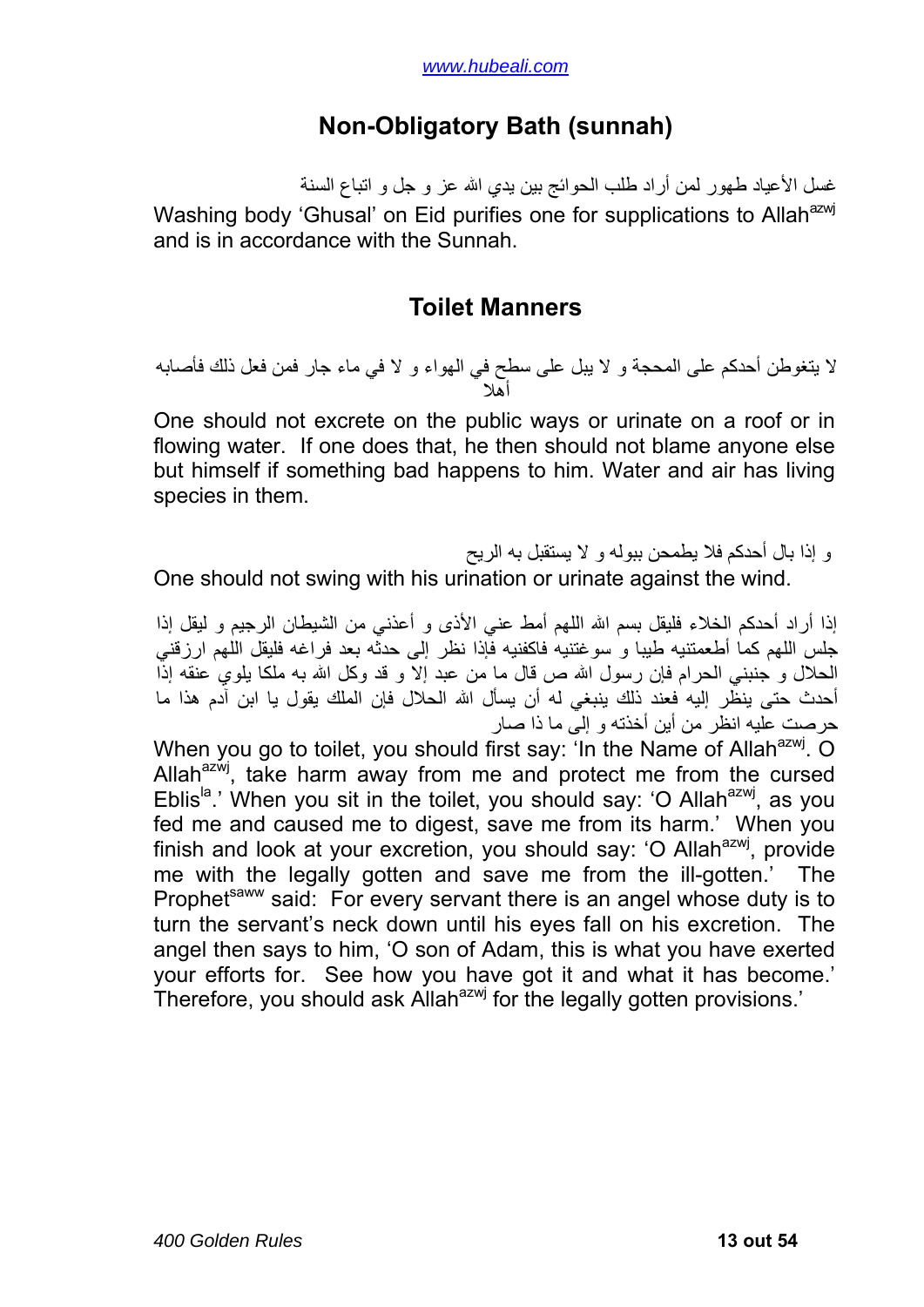## Non-Obligatory Bath (sunnah)

غسل الأعياد طهور لمن أراد طلب الحوائج بين يدي الله عز و جل و اتباع السنة

Washing body 'Ghusal' on Eid purifies one for supplications to Allah[azwj] and is in accordance with the Sunnah.

## Toilet Manners

لا يتغوطن أحدكم على المحجة و لا يبل على سطح في الهواء و لا في ماء جار فمن فعل ذلك فأصابه أهلا

One should not excrete on the public ways or urinate on a roof or in flowing water. If one does that, he then should not blame anyone else but himself if something bad happens to him. Water and air has living species in them.

و إذا بال أحدكم فلا يطمحن ببوله و لا يستقبل به الريح

One should not swing with his urination or urinate against the wind.

إذا أراد أحدكم الخلاء فليقل بسم الله اللهم أمط عني الأذى و أعذني من الشيطان الرجيم و ليقل إذا جلس اللهم كما أطعمتنيه طيبا و سوغتنيه فاكفنيه فإذا نظر إلى حدثه بعد فراغه فليقل اللهم ارزقني الحلال و جنبني الحرام فإن رسول الله ص قال ما من عبد إلا و قد وكل الله به ملكا يلوي عنقه إذا أحدث حتى ينظر إليه فعند ذلك ينبغي له أن يسأل الله الحلال فإن الملك يقول يا ابن آدم هذا ما حرصت عليه انظر من أين أخذته و إلى ما ذا صار

When you go to toilet, you should first say: 'In the Name of Allah[azwj]. O Allah[azwj], take harm away from me and protect me from the cursed Eblis[la].' When you sit in the toilet, you should say: 'O Allah[azwj], as you fed me and caused me to digest, save me from its harm.' When you finish and look at your excretion, you should say: 'O Allah[azwj], provide me with the legally gotten and save me from the ill-gotten.' The Prophet[saww] said: For every servant there is an angel whose duty is to turn the servant's neck down until his eyes fall on his excretion. The angel then says to him, 'O son of Adam, this is what you have exerted your efforts for. See how you have got it and what it has become.' Therefore, you should ask Allah[azwj] for the legally gotten provisions.'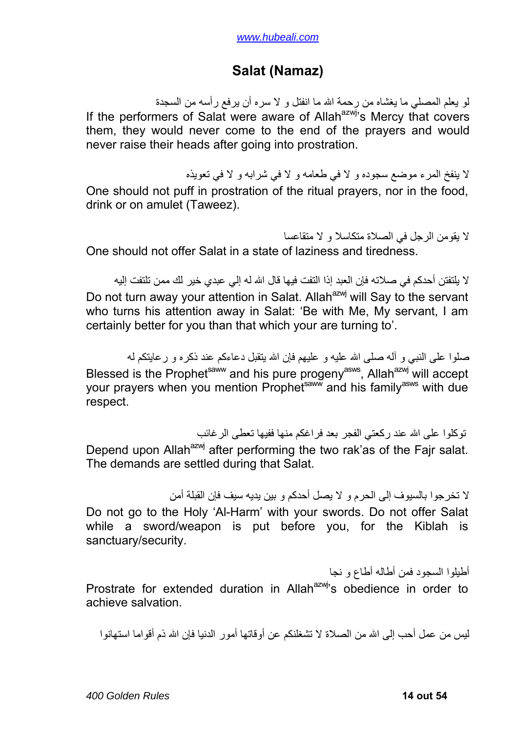## Salat (Namaz)

لو يعلم المصلي ما يغشاه من رحمة الله ما انفتل و لا سره أن يرفع رأسه من السجدة

If the performers of Salat were aware of Allah[azwj]'s Mercy that covers them, they would never come to the end of the prayers and would never raise their heads after going into prostration.

لا ينفخ المرء موضع سجوده و لا في طعامه و لا في شرابه و لا في تعويذه

One should not puff in prostration of the ritual prayers, nor in the food, drink or on amulet (Taweez).

لا يقومن الرجل في الصلاة متكاسلا و لا متقاعسا

One should not offer Salat in a state of laziness and tiredness.

لا يلتفتن أحدكم في صلاته فإن العبد إذا التفت فيها قال الله له إلي عبدي خير لك ممن تلتفت إليه

Do not turn away your attention in Salat. Allah[azwj] will Say to the servant who turns his attention away in Salat: 'Be with Me, My servant, I am certainly better for you than that which your are turning to'.

صلوا على النبي و آله صلى الله عليه و عليهم فإن الله يتقبل دعاءكم عند ذكره و رعايتكم له

Blessed is the Prophet[saww] and his pure progeny[asws], Allah[azwj] will accept your prayers when you mention Prophet[saww] and his family[asws] with due respect.

توكلوا على الله عند ركعتي الفجر بعد فراغكم منها ففيها تعطى الرغائب

Depend upon Allah[azwj] after performing the two rak'as of the Fajr salat. The demands are settled during that Salat.

لا تخرجوا بالسيوف إلى الحرم و لا يصل أحدكم و بين يديه سيف فإن القبلة أمن

Do not go to the Holy 'Al-Harm' with your swords. Do not offer Salat while a sword/weapon is put before you, for the Kiblah is sanctuary/security.

أطيلوا السجود فمن أطاله أطاع و نجا

Prostrate for extended duration in Allah[azwj]'s obedience in order to achieve salvation.

ليس من عمل أحب إلى الله من الصلاة لا تشغلنكم عن أوقاتها أمور الدنيا فإن الله ذم أقواما استهانوا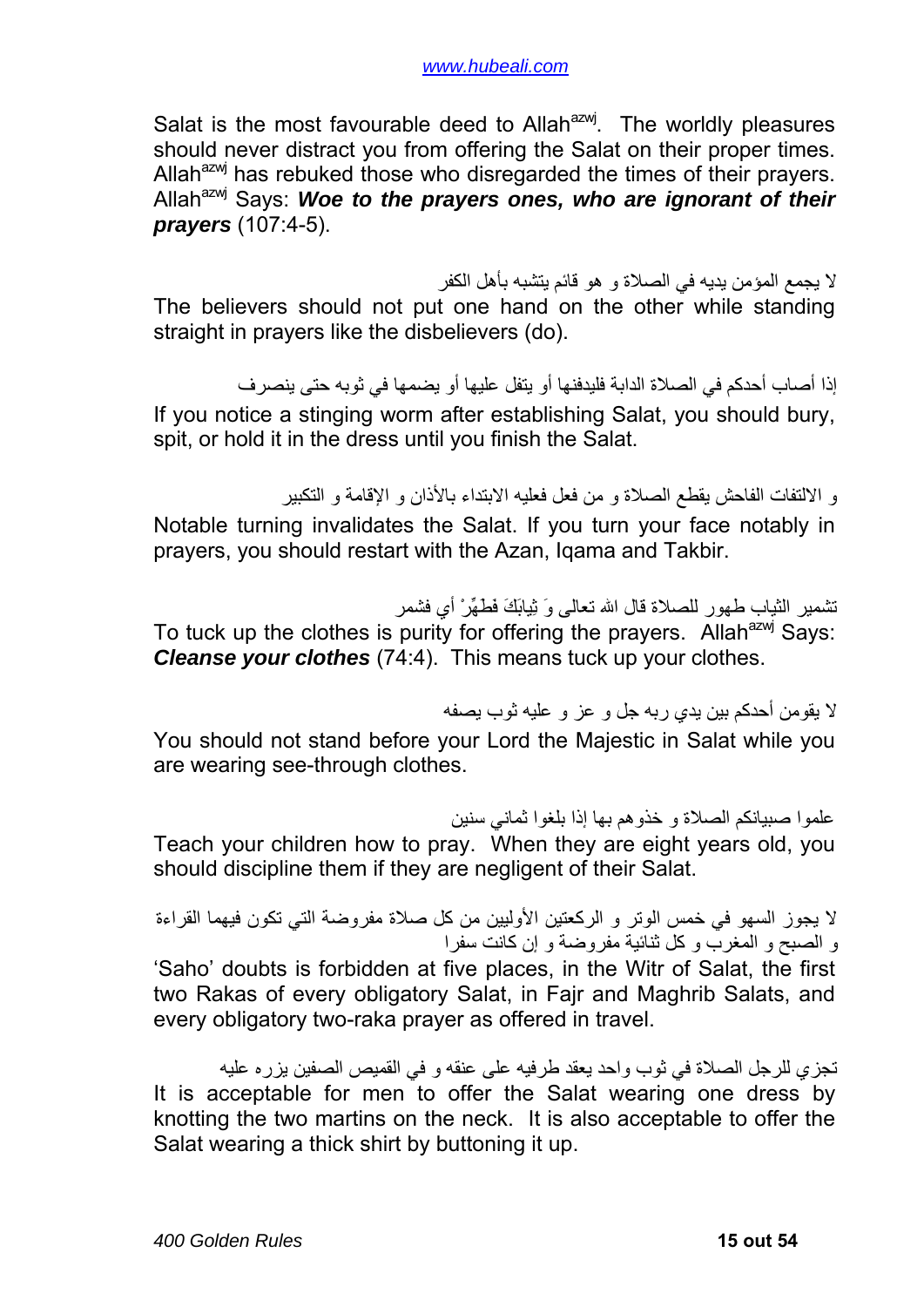Salat is the most favourable deed to Allah[azwj]. The worldly pleasures should never distract you from offering the Salat on their proper times. Allah[azwj] has rebuked those who disregarded the times of their prayers. Allah[azwj] Says: ***Woe to the prayers ones, who are ignorant of their prayers*** (107:4-5).

لا يجمع المؤمن يديه في الصلاة و هو قائم يتشبه بأهل الكفر

The believers should not put one hand on the other while standing straight in prayers like the disbelievers (do).

إذا أصاب أحدكم في الصلاة الدابة فليدفنها أو يتفل عليها أو يضمها في ثوبه حتى ينصرف

If you notice a stinging worm after establishing Salat, you should bury, spit, or hold it in the dress until you finish the Salat.

و الالتفات الفاحش يقطع الصلاة و من فعل فعليه الابتداء بالأذان و الإقامة و التكبير

Notable turning invalidates the Salat. If you turn your face notably in prayers, you should restart with the Azan, Iqama and Takbir.

تشمير الثياب طهور للصلاة قال الله تعالى وَ ثِيابَكَ فَطَهِّرْ أي فشمر

To tuck up the clothes is purity for offering the prayers. Allah[azwj] Says: ***Cleanse your clothes*** (74:4). This means tuck up your clothes.

لا يقومن أحدكم بين يدي ربه جل و عز و عليه ثوب يصفه

You should not stand before your Lord the Majestic in Salat while you are wearing see-through clothes.

علموا صبيانكم الصلاة و خذوهم بها إذا بلغوا ثماني سنين

Teach your children how to pray. When they are eight years old, you should discipline them if they are negligent of their Salat.

لا يجوز السهو في خمس الوتر و الركعتين الأوليين من كل صلاة مفروضة التي تكون فيهما القراءة و الصبح و المغرب و كل ثنائية مفروضة و إن كانت سفرا

'Saho' doubts is forbidden at five places, in the Witr of Salat, the first two Rakas of every obligatory Salat, in Fajr and Maghrib Salats, and every obligatory two-raka prayer as offered in travel.

تجزي للرجل الصلاة في ثوب واحد يعقد طرفيه على عنقه و في القميص الصفين يزره عليه

It is acceptable for men to offer the Salat wearing one dress by knotting the two martins on the neck. It is also acceptable to offer the Salat wearing a thick shirt by buttoning it up.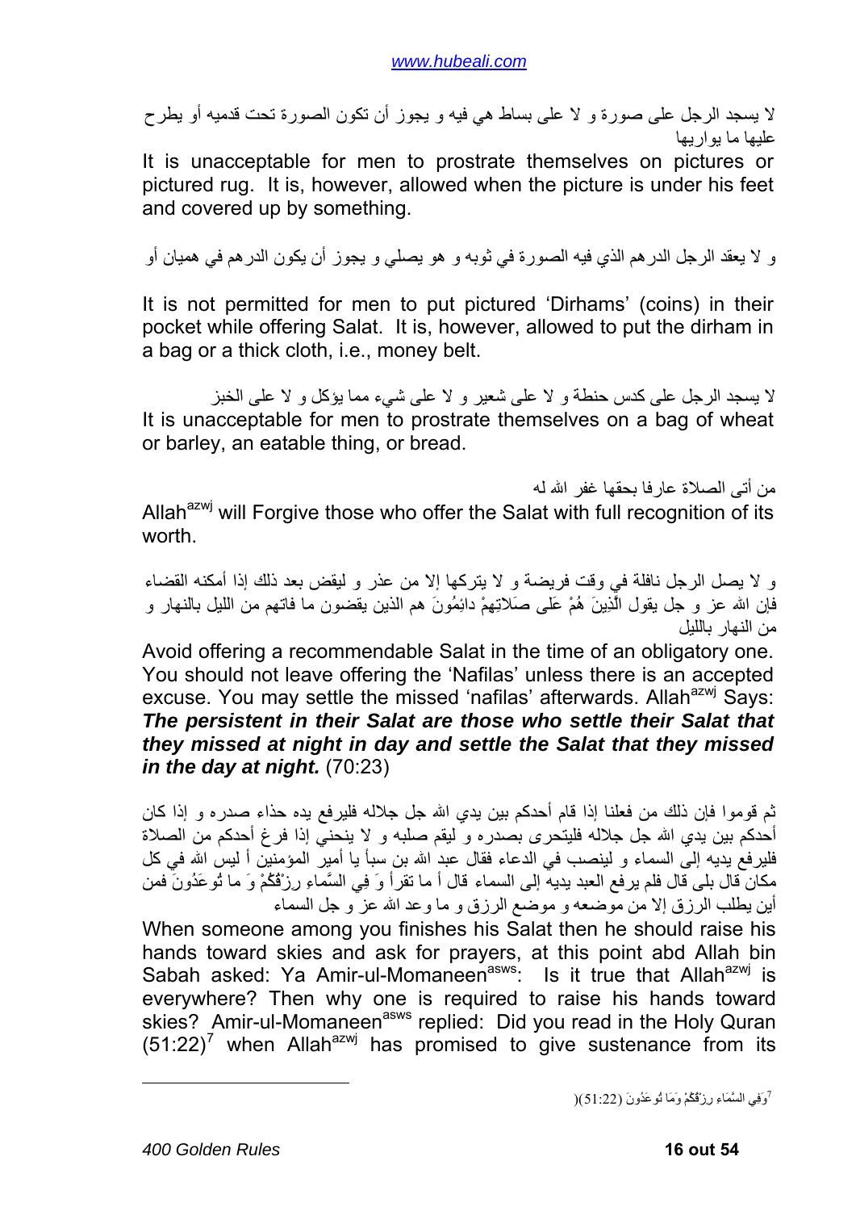لا يسجد الرجل على صورة و لا على بساط هي فيه و يجوز أن تكون الصورة تحت قدميه أو يطرح عليها ما يواريها

It is unacceptable for men to prostrate themselves on pictures or pictured rug. It is, however, allowed when the picture is under his feet and covered up by something.

و لا يعقد الرجل الدرهم الذي فيه الصورة في ثوبه و هو يصلي و يجوز أن يكون الدرهم في هميان أو

It is not permitted for men to put pictured 'Dirhams' (coins) in their pocket while offering Salat. It is, however, allowed to put the dirham in a bag or a thick cloth, i.e., money belt.

لا يسجد الرجل على كدس حنطة و لا على شعير و لا على شيء مما يؤكل و لا على الخبز

It is unacceptable for men to prostrate themselves on a bag of wheat or barley, an eatable thing, or bread.

من أتى الصلاة عارفا بحقها غفر الله له

Allah[azwj] will Forgive those who offer the Salat with full recognition of its worth.

و لا يصل الرجل نافلة في وقت فريضة و لا يتركها إلا من عذر و ليقض بعد ذلك إذا أمكنه القضاء فإن الله عز و جل يقول الَّذِينَ هُمْ عَلى صَلاتِهِمْ دائِمُونَ هم الذين يقضون ما فاتهم من الليل بالنهار و من النهار بالليل

Avoid offering a recommendable Salat in the time of an obligatory one. You should not leave offering the 'Nafilas' unless there is an accepted excuse. You may settle the missed 'nafilas' afterwards. Allah[azwj] Says: ***The persistent in their Salat are those who settle their Salat that they missed at night in day and settle the Salat that they missed in the day at night.*** (70:23)

ثم قوموا فإن ذلك من فعلنا إذا قام أحدكم بين يدي الله جل جلاله فليرفع يده حذاء صدره و إذا كان أحدكم بين يدي الله جل جلاله فليتحرى بصدره و ليقم صلبه و لا ينحني إذا فرغ أحدكم من الصلاة فليرفع يديه إلى السماء و لينصب في الدعاء فقال عبد الله بن سبأ يا أمير المؤمنين أ ليس الله في كل مكان قال بلى قال فلم يرفع العبد يديه إلى السماء قال أ ما تقرأ وَ فِي السَّماءِ رِزْقُكُمْ وَ ما تُوعَدُونَ فمن أين يطلب الرزق إلا من موضعه و موضع الرزق و ما وعد الله عز و جل السماء

When someone among you finishes his Salat then he should raise his hands toward skies and ask for prayers, at this point abd Allah bin Sabah asked: Ya Amir-ul-Momaneen[asws]: Is it true that Allah[azwj] is everywhere? Then why one is required to raise his hands toward skies? Amir-ul-Momaneen[asws] replied: Did you read in the Holy Quran (51:22)[7] when Allah[azwj] has promised to give sustenance from its

---

[7] وَفِي السَّمَاء رِزْقُكُمْ وَمَا تُوعَدُونَ (51:22)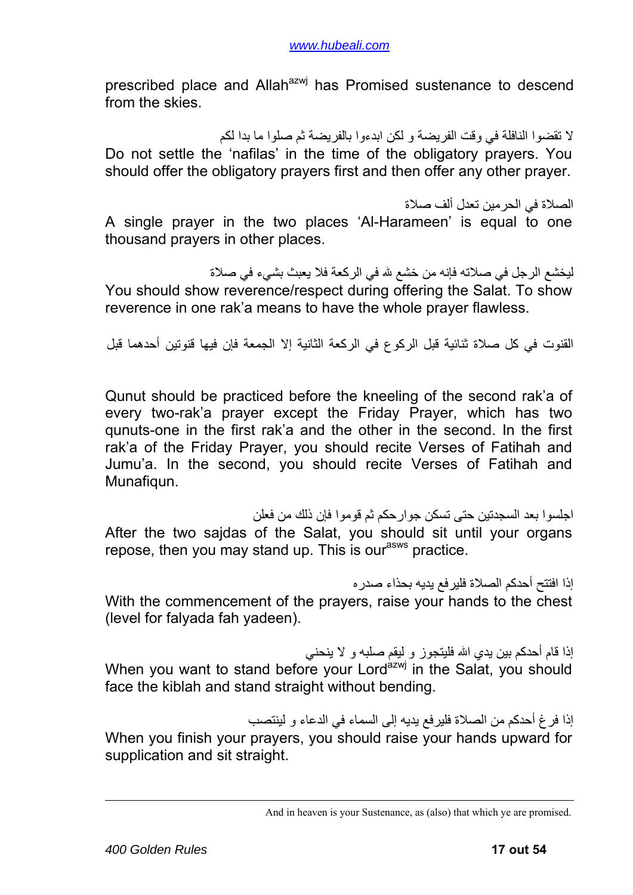prescribed place and Allah[azwj] has Promised sustenance to descend from the skies.

لا تقضوا النافلة في وقت الفريضة و لكن ابدءوا بالفريضة ثم صلوا ما بدا لكم

Do not settle the 'nafilas' in the time of the obligatory prayers. You should offer the obligatory prayers first and then offer any other prayer.

الصلاة في الحرمين تعدل ألف صلاة

A single prayer in the two places 'Al-Harameen' is equal to one thousand prayers in other places.

ليخشع الرجل في صلاته فإنه من خشع لله في الركعة فلا يعبث بشيء في صلاة

You should show reverence/respect during offering the Salat. To show reverence in one rak'a means to have the whole prayer flawless.

القنوت في كل صلاة ثنائية قبل الركوع في الركعة الثانية إلا الجمعة فإن فيها قنوتين أحدهما قبل

Qunut should be practiced before the kneeling of the second rak'a of every two-rak'a prayer except the Friday Prayer, which has two qunuts-one in the first rak'a and the other in the second. In the first rak'a of the Friday Prayer, you should recite Verses of Fatihah and Jumu'a. In the second, you should recite Verses of Fatihah and Munafiqun.

اجلسوا بعد السجدتين حتى تسكن جوارحكم ثم قوموا فإن ذلك من فعلن

After the two sajdas of the Salat, you should sit until your organs repose, then you may stand up. This is our[asws] practice.

إذا افتتح أحدكم الصلاة فليرفع يديه بحذاء صدره

With the commencement of the prayers, raise your hands to the chest (level for falyada fah yadeen).

إذا قام أحدكم بين يدي الله فليتجوز و ليقم صلبه و لا ينحني

When you want to stand before your Lord[azwj] in the Salat, you should face the kiblah and stand straight without bending.

إذا فرغ أحدكم من الصلاة فليرفع يديه إلى السماء في الدعاء و لينتصب

When you finish your prayers, you should raise your hands upward for supplication and sit straight.

---

And in heaven is your Sustenance, as (also) that which ye are promised.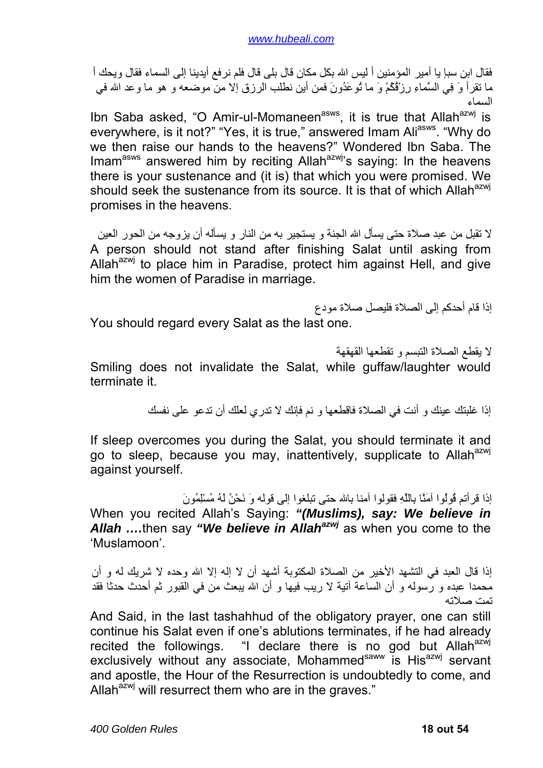فقال ابن سبإ يا أمير المؤمنين أ ليس الله بكل مكان قال بلى قال فلم نرفع أيدينا إلى السماء فقال ويحك أ ما تقرأ وَ فِي السَّماءِ رِزْقُكُمْ وَ ما تُوعَدُونَ فمن أين نطلب الرزق إلا من موضعه و هو ما وعد الله في السماء

Ibn Saba asked, "O Amir-ul-Momaneen[asws], it is true that Allah[azwj] is everywhere, is it not?" "Yes, it is true," answered Imam Ali[asws]. "Why do we then raise our hands to the heavens?" Wondered Ibn Saba. The Imam[asws] answered him by reciting Allah[azwj]'s saying: In the heavens there is your sustenance and (it is) that which you were promised. We should seek the sustenance from its source. It is that of which Allah[azwj] promises in the heavens.

لا تقبل من عبد صلاة حتى يسأل الله الجنة و يستجير به من النار و يسأله أن يزوجه من الحور العين

A person should not stand after finishing Salat until asking from Allah[azwj] to place him in Paradise, protect him against Hell, and give him the women of Paradise in marriage.

إذا قام أحدكم إلى الصلاة فليصل صلاة مودع

You should regard every Salat as the last one.

لا يقطع الصلاة التبسم و تقطعها القهقهة

Smiling does not invalidate the Salat, while guffaw/laughter would terminate it.

إذا غلبتك عينك و أنت في الصلاة فاقطعها و نم فإنك لا تدري لعلك أن تدعو على نفسك

If sleep overcomes you during the Salat, you should terminate it and go to sleep, because you may, inattentively, supplicate to Allah[azwj] against yourself.

إذا قرأتم قُولُوا آمَنَّا بِاللَّهِ فقولوا آمنا بالله حتى تبلغوا إلى قوله وَ نَحْنُ لَهُ مُسْلِمُونَ

When you recited Allah's Saying: ***"(Muslims), say: We believe in Allah ….***then say ***"We believe in Allah[azwj]*** as when you come to the 'Muslamoon'.

إذا قال العبد في التشهد الأخير من الصلاة المكتوبة أشهد أن لا إله إلا الله وحده لا شريك له و أن محمدا عبده و رسوله و أن الساعة آتية لا ريب فيها و أن الله يبعث من في القبور ثم أحدث حدثا فقد تمت صلاته

And Said, in the last tashahhud of the obligatory prayer, one can still continue his Salat even if one's ablutions terminates, if he had already recited the followings. "I declare there is no god but Allah[azwj] exclusively without any associate, Mohammed[saww] is His[azwj] servant and apostle, the Hour of the Resurrection is undoubtedly to come, and Allah[azwj] will resurrect them who are in the graves."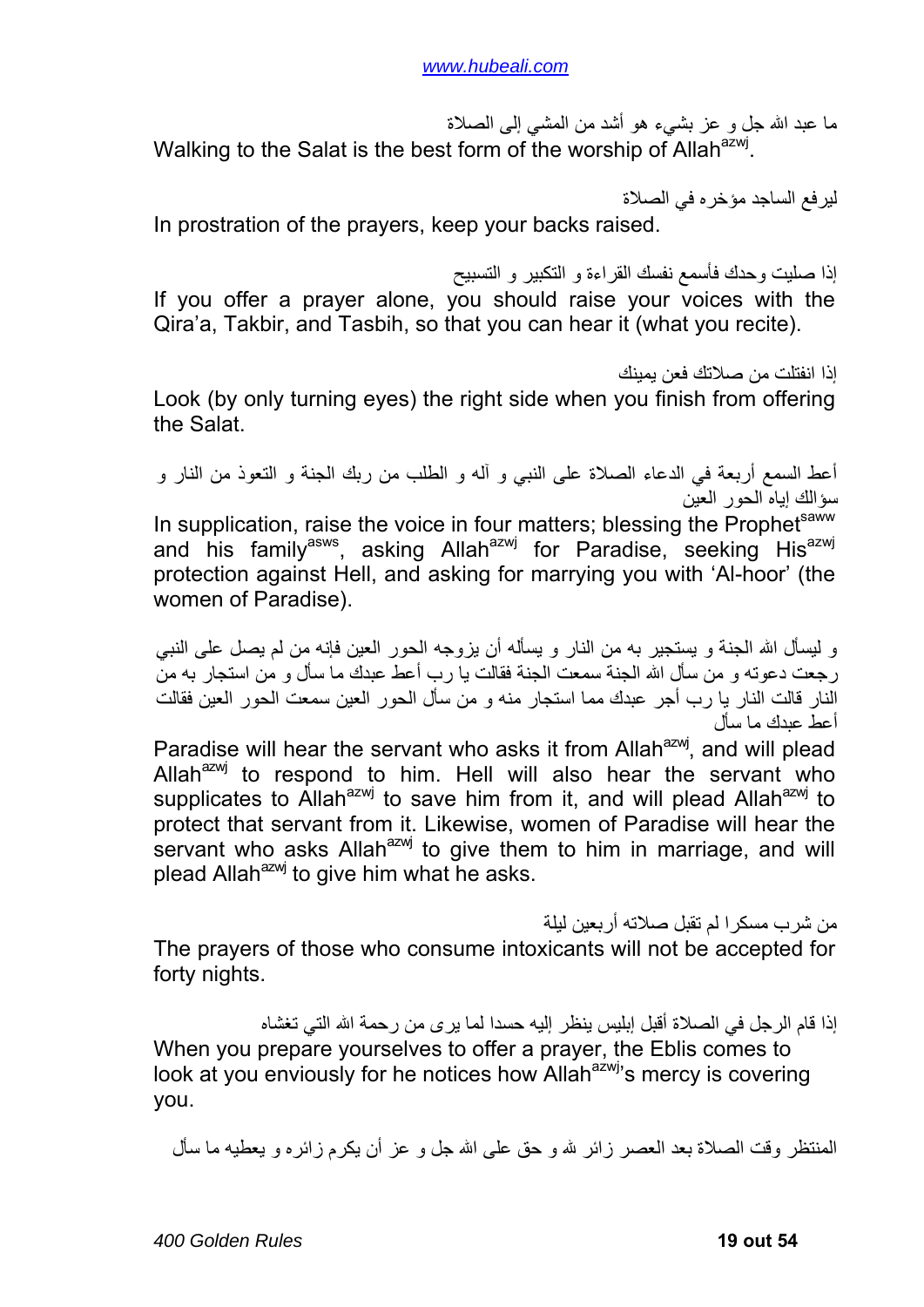ما عبد الله جل و عز بشيء هو أشد من المشي إلى الصلاة

Walking to the Salat is the best form of the worship of Allah[azwj].

ليرفع الساجد مؤخره في الصلاة

In prostration of the prayers, keep your backs raised.

إذا صليت وحدك فأسمع نفسك القراءة و التكبير و التسبيح

If you offer a prayer alone, you should raise your voices with the Qira'a, Takbir, and Tasbih, so that you can hear it (what you recite).

إذا انفتلت من صلاتك فعن يمينك

Look (by only turning eyes) the right side when you finish from offering the Salat.

أعط السمع أربعة في الدعاء الصلاة على النبي و آله و الطلب من ربك الجنة و التعوذ من النار و سؤالك إياه الحور العين

In supplication, raise the voice in four matters; blessing the Prophet[saww] and his family[asws], asking Allah[azwj] for Paradise, seeking His[azwj] protection against Hell, and asking for marrying you with 'Al-hoor' (the women of Paradise).

و ليسأل الله الجنة و يستجير به من النار و يسأله أن يزوجه الحور العين فإنه من لم يصل على النبي رجعت دعوته و من سأل الله الجنة سمعت الجنة فقالت يا رب أعط عبدك ما سأل و من استجار به من النار قالت النار يا رب أجر عبدك مما استجار منه و من سأل الحور العين سمعت الحور العين فقالت أعط عبدك ما سأل

Paradise will hear the servant who asks it from Allah[azwj], and will plead Allah[azwj] to respond to him. Hell will also hear the servant who supplicates to Allah[azwj] to save him from it, and will plead Allah[azwj] to protect that servant from it. Likewise, women of Paradise will hear the servant who asks Allah[azwj] to give them to him in marriage, and will plead Allah[azwj] to give him what he asks.

من شرب مسكرا لم تقبل صلاته أربعين ليلة

The prayers of those who consume intoxicants will not be accepted for forty nights.

إذا قام الرجل في الصلاة أقبل إبليس ينظر إليه حسدا لما يرى من رحمة الله التي تغشاه

When you prepare yourselves to offer a prayer, the Eblis comes to look at you enviously for he notices how Allah[azwj]'s mercy is covering you.

المنتظر وقت الصلاة بعد العصر زائر لله و حق على الله جل و عز أن يكرم زائره و يعطيه ما سأل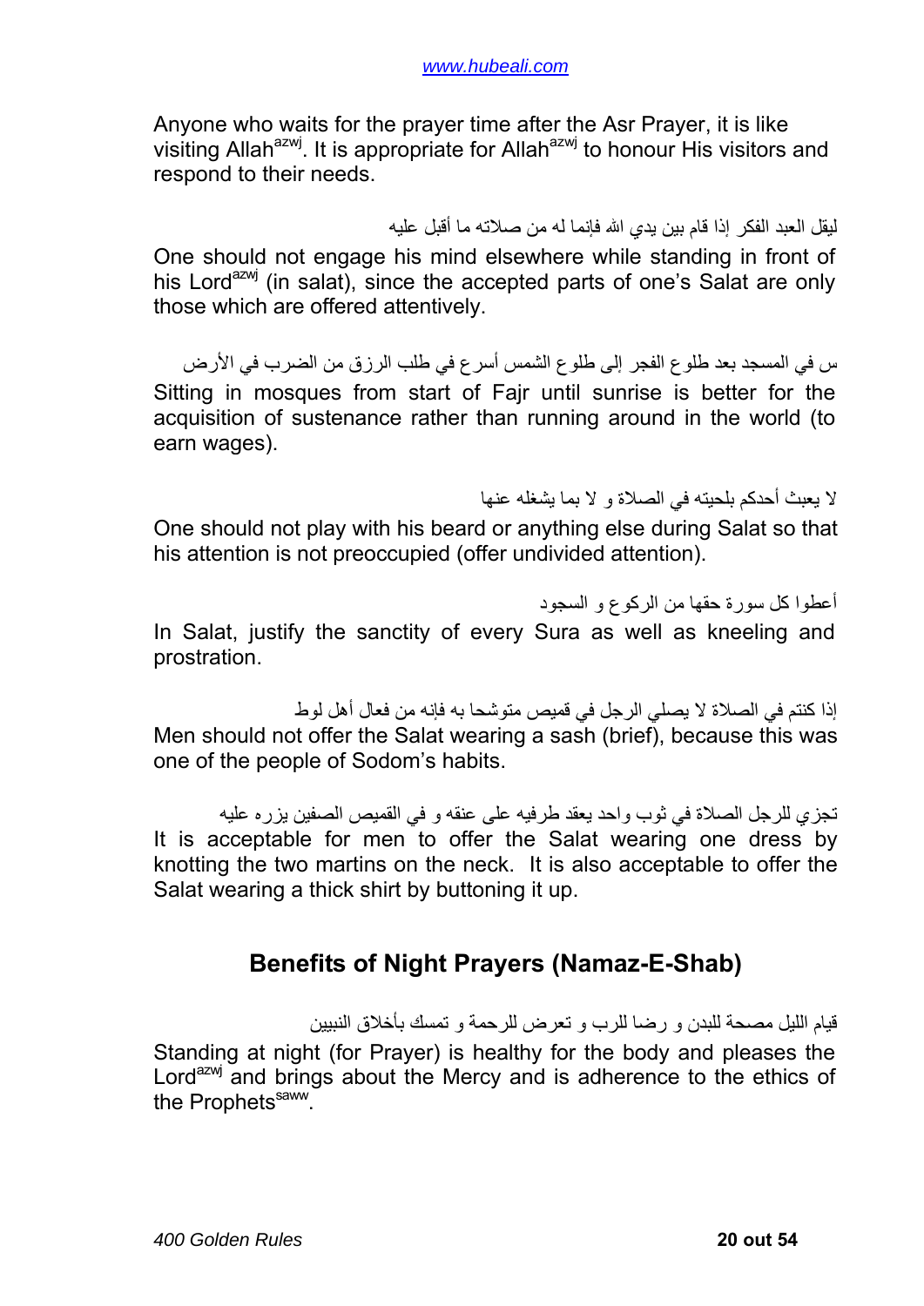Anyone who waits for the prayer time after the Asr Prayer, it is like visiting Allah[azwj]. It is appropriate for Allah[azwj] to honour His visitors and respond to their needs.

ليقل العبد الفكر إذا قام بين يدي الله فإنما له من صلاته ما أقبل عليه

One should not engage his mind elsewhere while standing in front of his Lord[azwj] (in salat), since the accepted parts of one's Salat are only those which are offered attentively.

س في المسجد بعد طلوع الفجر إلى طلوع الشمس أسرع في طلب الرزق من الضرب في الأرض

Sitting in mosques from start of Fajr until sunrise is better for the acquisition of sustenance rather than running around in the world (to earn wages).

لا يعبث أحدكم بلحيته في الصلاة و لا بما يشغله عنها

One should not play with his beard or anything else during Salat so that his attention is not preoccupied (offer undivided attention).

أعطوا كل سورة حقها من الركوع و السجود

In Salat, justify the sanctity of every Sura as well as kneeling and prostration.

إذا كنتم في الصلاة لا يصلي الرجل في قميص متوشحا به فإنه من فعال أهل لوط

Men should not offer the Salat wearing a sash (brief), because this was one of the people of Sodom's habits.

تجزي للرجل الصلاة في ثوب واحد يعقد طرفيه على عنقه و في القميص الصفين يزره عليه

It is acceptable for men to offer the Salat wearing one dress by knotting the two martins on the neck. It is also acceptable to offer the Salat wearing a thick shirt by buttoning it up.

## Benefits of Night Prayers (Namaz-E-Shab)

قيام الليل مصحة للبدن و رضا للرب و تعرض للرحمة و تمسك بأخلاق النبيين

Standing at night (for Prayer) is healthy for the body and pleases the Lord[azwj] and brings about the Mercy and is adherence to the ethics of the Prophets[saww].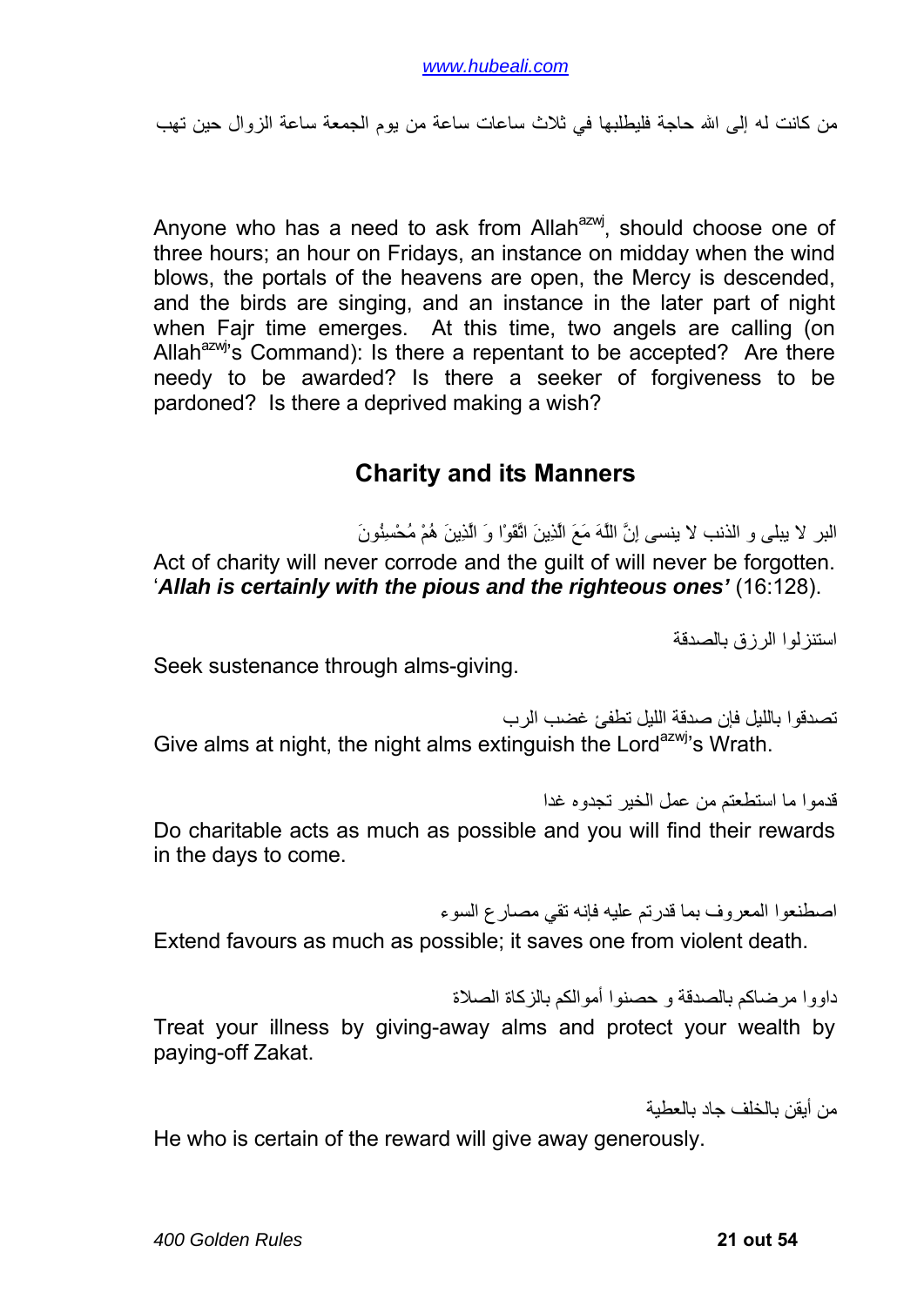من كانت له إلى الله حاجة فليطلبها في ثلاث ساعات ساعة من يوم الجمعة ساعة الزوال حين تهب

Anyone who has a need to ask from Allah[azwj], should choose one of three hours; an hour on Fridays, an instance on midday when the wind blows, the portals of the heavens are open, the Mercy is descended, and the birds are singing, and an instance in the later part of night when Fajr time emerges. At this time, two angels are calling (on Allah[azwj]'s Command): Is there a repentant to be accepted? Are there needy to be awarded? Is there a seeker of forgiveness to be pardoned? Is there a deprived making a wish?

## Charity and its Manners

البر لا يبلى و الذنب لا ينسى إِنَّ اللَّهَ مَعَ الَّذِينَ اتَّقَوْا وَ الَّذِينَ هُمْ مُحْسِنُونَ

Act of charity will never corrode and the guilt of will never be forgotten. '***Allah is certainly with the pious and the righteous ones'*** (16:128).

استنزلوا الرزق بالصدقة

Seek sustenance through alms-giving.

تصدقوا بالليل فإن صدقة الليل تطفئ غضب الرب

Give alms at night, the night alms extinguish the Lord[azwj]'s Wrath.

قدموا ما استطعتم من عمل الخير تجدوه غدا

Do charitable acts as much as possible and you will find their rewards in the days to come.

اصطنعوا المعروف بما قدرتم عليه فإنه تقي مصارع السوء

Extend favours as much as possible; it saves one from violent death.

داووا مرضاكم بالصدقة و حصنوا أموالكم بالزكاة الصلاة

Treat your illness by giving-away alms and protect your wealth by paying-off Zakat.

من أيقن بالخلف جاد بالعطية

He who is certain of the reward will give away generously.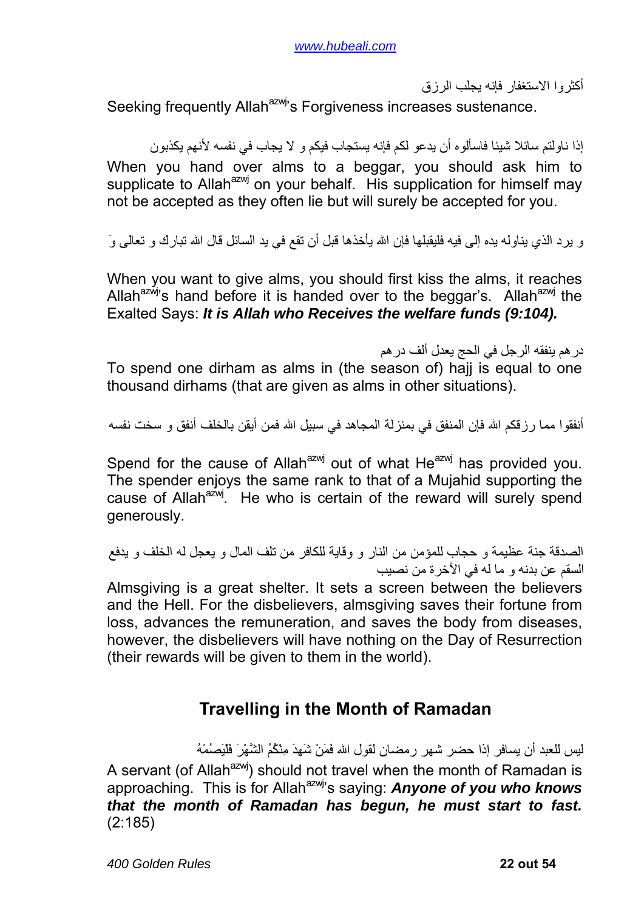أكثروا الاستغفار فإنه يجلب الرزق

Seeking frequently Allah[azwj]'s Forgiveness increases sustenance.

إذا ناولتم سائلا شيئا فاسألوه أن يدعو لكم فإنه يستجاب فيكم و لا يجاب في نفسه لأنهم يكذبون

When you hand over alms to a beggar, you should ask him to supplicate to Allah[azwj] on your behalf. His supplication for himself may not be accepted as they often lie but will surely be accepted for you.

و يرد الذي يناوله يده إلى فيه فليقبلها فإن الله يأخذها قبل أن تقع في يد السائل قال الله تبارك و تعالى وَ

When you want to give alms, you should first kiss the alms, it reaches Allah[azwj]'s hand before it is handed over to the beggar's. Allah[azwj] the Exalted Says: ***It is Allah who Receives the welfare funds (9:104).***

درهم ينفقه الرجل في الحج يعدل ألف درهم

To spend one dirham as alms in (the season of) hajj is equal to one thousand dirhams (that are given as alms in other situations).

أنفقوا مما رزقكم الله فإن المنفق في بمنزلة المجاهد في سبيل الله فمن أيقن بالخلف أنفق و سخت نفسه

Spend for the cause of Allah[azwj] out of what He[azwj] has provided you. The spender enjoys the same rank to that of a Mujahid supporting the cause of Allah[azwj]. He who is certain of the reward will surely spend generously.

الصدقة جنة عظيمة و حجاب للمؤمن من النار و وقاية للكافر من تلف المال و يعجل له الخلف و يدفع السقم عن بدنه و ما له في الآخرة من نصيب

Almsgiving is a great shelter. It sets a screen between the believers and the Hell. For the disbelievers, almsgiving saves their fortune from loss, advances the remuneration, and saves the body from diseases, however, the disbelievers will have nothing on the Day of Resurrection (their rewards will be given to them in the world).

## Travelling in the Month of Ramadan

ليس للعبد أن يسافر إذا حضر شهر رمضان لقول الله فَمَنْ شَهِدَ مِنْكُمُ الشَّهْرَ فَلْيَصُمْهُ

A servant (of Allah[azwj]) should not travel when the month of Ramadan is approaching. This is for Allah[azwj]'s saying: ***Anyone of you who knows that the month of Ramadan has begun, he must start to fast.*** (2:185)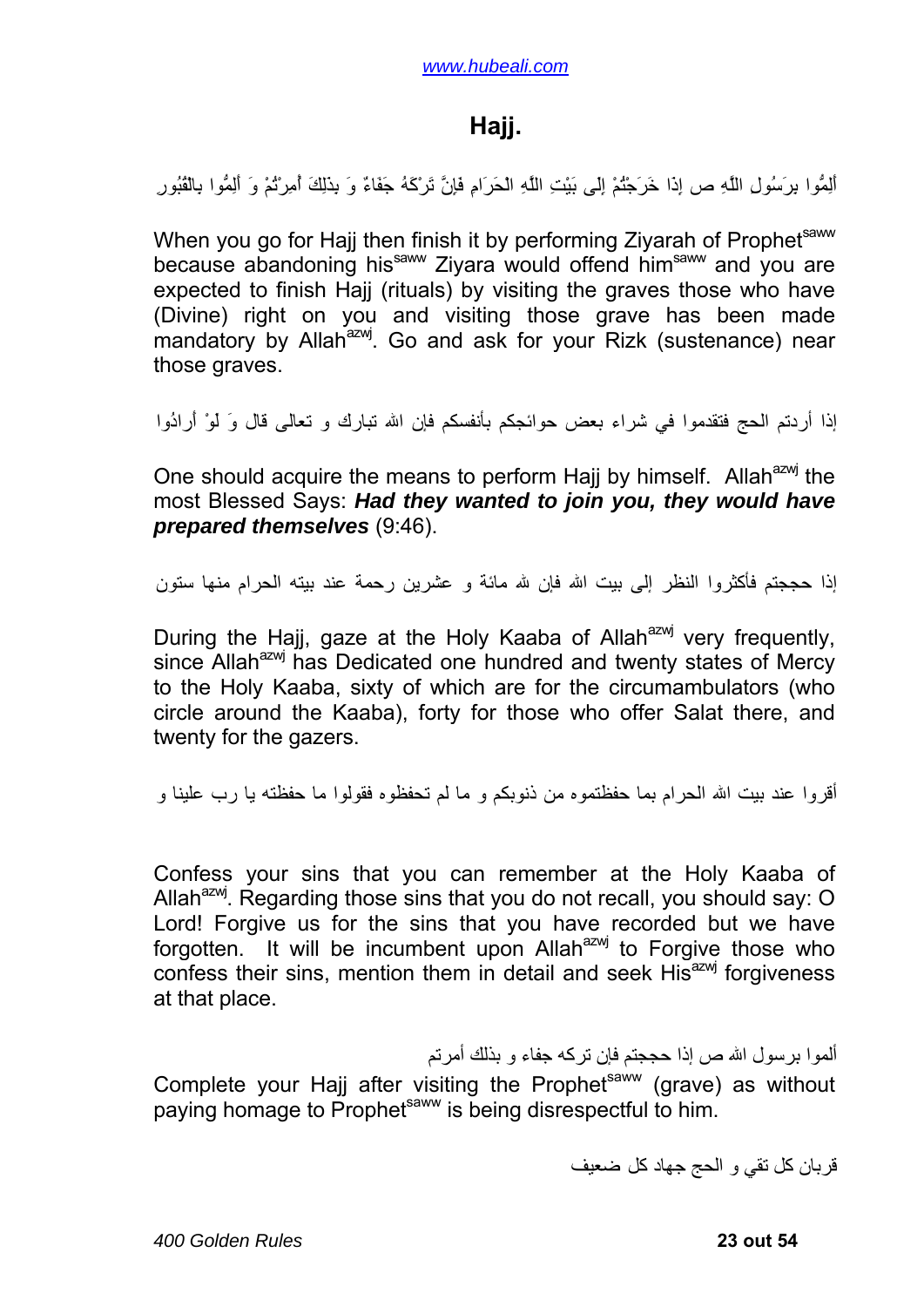# Hajj.

أَلِمُّوا بِرَسُولِ اللَّهِ ص إِذَا خَرَجْتُمْ إِلَى بَيْتِ اللَّهِ الْحَرَامِ فَإِنَّ تَرْكَهُ جَفَاءٌ وَ بِذَلِكَ أُمِرْتُمْ وَ أَلِمُّوا بِالْقُبُورِ

When you go for Hajj then finish it by performing Ziyarah of Prophet[saww] because abandoning his[saww] Ziyara would offend him[saww] and you are expected to finish Hajj (rituals) by visiting the graves those who have (Divine) right on you and visiting those grave has been made mandatory by Allah[azwj]. Go and ask for your Rizk (sustenance) near those graves.

إذا أردتم الحج فتقدموا في شراء بعض حوائجكم بأنفسكم فإن الله تبارك و تعالى قال وَ لَوْ أَرادُوا

One should acquire the means to perform Hajj by himself. Allah[azwj] the most Blessed Says: ***Had they wanted to join you, they would have prepared themselves*** (9:46).

إذا حججتم فأكثروا النظر إلى بيت الله فإن لله مائة و عشرين رحمة عند بيته الحرام منها ستون

During the Hajj, gaze at the Holy Kaaba of Allah[azwj] very frequently, since Allah[azwj] has Dedicated one hundred and twenty states of Mercy to the Holy Kaaba, sixty of which are for the circumambulators (who circle around the Kaaba), forty for those who offer Salat there, and twenty for the gazers.

أقروا عند بيت الله الحرام بما حفظتموه من ذنوبكم و ما لم تحفظوه فقولوا ما حفظته يا رب علينا و

Confess your sins that you can remember at the Holy Kaaba of Allah[azwj]. Regarding those sins that you do not recall, you should say: O Lord! Forgive us for the sins that you have recorded but we have forgotten. It will be incumbent upon Allah[azwj] to Forgive those who confess their sins, mention them in detail and seek His[azwj] forgiveness at that place.

ألموا برسول الله ص إذا حججتم فإن تركه جفاء و بذلك أمرتم

Complete your Hajj after visiting the Prophet[saww] (grave) as without paying homage to Prophet[saww] is being disrespectful to him.

قربان كل تقي و الحج جهاد كل ضعيف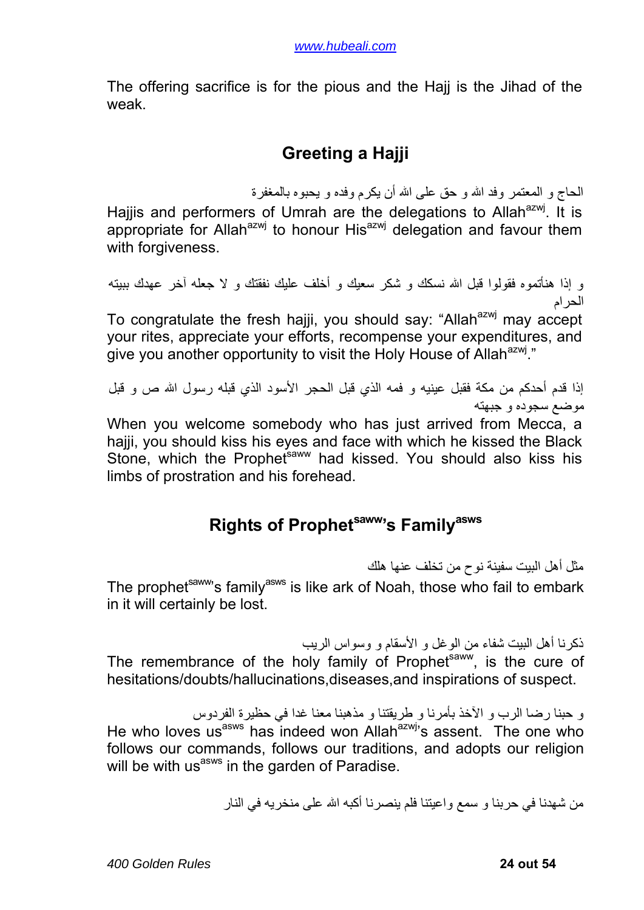The offering sacrifice is for the pious and the Hajj is the Jihad of the weak.

## Greeting a Hajji

الحاج و المعتمر وفد الله و حق على الله أن يكرم وفده و يحبوه بالمغفرة

Hajjis and performers of Umrah are the delegations to Allah[azwj]. It is appropriate for Allah[azwj] to honour His[azwj] delegation and favour them with forgiveness.

و إذا هنأتموه فقولوا قبل الله نسكك و شكر سعيك و أخلف عليك نفقتك و لا جعله آخر عهدك ببيته الحرام

To congratulate the fresh hajji, you should say: "Allah[azwj] may accept your rites, appreciate your efforts, recompense your expenditures, and give you another opportunity to visit the Holy House of Allah[azwj]."

إذا قدم أحدكم من مكة فقبل عينيه و فمه الذي قبل الحجر الأسود الذي قبله رسول الله ص و قبل موضع سجوده و جبهته

When you welcome somebody who has just arrived from Mecca, a hajji, you should kiss his eyes and face with which he kissed the Black Stone, which the Prophet[saww] had kissed. You should also kiss his limbs of prostration and his forehead.

## Rights of Prophet[saww]'s Family[asws]

مثل أهل البيت سفينة نوح من تخلف عنها هلك

The prophet[saww]'s family[asws] is like ark of Noah, those who fail to embark in it will certainly be lost.

ذكرنا أهل البيت شفاء من الوغل و الأسقام و وسواس الريب

The remembrance of the holy family of Prophet[saww], is the cure of hesitations/doubts/hallucinations,diseases,and inspirations of suspect.

و حبنا رضا الرب و الآخذ بأمرنا و طريقتنا و مذهبنا معنا غدا في حظيرة الفردوس

He who loves us[asws] has indeed won Allah[azwj]'s assent. The one who follows our commands, follows our traditions, and adopts our religion will be with us[asws] in the garden of Paradise.

من شهدنا في حربنا و سمع واعيتنا فلم ينصرنا أكبه الله على منخريه في النار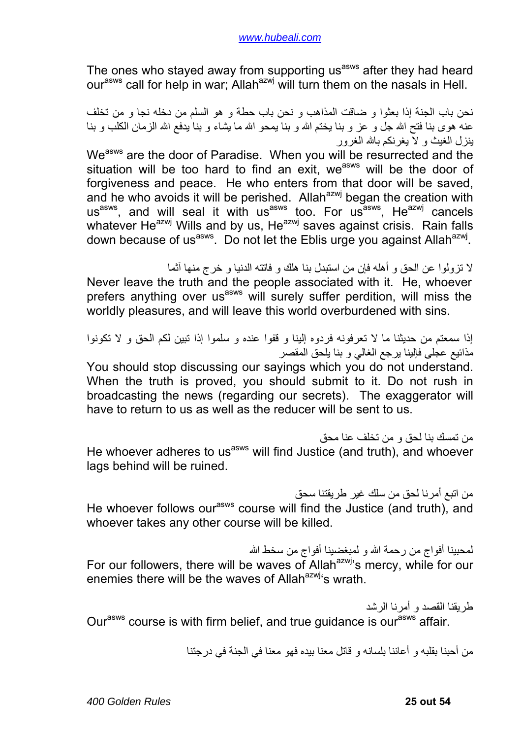The ones who stayed away from supporting us[asws] after they had heard our[asws] call for help in war; Allah[azwj] will turn them on the nasals in Hell.

نحن باب الجنة إذا بعثوا و ضاقت المذاهب و نحن باب حطة و هو السلم من دخله نجا و من تخلف عنه هوى بنا فتح الله جل و عز و بنا يختم الله و بنا يمحو الله ما يشاء و بنا يدفع الله الزمان الكلب و بنا ينزل الغيث و لا يغرنكم بالله الغرور

We[asws] are the door of Paradise. When you will be resurrected and the situation will be too hard to find an exit, we[asws] will be the door of forgiveness and peace. He who enters from that door will be saved, and he who avoids it will be perished. Allah[azwj] began the creation with us[asws], and will seal it with us[asws] too. For us[asws], He[azwj] cancels whatever He[azwj] Wills and by us, He[azwj] saves against crisis. Rain falls down because of us[asws]. Do not let the Eblis urge you against Allah[azwj].

لا تزولوا عن الحق و أهله فإن من استبدل بنا هلك و فاتته الدنيا و خرج منها آثما

Never leave the truth and the people associated with it. He, whoever prefers anything over us[asws] will surely suffer perdition, will miss the worldly pleasures, and will leave this world overburdened with sins.

إذا سمعتم من حديثنا ما لا تعرفونه فردوه إلينا و قفوا عنده و سلموا إذا تبين لكم الحق و لا تكونوا مذائيع عجلى فإلينا يرجع الغالي و بنا يلحق المقصر

You should stop discussing our sayings which you do not understand. When the truth is proved, you should submit to it. Do not rush in broadcasting the news (regarding our secrets). The exaggerator will have to return to us as well as the reducer will be sent to us.

من تمسك بنا لحق و من تخلف عنا محق

He whoever adheres to us[asws] will find Justice (and truth), and whoever lags behind will be ruined.

من اتبع أمرنا لحق من سلك غير طريقتنا سحق

He whoever follows our[asws] course will find the Justice (and truth), and whoever takes any other course will be killed.

لمحبينا أفواج من رحمة الله و لمبغضينا أفواج من سخط الله

For our followers, there will be waves of Allah[azwj]'s mercy, while for our enemies there will be the waves of Allah[azwj]'s wrath.

طريقنا القصد و أمرنا الرشد

Our[asws] course is with firm belief, and true guidance is our[asws] affair.

من أحبنا بقلبه و أعاننا بلسانه و قاتل معنا بيده فهو معنا في الجنة في درجتنا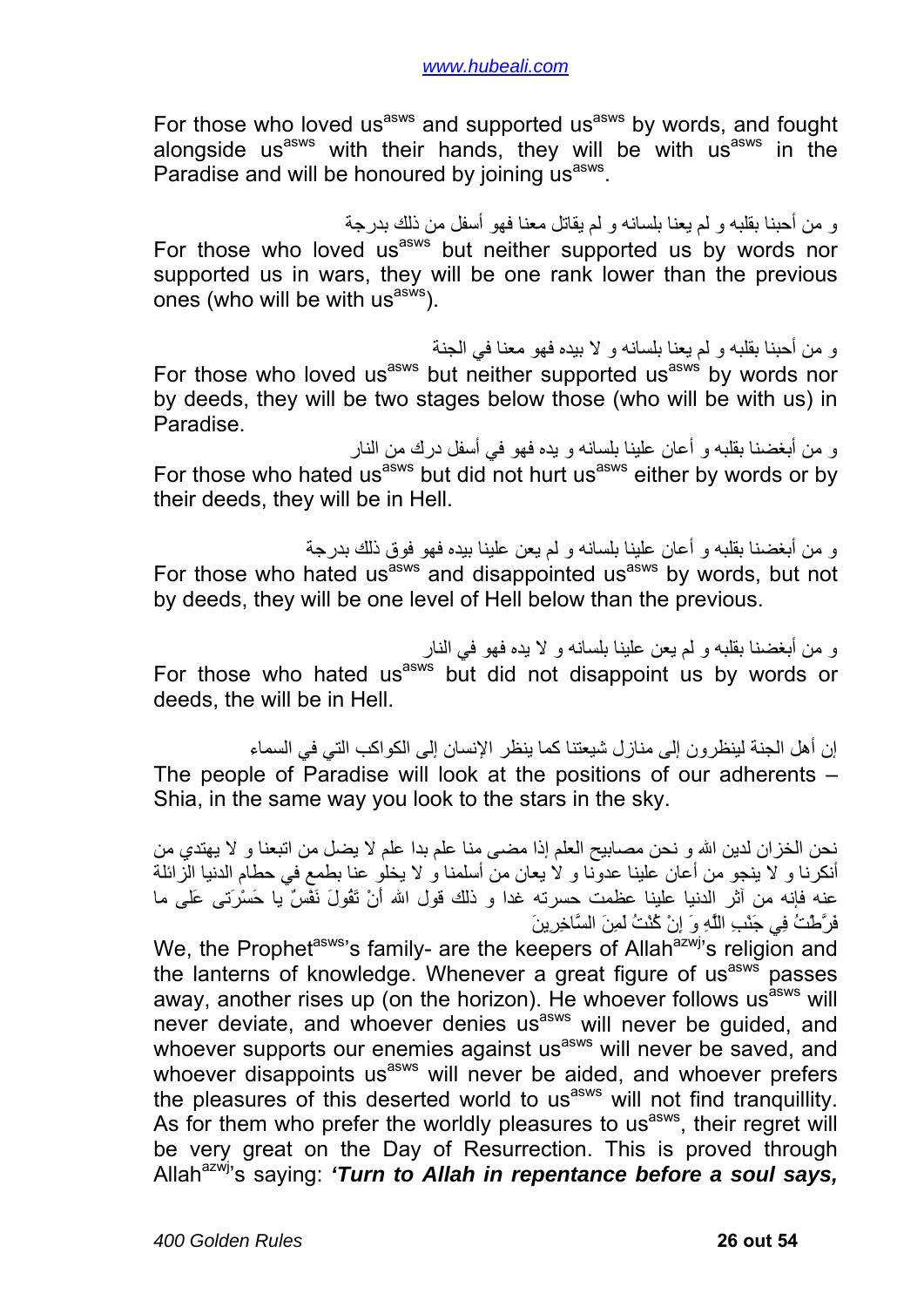For those who loved us[asws] and supported us[asws] by words, and fought alongside us[asws] with their hands, they will be with us[asws] in the Paradise and will be honoured by joining us[asws].

و من أحبنا بقلبه و لم يعنا بلسانه و لم يقاتل معنا فهو أسفل من ذلك بدرجة

For those who loved us[asws] but neither supported us by words nor supported us in wars, they will be one rank lower than the previous ones (who will be with us[asws]).

و من أحبنا بقلبه و لم يعنا بلسانه و لا بيده فهو معنا في الجنة

For those who loved us[asws] but neither supported us[asws] by words nor by deeds, they will be two stages below those (who will be with us) in Paradise.

و من أبغضنا بقلبه و أعان علينا بلسانه و يده فهو في أسفل درك من النار

For those who hated us[asws] but did not hurt us[asws] either by words or by their deeds, they will be in Hell.

و من أبغضنا بقلبه و أعان علينا بلسانه و لم يعن علينا بيده فهو فوق ذلك بدرجة

For those who hated us[asws] and disappointed us[asws] by words, but not by deeds, they will be one level of Hell below than the previous.

و من أبغضنا بقلبه و لم يعن علينا بلسانه و لا يده فهو في النار

For those who hated us[asws] but did not disappoint us by words or deeds, the will be in Hell.

إن أهل الجنة لينظرون إلى منازل شيعتنا كما ينظر الإنسان إلى الكواكب التي في السماء

The people of Paradise will look at the positions of our adherents – Shia, in the same way you look to the stars in the sky.

نحن الخزان لدين الله و نحن مصابيح العلم إذا مضى منا علم بدا علم لا يضل من اتبعنا و لا يهتدي من أنكرنا و لا ينجو من أعان علينا عدونا و لا يعان من أسلمنا و لا يخلو عنا بطمع في حطام الدنيا الزائلة عنه فإنه من آثر الدنيا علينا عظمت حسرته غدا و ذلك قول الله أَنْ تَقُولَ نَفْسٌ يا حَسْرَتى عَلى ما فَرَّطْتُ فِي جَنْبِ اللَّهِ وَ إِنْ كُنْتُ لَمِنَ السَّاخِرِينَ

We, the Prophet[asws]'s family- are the keepers of Allah[azwj]'s religion and the lanterns of knowledge. Whenever a great figure of us[asws] passes away, another rises up (on the horizon). He whoever follows us[asws] will never deviate, and whoever denies us[asws] will never be guided, and whoever supports our enemies against us[asws] will never be saved, and whoever disappoints us[asws] will never be aided, and whoever prefers the pleasures of this deserted world to us[asws] will not find tranquillity. As for them who prefer the worldly pleasures to us[asws], their regret will be very great on the Day of Resurrection. This is proved through Allah[azwj]'s saying: ***'Turn to Allah in repentance before a soul says,***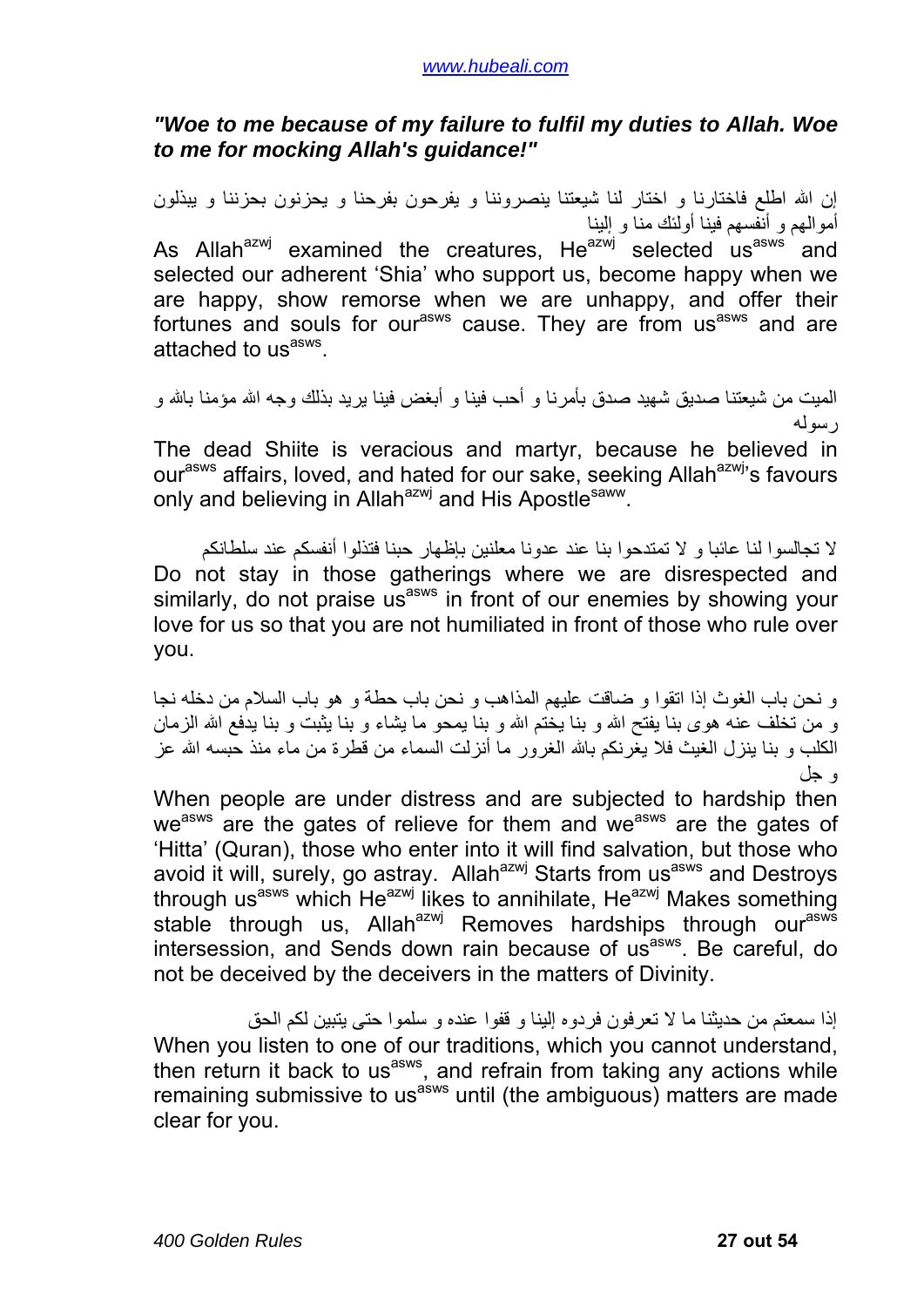***"Woe to me because of my failure to fulfil my duties to Allah. Woe to me for mocking Allah's guidance!"***

إن الله اطلع فاختارنا و اختار لنا شيعتنا ينصروننا و يفرحون بفرحنا و يحزنون بحزننا و يبذلون أموالهم و أنفسهم فينا أولئك منا و إلينا

As Allah[azwj] examined the creatures, He[azwj] selected us[asws] and selected our adherent 'Shia' who support us, become happy when we are happy, show remorse when we are unhappy, and offer their fortunes and souls for our[asws] cause. They are from us[asws] and are attached to us[asws].

الميت من شيعتنا صديق شهيد صدق بأمرنا و أحب فينا و أبغض فينا يريد بذلك وجه الله مؤمنا بالله و رسوله

The dead Shiite is veracious and martyr, because he believed in our[asws] affairs, loved, and hated for our sake, seeking Allah[azwj]'s favours only and believing in Allah[azwj] and His Apostle[saww].

لا تجالسوا لنا عائبا و لا تمتدحوا بنا عند عدونا معلنين بإظهار حبنا فتذلوا أنفسكم عند سلطانكم

Do not stay in those gatherings where we are disrespected and similarly, do not praise us[asws] in front of our enemies by showing your love for us so that you are not humiliated in front of those who rule over you.

و نحن باب الغوث إذا اتقوا و ضاقت عليهم المذاهب و نحن باب حطة و هو باب السلام من دخله نجا و من تخلف عنه هوى بنا يفتح الله و بنا يختم الله و بنا يمحو ما يشاء و بنا يثبت و بنا يدفع الله الزمان الكلب و بنا ينزل الغيث فلا يغرنكم بالله الغرور ما أنزلت السماء من قطرة من ماء منذ حبسه الله عز و جل

When people are under distress and are subjected to hardship then we[asws] are the gates of relieve for them and we[asws] are the gates of 'Hitta' (Quran), those who enter into it will find salvation, but those who avoid it will, surely, go astray. Allah[azwj] Starts from us[asws] and Destroys through us[asws] which He[azwj] likes to annihilate, He[azwj] Makes something stable through us, Allah[azwj] Removes hardships through our[asws] intersession, and Sends down rain because of us[asws]. Be careful, do not be deceived by the deceivers in the matters of Divinity.

إذا سمعتم من حديثنا ما لا تعرفون فردوه إلينا و قفوا عنده و سلموا حتى يتبين لكم الحق

When you listen to one of our traditions, which you cannot understand, then return it back to us[asws], and refrain from taking any actions while remaining submissive to us[asws] until (the ambiguous) matters are made clear for you.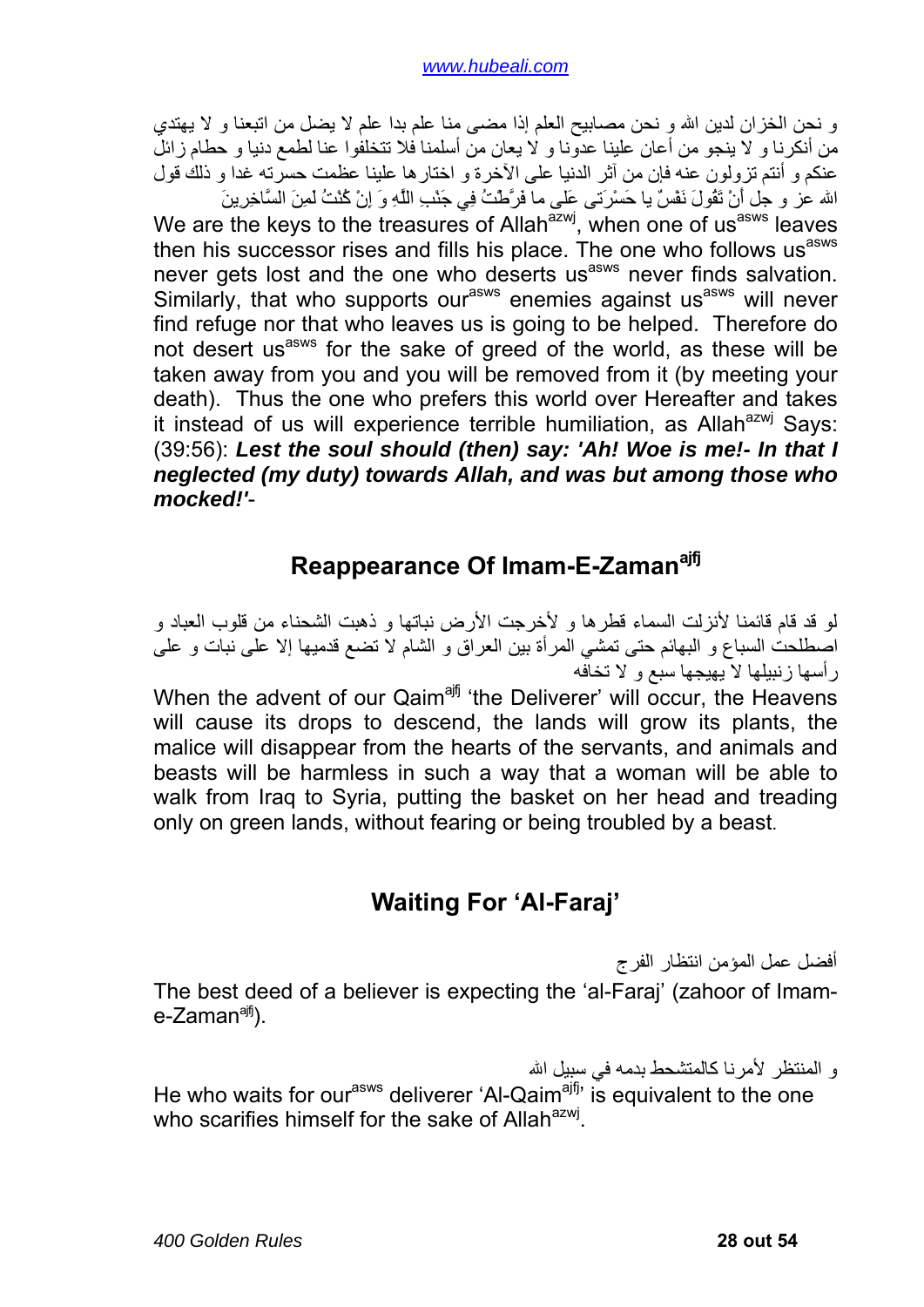و نحن الخزان لدين الله و نحن مصابيح العلم إذا مضى منا علم بدا علم لا يضل من اتبعنا و لا يهتدي من أنكرنا و لا ينجو من أعان علينا عدونا و لا يعان من أسلمنا فلا تتخلفوا عنا لطمع دنيا و حطام زائل عنكم و أنتم تزولون عنه فإن من آثر الدنيا على الآخرة و اختارها علينا عظمت حسرته غدا و ذلك قول الله عز و جل أَنْ تَقُولَ نَفْسٌ يا حَسْرَتى‏ عَلى‏ ما فَرَّطْتُ فِي جَنْبِ اللَّهِ وَ إِنْ كُنْتُ لَمِنَ السَّاخِرِينَ

We are the keys to the treasures of Allah[azwj], when one of us[asws] leaves then his successor rises and fills his place. The one who follows us[asws] never gets lost and the one who deserts us[asws] never finds salvation. Similarly, that who supports our[asws] enemies against us[asws] will never find refuge nor that who leaves us is going to be helped. Therefore do not desert us[asws] for the sake of greed of the world, as these will be taken away from you and you will be removed from it (by meeting your death). Thus the one who prefers this world over Hereafter and takes it instead of us will experience terrible humiliation, as Allah[azwj] Says: (39:56): ***Lest the soul should (then) say: 'Ah! Woe is me!- In that I neglected (my duty) towards Allah, and was but among those who mocked!'***-

## Reappearance Of Imam-E-Zaman[ajfj]

لو قد قام قائمنا لأنزلت السماء قطرها و لأخرجت الأرض نباتها و ذهبت الشحناء من قلوب العباد و اصطلحت السباع و البهائم حتى تمشي المرأة بين العراق و الشام لا تضع قدميها إلا على نبات و على رأسها زنبيلها لا يهيجها سبع و لا تخافه

When the advent of our Qaim[ajfj] 'the Deliverer' will occur, the Heavens will cause its drops to descend, the lands will grow its plants, the malice will disappear from the hearts of the servants, and animals and beasts will be harmless in such a way that a woman will be able to walk from Iraq to Syria, putting the basket on her head and treading only on green lands, without fearing or being troubled by a beast.

## Waiting For 'Al-Faraj'

أفضل عمل المؤمن انتظار الفرج

The best deed of a believer is expecting the 'al-Faraj' (zahoor of Imam-e-Zaman[ajfj]).

و المنتظر لأمرنا كالمتشحط بدمه في سبيل الله

He who waits for our[asws] deliverer 'Al-Qaim[ajfj]' is equivalent to the one who scarifies himself for the sake of Allah[azwj].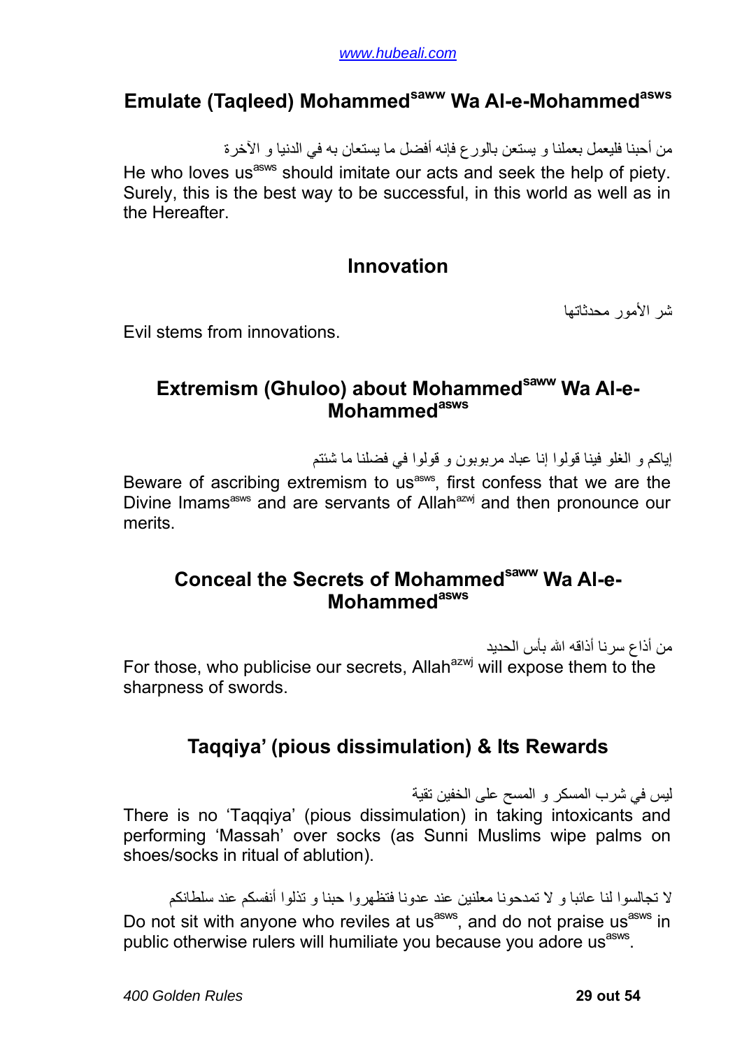## Emulate (Taqleed) Mohammed[saww] Wa Al-e-Mohammed[asws]

من أحبنا فليعمل بعملنا و يستعن بالورع فإنه أفضل ما يستعان به في الدنيا و الآخرة

He who loves us[asws] should imitate our acts and seek the help of piety. Surely, this is the best way to be successful, in this world as well as in the Hereafter.

## Innovation

شر الأمور محدثاتها

Evil stems from innovations.

## Extremism (Ghuloo) about Mohammed[saww] Wa Al-e-Mohammed[asws]

إياكم و الغلو فينا قولوا إنا عباد مربوبون و قولوا في فضلنا ما شئتم

Beware of ascribing extremism to us[asws], first confess that we are the Divine Imams[asws] and are servants of Allah[azwj] and then pronounce our merits.

## Conceal the Secrets of Mohammed[saww] Wa Al-e-Mohammed[asws]

من أذاع سرنا أذاقه الله بأس الحديد

For those, who publicise our secrets, Allah[azwj] will expose them to the sharpness of swords.

## Taqqiya' (pious dissimulation) & Its Rewards

ليس في شرب المسكر و المسح على الخفين تقية

There is no 'Taqqiya' (pious dissimulation) in taking intoxicants and performing 'Massah' over socks (as Sunni Muslims wipe palms on shoes/socks in ritual of ablution).

لا تجالسوا لنا عائبا و لا تمدحونا معلنين عند عدونا فتظهروا حبنا و تذلوا أنفسكم عند سلطانكم

Do not sit with anyone who reviles at us[asws], and do not praise us[asws] in public otherwise rulers will humiliate you because you adore us[asws].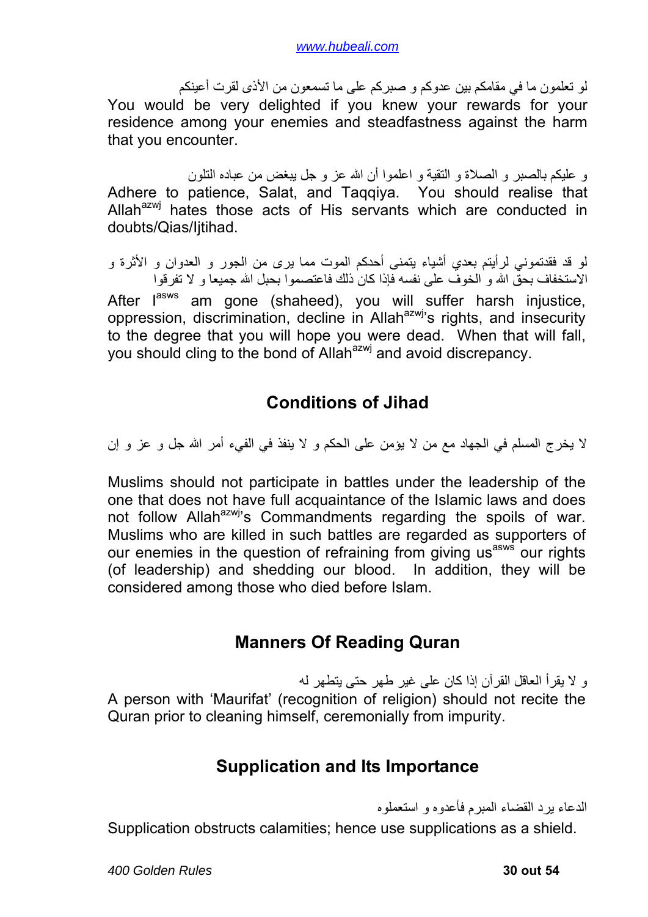لو تعلمون ما في مقامكم بين عدوكم و صبركم على ما تسمعون من الأذى لقرت أعينكم

You would be very delighted if you knew your rewards for your residence among your enemies and steadfastness against the harm that you encounter.

و عليكم بالصبر و الصلاة و التقية و اعلموا أن الله عز و جل يبغض من عباده التلون

Adhere to patience, Salat, and Taqqiya. You should realise that Allah[azwj] hates those acts of His servants which are conducted in doubts/Qias/Ijtihad.

لو قد فقدتموني لرأيتم بعدي أشياء يتمنى أحدكم الموت مما يرى من الجور و العدوان و الأثرة و الاستخفاف بحق الله و الخوف على نفسه فإذا كان ذلك فاعتصموا بحبل الله جميعا و لا تفرقوا

After I[asws] am gone (shaheed), you will suffer harsh injustice, oppression, discrimination, decline in Allah[azwj]'s rights, and insecurity to the degree that you will hope you were dead. When that will fall, you should cling to the bond of Allah[azwj] and avoid discrepancy.

## Conditions of Jihad

لا يخرج المسلم في الجهاد مع من لا يؤمن على الحكم و لا ينفذ في الفيء أمر الله جل و عز و إن

Muslims should not participate in battles under the leadership of the one that does not have full acquaintance of the Islamic laws and does not follow Allah[azwj]'s Commandments regarding the spoils of war. Muslims who are killed in such battles are regarded as supporters of our enemies in the question of refraining from giving us[asws] our rights (of leadership) and shedding our blood. In addition, they will be considered among those who died before Islam.

## Manners Of Reading Quran

و لا يقرأ العاقل القرآن إذا كان على غير طهر حتى يتطهر له

A person with 'Maurifat' (recognition of religion) should not recite the Quran prior to cleaning himself, ceremonially from impurity.

## Supplication and Its Importance

الدعاء يرد القضاء المبرم فأعدوه و استعملوه

Supplication obstructs calamities; hence use supplications as a shield.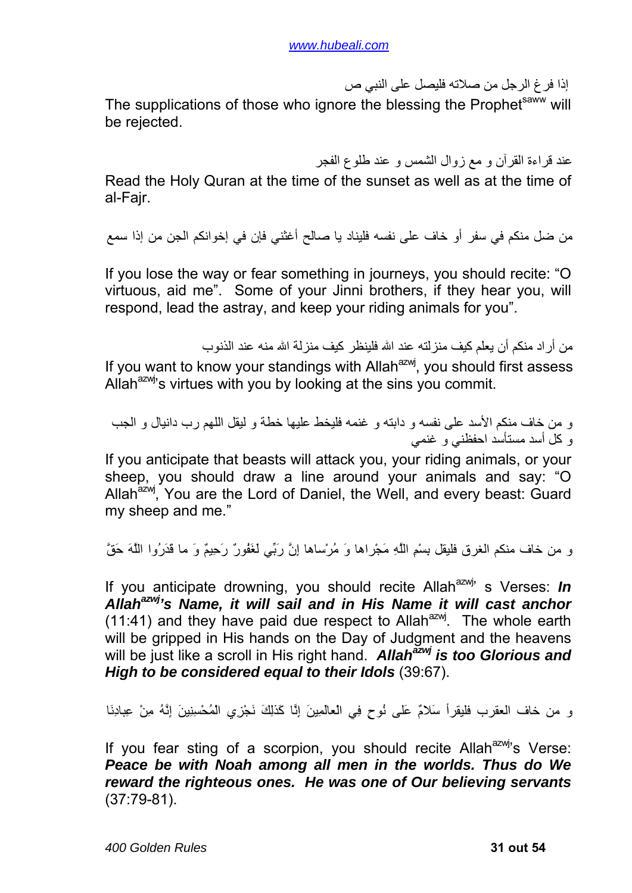إذا فرغ الرجل من صلاته فليصل على النبي ص

The supplications of those who ignore the blessing the Prophet[saww] will be rejected.

عند قراءة القرآن و مع زوال الشمس و عند طلوع الفجر

Read the Holy Quran at the time of the sunset as well as at the time of al-Fajr.

من ضل منكم في سفر أو خاف على نفسه فليناد يا صالح أغثني فإن في إخوانكم الجن من إذا سمع

If you lose the way or fear something in journeys, you should recite: "O virtuous, aid me". Some of your Jinni brothers, if they hear you, will respond, lead the astray, and keep your riding animals for you".

من أراد منكم أن يعلم كيف منزلته عند الله فلينظر كيف منزلة الله منه عند الذنوب

If you want to know your standings with Allah[azwj], you should first assess Allah[azwj]'s virtues with you by looking at the sins you commit.

و من خاف منكم الأسد على نفسه و دابته و غنمه فليخط عليها خطة و ليقل اللهم رب دانيال و الجب و كل أسد مستأسد احفظني و غنمي

If you anticipate that beasts will attack you, your riding animals, or your sheep, you should draw a line around your animals and say: "O Allah[azwj], You are the Lord of Daniel, the Well, and every beast: Guard my sheep and me."

و من خاف منكم الغرق فليقل بِسْمِ اللَّهِ مَجْراها وَ مُرْساها إِنَّ رَبِّي لَغَفُورٌ رَحِيمٌ وَ ما قَدَرُوا اللَّهَ حَقَّ

If you anticipate drowning, you should recite Allah[azwj]' s Verses: ***In Allah[azwj]'s Name, it will sail and in His Name it will cast anchor*** (11:41) and they have paid due respect to Allah[azwj]. The whole earth will be gripped in His hands on the Day of Judgment and the heavens will be just like a scroll in His right hand. ***Allah[azwj] is too Glorious and High to be considered equal to their Idols*** (39:67).

و من خاف العقرب فليقرأ سَلامٌ عَلى نُوحٍ فِي الْعالَمِينَ إِنَّا كَذلِكَ نَجْزِي الْمُحْسِنِينَ إِنَّهُ مِنْ عِبادِنَا

If you fear sting of a scorpion, you should recite Allah[azwj]'s Verse: ***Peace be with Noah among all men in the worlds. Thus do We reward the righteous ones. He was one of Our believing servants*** (37:79-81).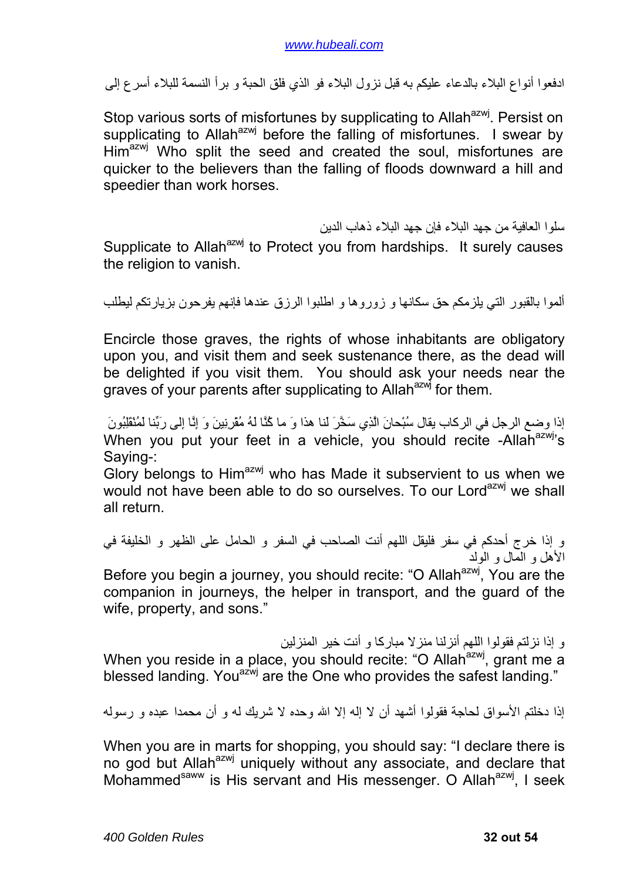ادفعوا أنواع البلاء بالدعاء عليكم به قبل نزول البلاء فو الذي فلق الحبة و برأ النسمة للبلاء أسرع إلى

Stop various sorts of misfortunes by supplicating to Allah[azwj]. Persist on supplicating to Allah[azwj] before the falling of misfortunes. I swear by Him[azwj] Who split the seed and created the soul, misfortunes are quicker to the believers than the falling of floods downward a hill and speedier than work horses.

سلوا العافية من جهد البلاء فإن جهد البلاء ذهاب الدين

Supplicate to Allah[azwj] to Protect you from hardships. It surely causes the religion to vanish.

ألموا بالقبور التي يلزمكم حق سكانها و زوروها و اطلبوا الرزق عندها فإنهم يفرحون بزيارتكم ليطلب

Encircle those graves, the rights of whose inhabitants are obligatory upon you, and visit them and seek sustenance there, as the dead will be delighted if you visit them. You should ask your needs near the graves of your parents after supplicating to Allah[azwj] for them.

إذا وضع الرجل في الركاب يقال سُبْحانَ الَّذِي سَخَّرَ لنا هذا وَ ما كُنَّا لهُ مُقْرِنِينَ وَ إِنَّا إِلى رَبِّنا لَمُنْقَلِبُونَ

When you put your feet in a vehicle, you should recite -Allah[azwj]'s Saying-:

Glory belongs to Him[azwj] who has Made it subservient to us when we would not have been able to do so ourselves. To our Lord[azwj] we shall all return.

و إذا خرج أحدكم في سفر فليقل اللهم أنت الصاحب في السفر و الحامل على الظهر و الخليفة في الأهل و المال و الولد

Before you begin a journey, you should recite: "O Allah[azwj], You are the companion in journeys, the helper in transport, and the guard of the wife, property, and sons."

و إذا نزلتم فقولوا اللهم أنزلنا منزلا مباركا و أنت خير المنزلين

When you reside in a place, you should recite: "O Allah[azwj], grant me a blessed landing. You[azwj] are the One who provides the safest landing."

إذا دخلتم الأسواق لحاجة فقولوا أشهد أن لا إله إلا الله وحده لا شريك له و أن محمدا عبده و رسوله

When you are in marts for shopping, you should say: "I declare there is no god but Allah[azwj] uniquely without any associate, and declare that Mohammed[saww] is His servant and His messenger. O Allah[azwj], I seek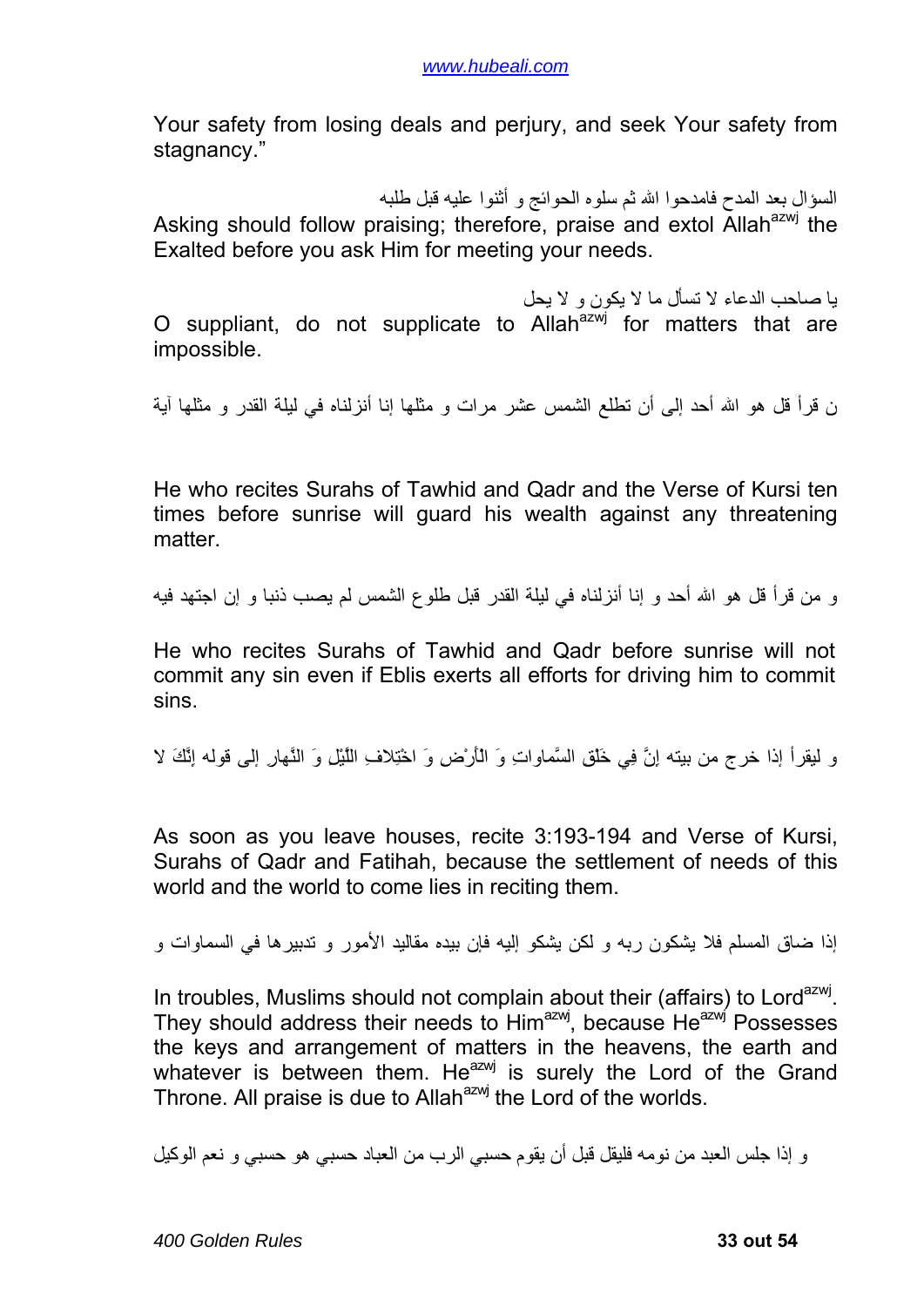Your safety from losing deals and perjury, and seek Your safety from stagnancy."

السؤال بعد المدح فامدحوا الله ثم سلوه الحوائج و أثنوا عليه قبل طلبه

Asking should follow praising; therefore, praise and extol Allah[azwj] the Exalted before you ask Him for meeting your needs.

يا صاحب الدعاء لا تسأل ما لا يكون و لا يحل

O suppliant, do not supplicate to Allah[azwj] for matters that are impossible.

ن قرأ قل هو الله أحد إلى أن تطلع الشمس عشر مرات و مثلها إنا أنزلناه في ليلة القدر و مثلها آية

He who recites Surahs of Tawhid and Qadr and the Verse of Kursi ten times before sunrise will guard his wealth against any threatening matter.

و من قرأ قل هو الله أحد و إنا أنزلناه في ليلة القدر قبل طلوع الشمس لم يصب ذنبا و إن اجتهد فيه

He who recites Surahs of Tawhid and Qadr before sunrise will not commit any sin even if Eblis exerts all efforts for driving him to commit sins.

و ليقرأ إذا خرج من بيته إِنَّ فِي خَلْقِ السَّماواتِ وَ الْأَرْضِ وَ اخْتِلافِ اللَّيْلِ وَ النَّهارِ إلى قوله إِنَّكَ لا

As soon as you leave houses, recite 3:193-194 and Verse of Kursi, Surahs of Qadr and Fatihah, because the settlement of needs of this world and the world to come lies in reciting them.

إذا ضاق المسلم فلا يشكون ربه و لكن يشكو إليه فإن بيده مقاليد الأمور و تدبيرها في السماوات و

In troubles, Muslims should not complain about their (affairs) to Lord[azwj]. They should address their needs to Him[azwj], because He[azwj] Possesses the keys and arrangement of matters in the heavens, the earth and whatever is between them. He[azwj] is surely the Lord of the Grand Throne. All praise is due to Allah[azwj] the Lord of the worlds.

و إذا جلس العبد من نومه فليقل قبل أن يقوم حسبي الرب من العباد حسبي هو حسبي و نعم الوكيل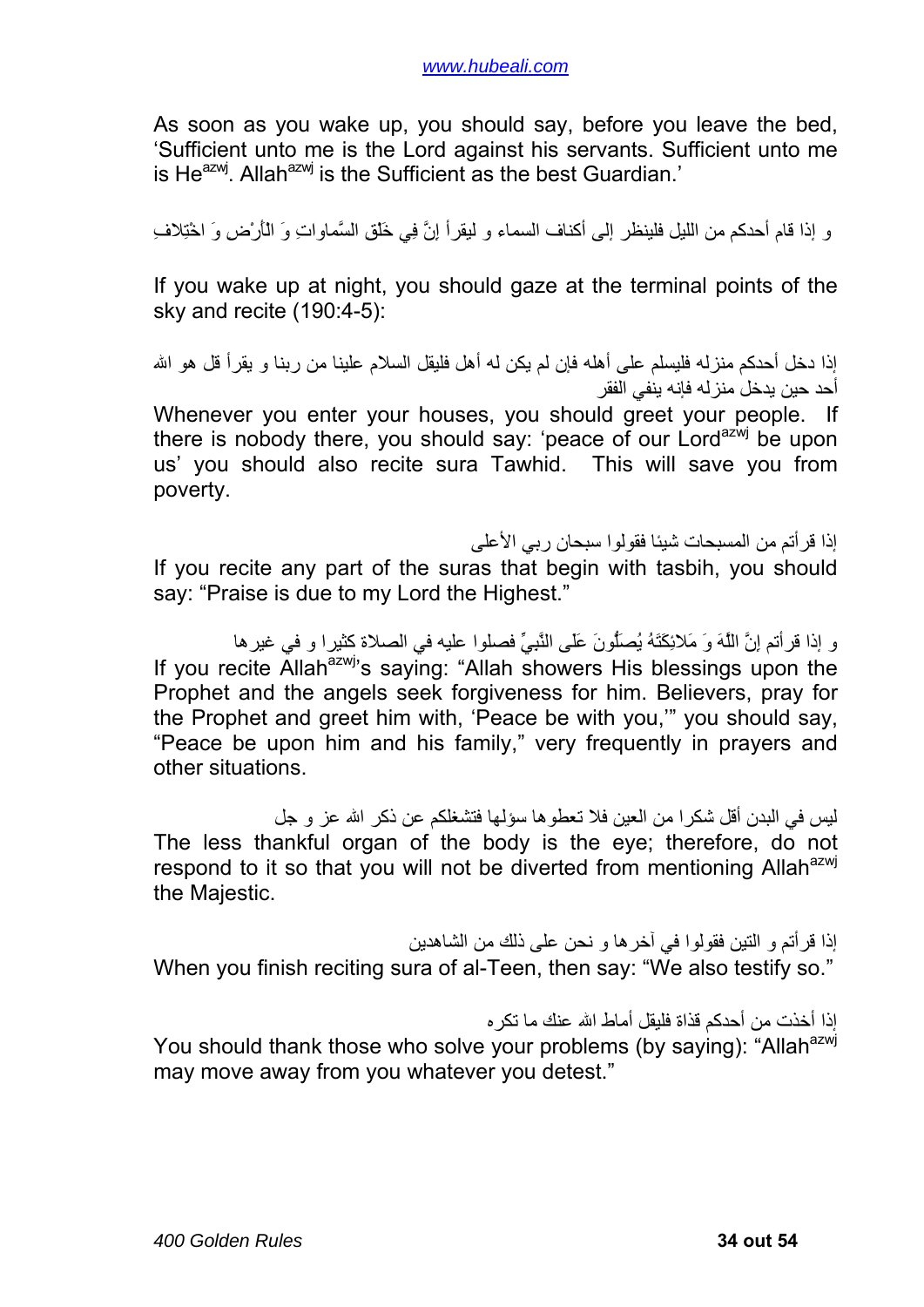As soon as you wake up, you should say, before you leave the bed, 'Sufficient unto me is the Lord against his servants. Sufficient unto me is He[azwj]. Allah[azwj] is the Sufficient as the best Guardian.'

و إذا قام أحدكم من الليل فلينظر إلى أكناف السماء و ليقرأ إِنَّ فِي خَلْقِ السَّماواتِ وَ الْأَرْضِ وَ اخْتِلافِ

If you wake up at night, you should gaze at the terminal points of the sky and recite (190:4-5):

إذا دخل أحدكم منزله فليسلم على أهله فإن لم يكن له أهل فليقل السلام علينا من ربنا و يقرأ قل هو الله أحد حين يدخل منزله فإنه ينفي الفقر

Whenever you enter your houses, you should greet your people. If there is nobody there, you should say: 'peace of our Lord[azwj] be upon us' you should also recite sura Tawhid. This will save you from poverty.

إذا قرأتم من المسبحات شيئا فقولوا سبحان ربي الأعلى

If you recite any part of the suras that begin with tasbih, you should say: "Praise is due to my Lord the Highest."

و إذا قرأتم إِنَّ اللَّهَ وَ مَلائِكَتَهُ يُصَلُّونَ عَلَى النَّبِيِّ فصلوا عليه في الصلاة كثيرا و في غيرها

If you recite Allah[azwj]'s saying: "Allah showers His blessings upon the Prophet and the angels seek forgiveness for him. Believers, pray for the Prophet and greet him with, 'Peace be with you,'" you should say, "Peace be upon him and his family," very frequently in prayers and other situations.

ليس في البدن أقل شكرا من العين فلا تعطوها سؤلها فتشغلكم عن ذكر الله عز و جل

The less thankful organ of the body is the eye; therefore, do not respond to it so that you will not be diverted from mentioning Allah[azwj] the Majestic.

إذا قرأتم و التين فقولوا في آخرها و نحن على ذلك من الشاهدين

When you finish reciting sura of al-Teen, then say: "We also testify so."

إذا أخذت من أحدكم قذاة فليقل أماط الله عنك ما تكره

You should thank those who solve your problems (by saying): "Allah[azwj] may move away from you whatever you detest."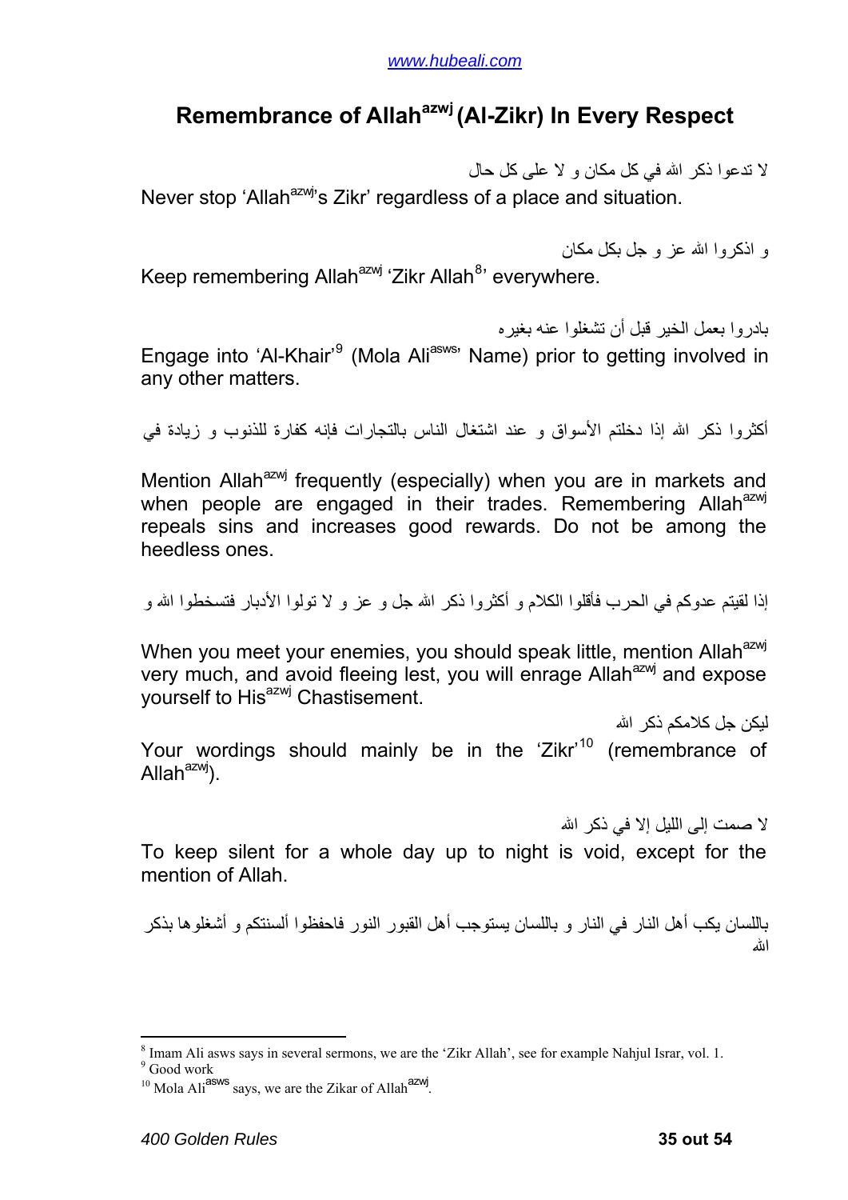# Remembrance of Allah[azwj] (Al-Zikr) In Every Respect

لا تدعوا ذكر الله في كل مكان و لا على كل حال

Never stop 'Allah[azwj]'s Zikr' regardless of a place and situation.

و اذكروا الله عز و جل بكل مكان

Keep remembering Allah[azwj] 'Zikr Allah[8]' everywhere.

بادروا بعمل الخير قبل أن تشغلوا عنه بغيره

Engage into 'Al-Khair'[9] (Mola Ali[asws]' Name) prior to getting involved in any other matters.

أكثروا ذكر الله إذا دخلتم الأسواق و عند اشتغال الناس بالتجارات فإنه كفارة للذنوب و زيادة في

Mention Allah[azwj] frequently (especially) when you are in markets and when people are engaged in their trades. Remembering Allah[azwj] repeals sins and increases good rewards. Do not be among the heedless ones.

إذا لقيتم عدوكم في الحرب فأقلوا الكلام و أكثروا ذكر الله جل و عز و لا تولوا الأدبار فتسخطوا الله و

When you meet your enemies, you should speak little, mention Allah[azwj] very much, and avoid fleeing lest, you will enrage Allah[azwj] and expose yourself to His[azwj] Chastisement.

ليكن جل كلامكم ذكر الله

Your wordings should mainly be in the 'Zikr'[10] (remembrance of Allah[azwj]).

لا صمت إلى الليل إلا في ذكر الله

To keep silent for a whole day up to night is void, except for the mention of Allah.

باللسان يكب أهل النار في النار و باللسان يستوجب أهل القبور النور فاحفظوا ألسنتكم و أشغلوها بذكر الله

---

[8] Imam Ali asws says in several sermons, we are the 'Zikr Allah', see for example Nahjul Israr, vol. 1.
[9] Good work
[10] Mola Ali[asws] says, we are the Zikar of Allah[azwj].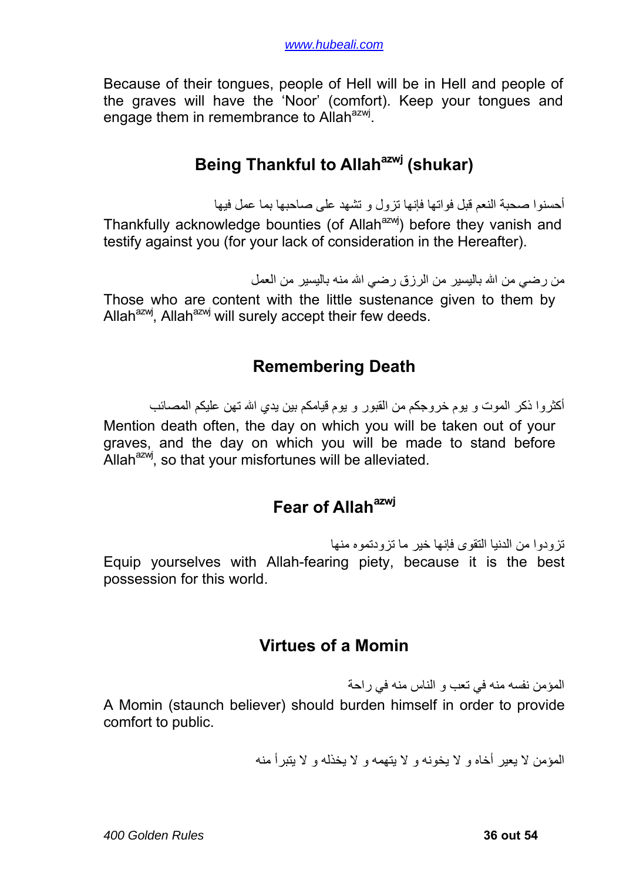Because of their tongues, people of Hell will be in Hell and people of the graves will have the 'Noor' (comfort). Keep your tongues and engage them in remembrance to Allah[azwj].

## Being Thankful to Allah[azwj] (shukar)

أحسنوا صحبة النعم قبل فواتها فإنها تزول و تشهد على صاحبها بما عمل فيها

Thankfully acknowledge bounties (of Allah[azwj]) before they vanish and testify against you (for your lack of consideration in the Hereafter).

من رضي من الله باليسير من الرزق رضي الله منه باليسير من العمل

Those who are content with the little sustenance given to them by Allah[azwj], Allah[azwj] will surely accept their few deeds.

## Remembering Death

أكثروا ذكر الموت و يوم خروجكم من القبور و يوم قيامكم بين يدي الله تهن عليكم المصائب

Mention death often, the day on which you will be taken out of your graves, and the day on which you will be made to stand before Allah[azwj], so that your misfortunes will be alleviated.

## Fear of Allah[azwj]

تزودوا من الدنيا التقوى فإنها خير ما تزودتموه منها

Equip yourselves with Allah-fearing piety, because it is the best possession for this world.

## Virtues of a Momin

المؤمن نفسه منه في تعب و الناس منه في راحة

A Momin (staunch believer) should burden himself in order to provide comfort to public.

المؤمن لا يعير أخاه و لا يخونه و لا يتهمه و لا يخذله و لا يتبرأ منه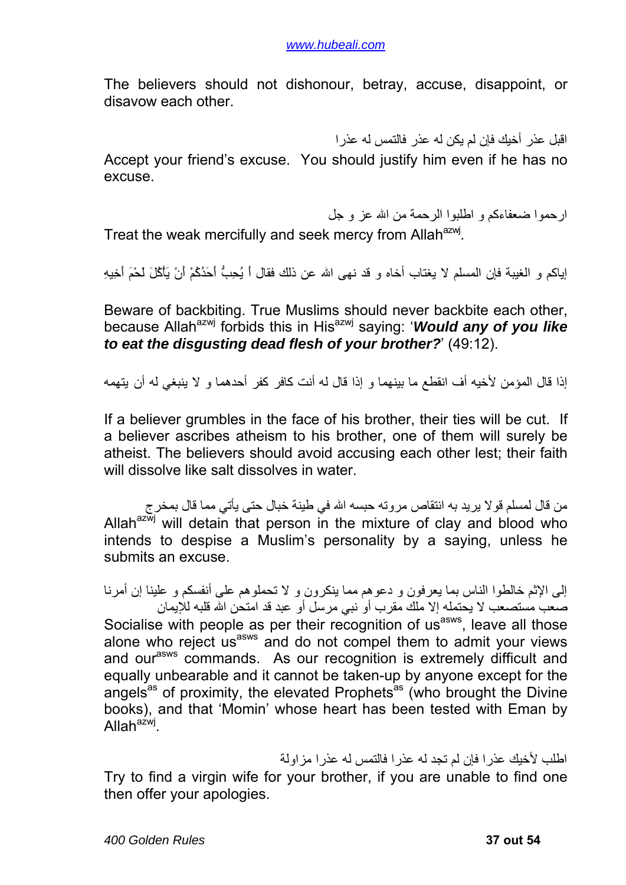The believers should not dishonour, betray, accuse, disappoint, or disavow each other.

اقبل عذر أخيك فإن لم يكن له عذر فالتمس له عذرا

Accept your friend's excuse. You should justify him even if he has no excuse.

ارحموا ضعفاءكم و اطلبوا الرحمة من الله عز و جل

Treat the weak mercifully and seek mercy from Allah[azwj].

إياكم و الغيبة فإن المسلم لا يغتاب أخاه و قد نهى الله عن ذلك فقال أ يُحِبُّ أَحَدُكُمْ أَنْ يَأْكُلَ لَحْمَ أَخِيهِ

Beware of backbiting. True Muslims should never backbite each other, because Allah[azwj] forbids this in His[azwj] saying: '***Would any of you like to eat the disgusting dead flesh of your brother?***' (49:12).

إذا قال المؤمن لأخيه أف انقطع ما بينهما و إذا قال له أنت كافر كفر أحدهما و لا ينبغي له أن يتهمه

If a believer grumbles in the face of his brother, their ties will be cut. If a believer ascribes atheism to his brother, one of them will surely be atheist. The believers should avoid accusing each other lest; their faith will dissolve like salt dissolves in water.

من قال لمسلم قولا يريد به انتقاص مروته حبسه الله في طينة خبال حتى يأتي مما قال بمخرج

Allah[azwj] will detain that person in the mixture of clay and blood who intends to despise a Muslim's personality by a saying, unless he submits an excuse.

إلى الإثم خالطوا الناس بما يعرفون و دعوهم مما ينكرون و لا تحملوهم على أنفسكم و علينا إن أمرنا صعب مستصعب لا يحتمله إلا ملك مقرب أو نبي مرسل أو عبد قد امتحن الله قلبه للإيمان

Socialise with people as per their recognition of us[asws], leave all those alone who reject us[asws] and do not compel them to admit your views and our[asws] commands. As our recognition is extremely difficult and equally unbearable and it cannot be taken-up by anyone except for the angels[as] of proximity, the elevated Prophets[as] (who brought the Divine books), and that 'Momin' whose heart has been tested with Eman by Allah[azwj].

اطلب لأخيك عذرا فإن لم تجد له عذرا فالتمس له عذرا مزاولة

Try to find a virgin wife for your brother, if you are unable to find one then offer your apologies.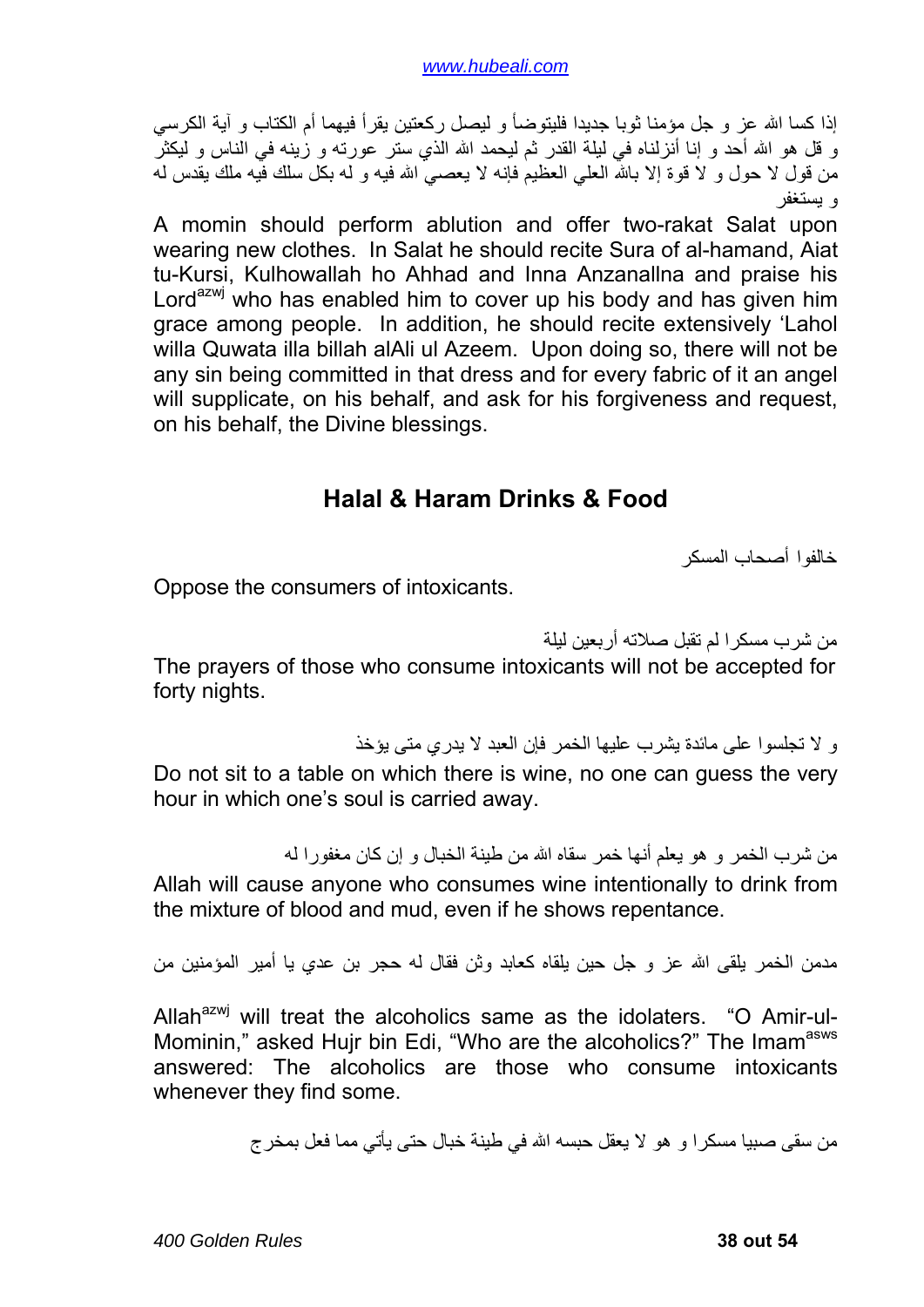إذا كسا الله عز و جل مؤمنا ثوبا جديدا فليتوضأ و ليصل ركعتين يقرأ فيهما أم الكتاب و آية الكرسي و قل هو الله أحد و إنا أنزلناه في ليلة القدر ثم ليحمد الله الذي ستر عورته و زينه في الناس و ليكثر من قول لا حول و لا قوة إلا بالله العلي العظيم فإنه لا يعصي الله فيه و له بكل سلك فيه ملك يقدس له و يستغفر

A momin should perform ablution and offer two-rakat Salat upon wearing new clothes. In Salat he should recite Sura of al-hamand, Aiat tu-Kursi, Kulhowallah ho Ahhad and Inna Anzanallna and praise his Lord[azwj] who has enabled him to cover up his body and has given him grace among people. In addition, he should recite extensively 'Lahol willa Quwata illa billah alAli ul Azeem. Upon doing so, there will not be any sin being committed in that dress and for every fabric of it an angel will supplicate, on his behalf, and ask for his forgiveness and request, on his behalf, the Divine blessings.

## Halal & Haram Drinks & Food

خالفوا أصحاب المسكر

Oppose the consumers of intoxicants.

من شرب مسكرا لم تقبل صلاته أربعين ليلة

The prayers of those who consume intoxicants will not be accepted for forty nights.

و لا تجلسوا على مائدة يشرب عليها الخمر فإن العبد لا يدري متى يؤخذ

Do not sit to a table on which there is wine, no one can guess the very hour in which one's soul is carried away.

من شرب الخمر و هو يعلم أنها خمر سقاه الله من طينة الخبال و إن كان مغفورا له

Allah will cause anyone who consumes wine intentionally to drink from the mixture of blood and mud, even if he shows repentance.

مدمن الخمر يلقى الله عز و جل حين يلقاه كعابد وثن فقال له حجر بن عدي يا أمير المؤمنين من

Allah[azwj] will treat the alcoholics same as the idolaters. "O Amir-ul-Mominin," asked Hujr bin Edi, "Who are the alcoholics?" The Imam[asws] answered: The alcoholics are those who consume intoxicants whenever they find some.

من سقى صبيا مسكرا و هو لا يعقل حبسه الله في طينة خبال حتى يأتي مما فعل بمخرج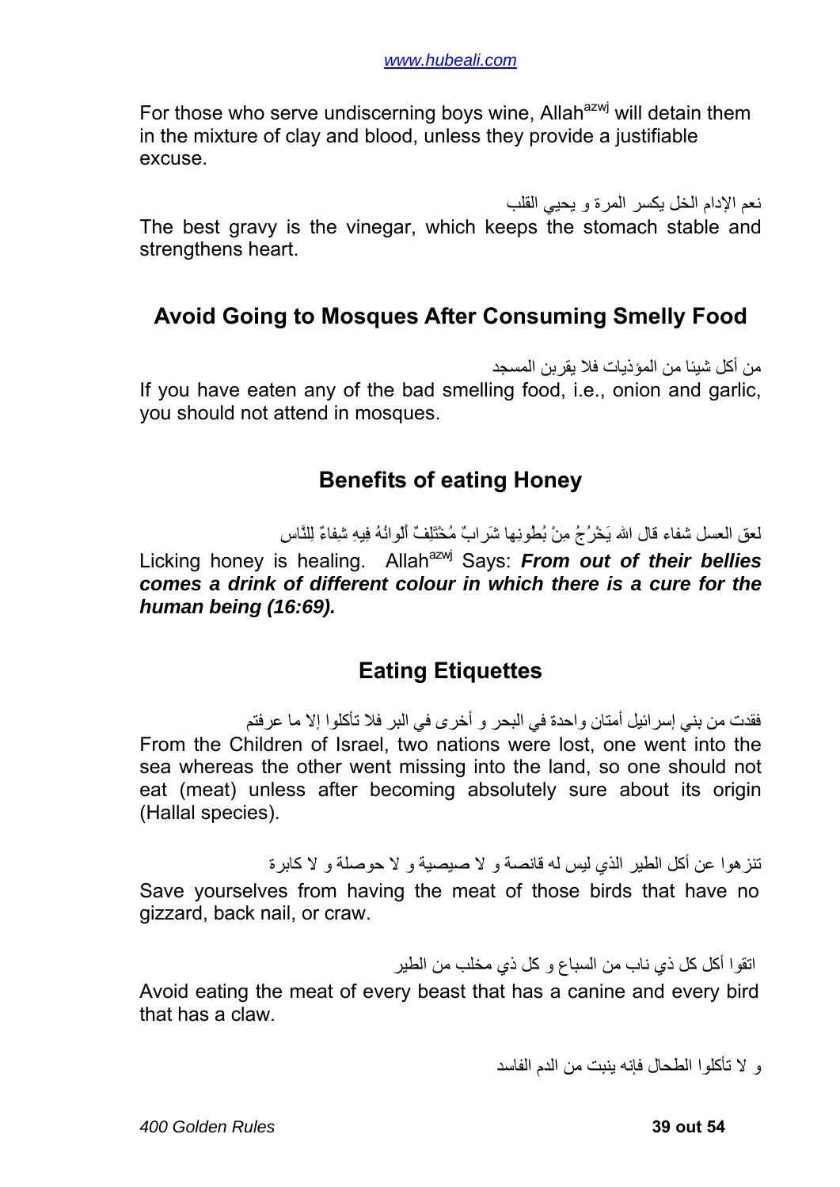For those who serve undiscerning boys wine, Allah[azwj] will detain them in the mixture of clay and blood, unless they provide a justifiable excuse.

نعم الإدام الخل يكسر المرة و يحيي القلب

The best gravy is the vinegar, which keeps the stomach stable and strengthens heart.

## Avoid Going to Mosques After Consuming Smelly Food

من أكل شيئا من المؤذيات فلا يقربن المسجد

If you have eaten any of the bad smelling food, i.e., onion and garlic, you should not attend in mosques.

## Benefits of eating Honey

لعق العسل شفاء قال الله يَخْرُجُ مِنْ بُطُونِها شَرابٌ مُخْتَلِفٌ أَلْوانُهُ فِيهِ شِفاءٌ لِلنَّاس

Licking honey is healing. Allah[azwj] Says: ***From out of their bellies comes a drink of different colour in which there is a cure for the human being (16:69).***

## Eating Etiquettes

فقدت من بني إسرائيل أمتان واحدة في البحر و أخرى في البر فلا تأكلوا إلا ما عرفتم

From the Children of Israel, two nations were lost, one went into the sea whereas the other went missing into the land, so one should not eat (meat) unless after becoming absolutely sure about its origin (Hallal species).

تنزهوا عن أكل الطير الذي ليس له قانصة و لا صيصية و لا حوصلة و لا كابرة

Save yourselves from having the meat of those birds that have no gizzard, back nail, or craw.

اتقوا أكل كل ذي ناب من السباع و كل ذي مخلب من الطير

Avoid eating the meat of every beast that has a canine and every bird that has a claw.

و لا تأكلوا الطحال فإنه ينبت من الدم الفاسد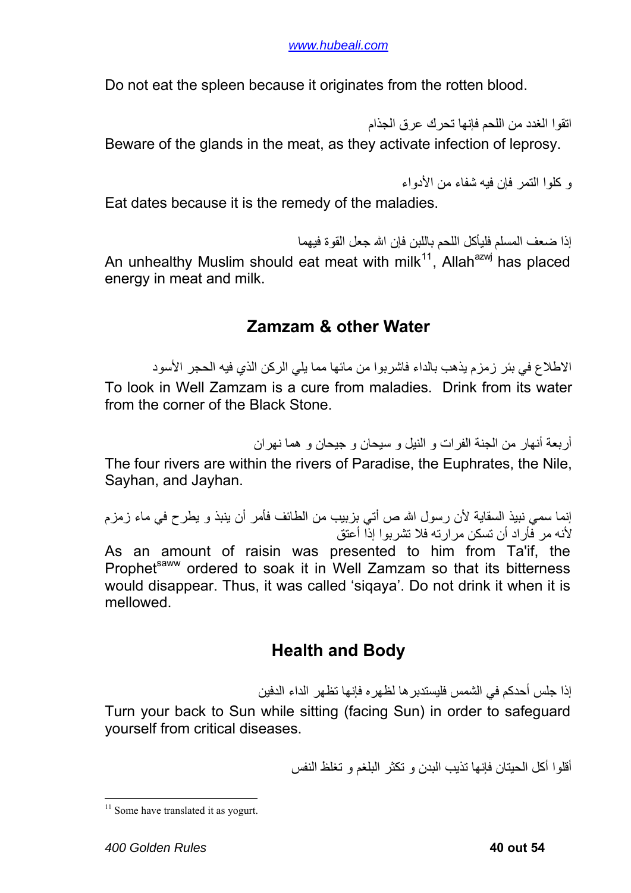Do not eat the spleen because it originates from the rotten blood.

اتقوا الغدد من اللحم فإنها تحرك عرق الجذام

Beware of the glands in the meat, as they activate infection of leprosy.

و كلوا التمر فإن فيه شفاء من الأدواء

Eat dates because it is the remedy of the maladies.

إذا ضعف المسلم فليأكل اللحم باللبن فإن الله جعل القوة فيهما

An unhealthy Muslim should eat meat with milk[11], Allah[azwj] has placed energy in meat and milk.

## Zamzam & other Water

الاطلاع في بئر زمزم يذهب بالداء فاشربوا من مائها مما يلي الركن الذي فيه الحجر الأسود

To look in Well Zamzam is a cure from maladies. Drink from its water from the corner of the Black Stone.

أربعة أنهار من الجنة الفرات و النيل و سيحان و جيحان و هما نهران

The four rivers are within the rivers of Paradise, the Euphrates, the Nile, Sayhan, and Jayhan.

إنما سمي نبيذ السقاية لأن رسول الله ص أتي بزبيب من الطائف فأمر أن ينبذ و يطرح في ماء زمزم لأنه مر فأراد أن تسكن مرارته فلا تشربوا إذا أعتق

As an amount of raisin was presented to him from Ta'if, the Prophet[saww] ordered to soak it in Well Zamzam so that its bitterness would disappear. Thus, it was called 'siqaya'. Do not drink it when it is mellowed.

## Health and Body

إذا جلس أحدكم في الشمس فليستدبرها لظهره فإنها تظهر الداء الدفين

Turn your back to Sun while sitting (facing Sun) in order to safeguard yourself from critical diseases.

أقلوا أكل الحيتان فإنها تذيب البدن و تكثر البلغم و تغلظ النفس

---

[11] Some have translated it as yogurt.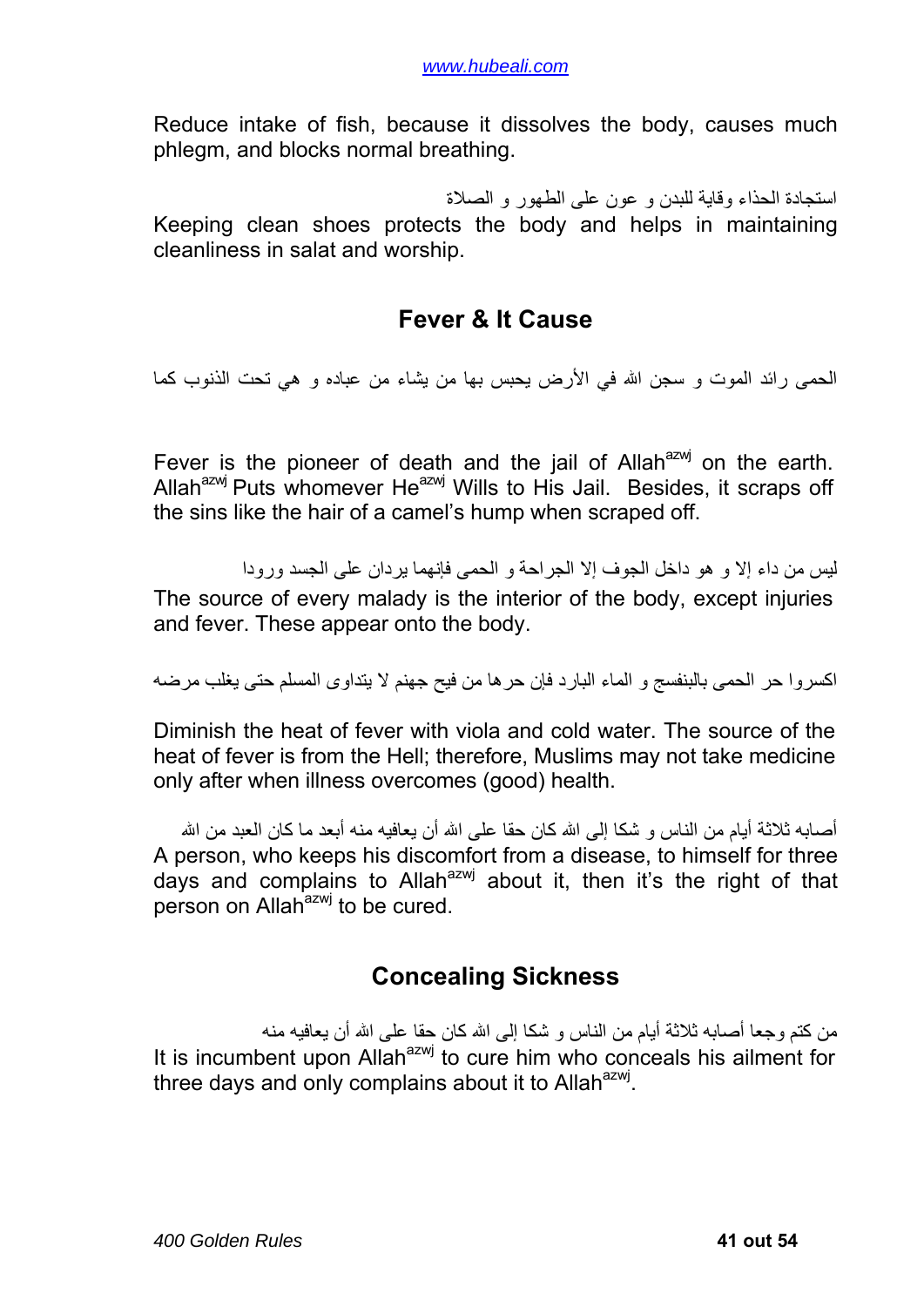Reduce intake of fish, because it dissolves the body, causes much phlegm, and blocks normal breathing.

استجادة الحذاء وقاية للبدن و عون على الطهور و الصلاة

Keeping clean shoes protects the body and helps in maintaining cleanliness in salat and worship.

## Fever & It Cause

الحمى رائد الموت و سجن الله في الأرض يحبس بها من يشاء من عباده و هي تحت الذنوب كما

Fever is the pioneer of death and the jail of Allah[azwj] on the earth. Allah[azwj] Puts whomever He[azwj] Wills to His Jail. Besides, it scraps off the sins like the hair of a camel's hump when scraped off.

ليس من داء إلا و هو داخل الجوف إلا الجراحة و الحمى فإنهما يردان على الجسد ورودا

The source of every malady is the interior of the body, except injuries and fever. These appear onto the body.

اكسروا حر الحمى بالبنفسج و الماء البارد فإن حرها من فيح جهنم لا يتداوى المسلم حتى يغلب مرضه

Diminish the heat of fever with viola and cold water. The source of the heat of fever is from the Hell; therefore, Muslims may not take medicine only after when illness overcomes (good) health.

أصابه ثلاثة أيام من الناس و شكا إلى الله كان حقا على الله أن يعافيه منه أبعد ما كان العبد من الله

A person, who keeps his discomfort from a disease, to himself for three days and complains to Allah[azwj] about it, then it's the right of that person on Allah[azwj] to be cured.

## Concealing Sickness

من كتم وجعا أصابه ثلاثة أيام من الناس و شكا إلى الله كان حقا على الله أن يعافيه منه

It is incumbent upon Allah[azwj] to cure him who conceals his ailment for three days and only complains about it to Allah[azwj].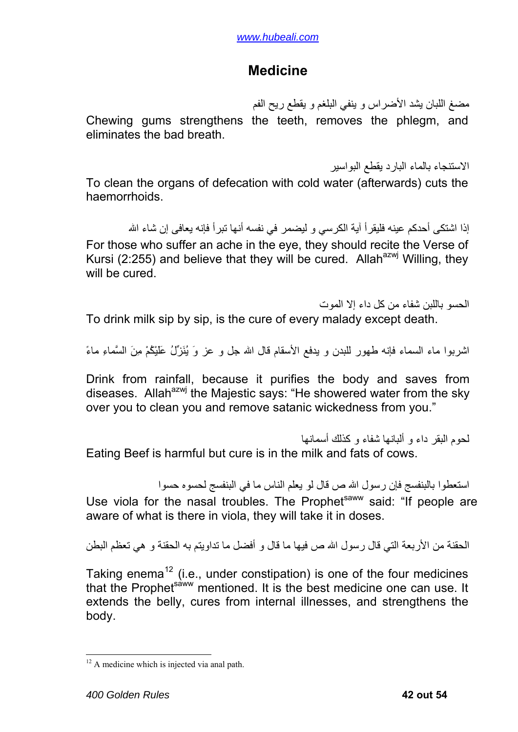## Medicine

مضغ اللبان يشد الأضراس و ينفي البلغم و يقطع ريح الفم

Chewing gums strengthens the teeth, removes the phlegm, and eliminates the bad breath.

الاستنجاء بالماء البارد يقطع البواسير

To clean the organs of defecation with cold water (afterwards) cuts the haemorrhoids.

إذا اشتكى أحدكم عينه فليقرأ آية الكرسي و ليضمر في نفسه أنها تبرأ فإنه يعافى إن شاء الله

For those who suffer an ache in the eye, they should recite the Verse of Kursi (2:255) and believe that they will be cured. Allah[azwj] Willing, they will be cured.

الحسو باللبن شفاء من كل داء إلا الموت

To drink milk sip by sip, is the cure of every malady except death.

اشربوا ماء السماء فإنه طهور للبدن و يدفع الأسقام قال الله جل و عز وَ يُنَزِّلُ عَلَيْكُمْ مِنَ السَّماءِ ماءً

Drink from rainfall, because it purifies the body and saves from diseases. Allah[azwj] the Majestic says: "He showered water from the sky over you to clean you and remove satanic wickedness from you."

لحوم البقر داء و ألبانها شفاء و كذلك أسمانها

Eating Beef is harmful but cure is in the milk and fats of cows.

استعطوا بالبنفسج فإن رسول الله ص قال لو يعلم الناس ما في البنفسج لحسوه حسوا

Use viola for the nasal troubles. The Prophet[saww] said: "If people are aware of what is there in viola, they will take it in doses.

الحقنة من الأربعة التي قال رسول الله ص فيها ما قال و أفضل ما تداويتم به الحقنة و هي تعظم البطن

Taking enema[12] (i.e., under constipation) is one of the four medicines that the Prophet[saww] mentioned. It is the best medicine one can use. It extends the belly, cures from internal illnesses, and strengthens the body.

---

[12] A medicine which is injected via anal path.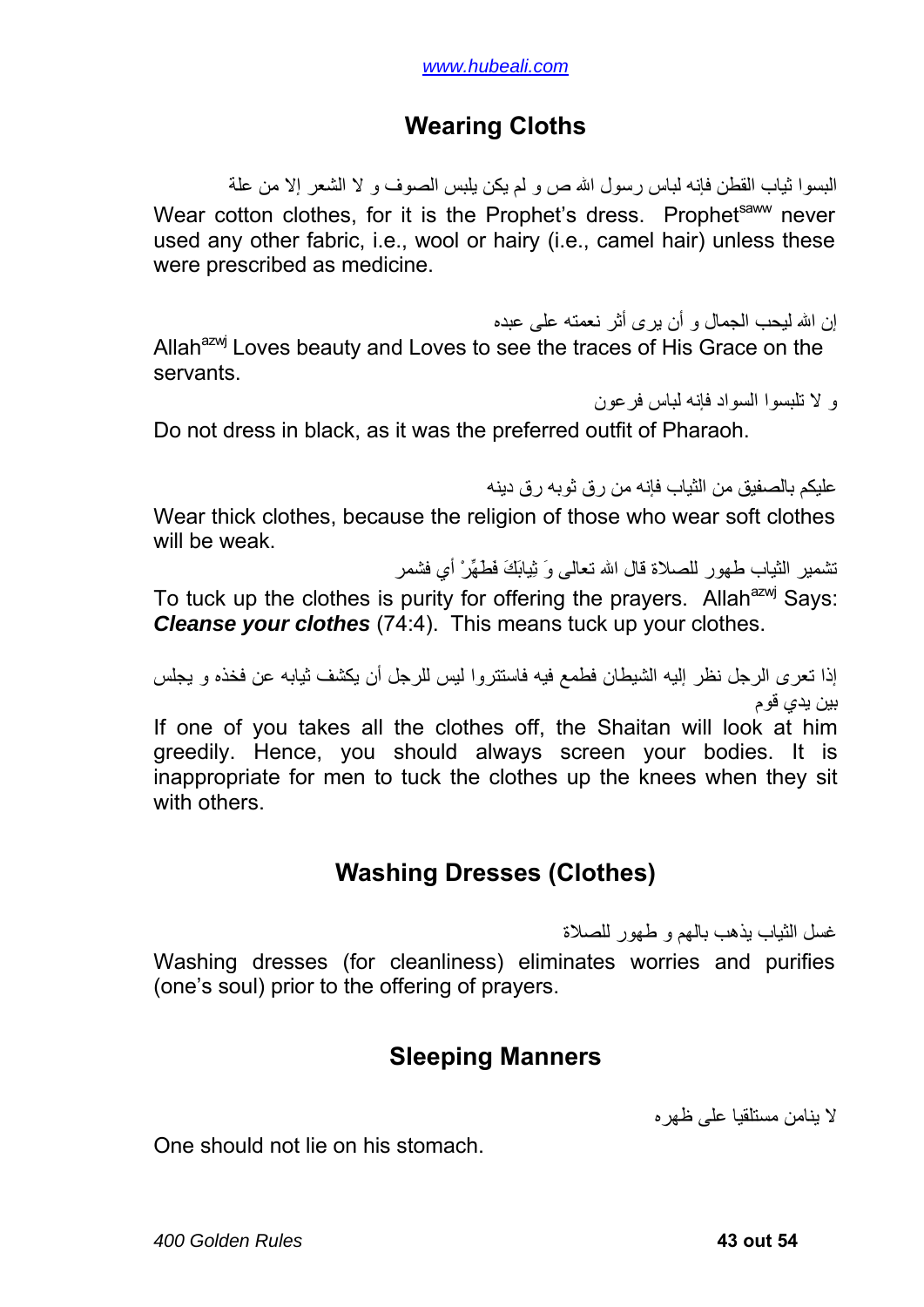## Wearing Cloths

البسوا ثياب القطن فإنه لباس رسول الله ص و لم يكن يلبس الصوف و لا الشعر إلا من علة

Wear cotton clothes, for it is the Prophet's dress. Prophet[saww] never used any other fabric, i.e., wool or hairy (i.e., camel hair) unless these were prescribed as medicine.

إن الله ليحب الجمال و أن يرى أثر نعمته على عبده

Allah[azwj] Loves beauty and Loves to see the traces of His Grace on the servants.

و لا تلبسوا السواد فإنه لباس فرعون

Do not dress in black, as it was the preferred outfit of Pharaoh.

عليكم بالصفيق من الثياب فإنه من رق ثوبه رق دينه

Wear thick clothes, because the religion of those who wear soft clothes will be weak.

تشمير الثياب طهور للصلاة قال الله تعالى وَ ثِيابَكَ فَطَهِّرْ أي فشمر

To tuck up the clothes is purity for offering the prayers. Allah[azwj] Says: ***Cleanse your clothes*** (74:4). This means tuck up your clothes.

إذا تعرى الرجل نظر إليه الشيطان فطمع فيه فاستتروا ليس للرجل أن يكشف ثيابه عن فخذه و يجلس بين يدي قوم

If one of you takes all the clothes off, the Shaitan will look at him greedily. Hence, you should always screen your bodies. It is inappropriate for men to tuck the clothes up the knees when they sit with others.

## Washing Dresses (Clothes)

غسل الثياب يذهب بالهم و طهور للصلاة

Washing dresses (for cleanliness) eliminates worries and purifies (one's soul) prior to the offering of prayers.

## Sleeping Manners

لا ينامن مستلقيا على ظهره

One should not lie on his stomach.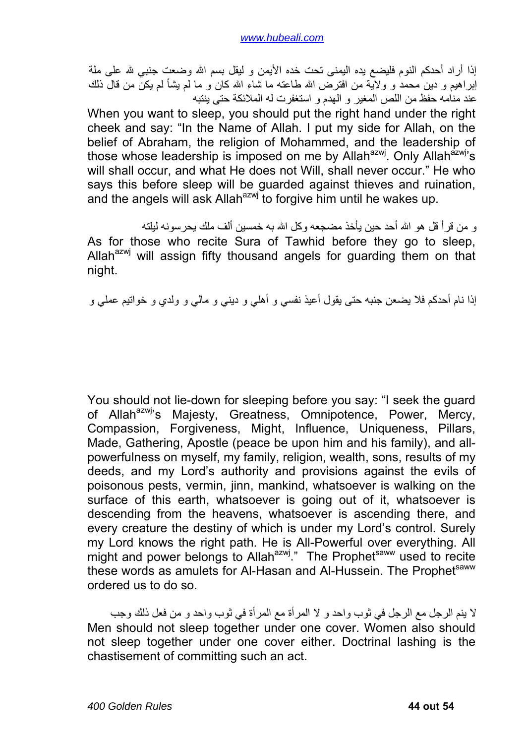إذا أراد أحدكم النوم فليضع يده اليمنى تحت خده الأيمن و ليقل بسم الله وضعت جنبي لله على ملة إبراهيم و دين محمد و ولاية من افترض الله طاعته ما شاء الله كان و ما لم يشأ لم يكن من قال ذلك عند منامه حفظ من اللص المغير و الهدم و استغفرت له الملائكة حتى ينتبه

When you want to sleep, you should put the right hand under the right cheek and say: "In the Name of Allah. I put my side for Allah, on the belief of Abraham, the religion of Mohammed, and the leadership of those whose leadership is imposed on me by Allah[azwj]. Only Allah[azwj]'s will shall occur, and what He does not Will, shall never occur." He who says this before sleep will be guarded against thieves and ruination, and the angels will ask Allah[azwj] to forgive him until he wakes up.

و من قرأ قل هو الله أحد حين يأخذ مضجعه وكل الله به خمسين ألف ملك يحرسونه ليلته

As for those who recite Sura of Tawhid before they go to sleep, Allah[azwj] will assign fifty thousand angels for guarding them on that night.

إذا نام أحدكم فلا يضعن جنبه حتى يقول أعيذ نفسي و أهلي و ديني و مالي و ولدي و خواتيم عملي و

You should not lie-down for sleeping before you say: "I seek the guard of Allah[azwj]'s Majesty, Greatness, Omnipotence, Power, Mercy, Compassion, Forgiveness, Might, Influence, Uniqueness, Pillars, Made, Gathering, Apostle (peace be upon him and his family), and all-powerfulness on myself, my family, religion, wealth, sons, results of my deeds, and my Lord's authority and provisions against the evils of poisonous pests, vermin, jinn, mankind, whatsoever is walking on the surface of this earth, whatsoever is going out of it, whatsoever is descending from the heavens, whatsoever is ascending there, and every creature the destiny of which is under my Lord's control. Surely my Lord knows the right path. He is All-Powerful over everything. All might and power belongs to Allah[azwj]." The Prophet[saww] used to recite these words as amulets for Al-Hasan and Al-Hussein. The Prophet[saww] ordered us to do so.

لا ينم الرجل مع الرجل في ثوب واحد و لا المرأة مع المرأة في ثوب واحد و من فعل ذلك وجب

Men should not sleep together under one cover. Women also should not sleep together under one cover either. Doctrinal lashing is the chastisement of committing such an act.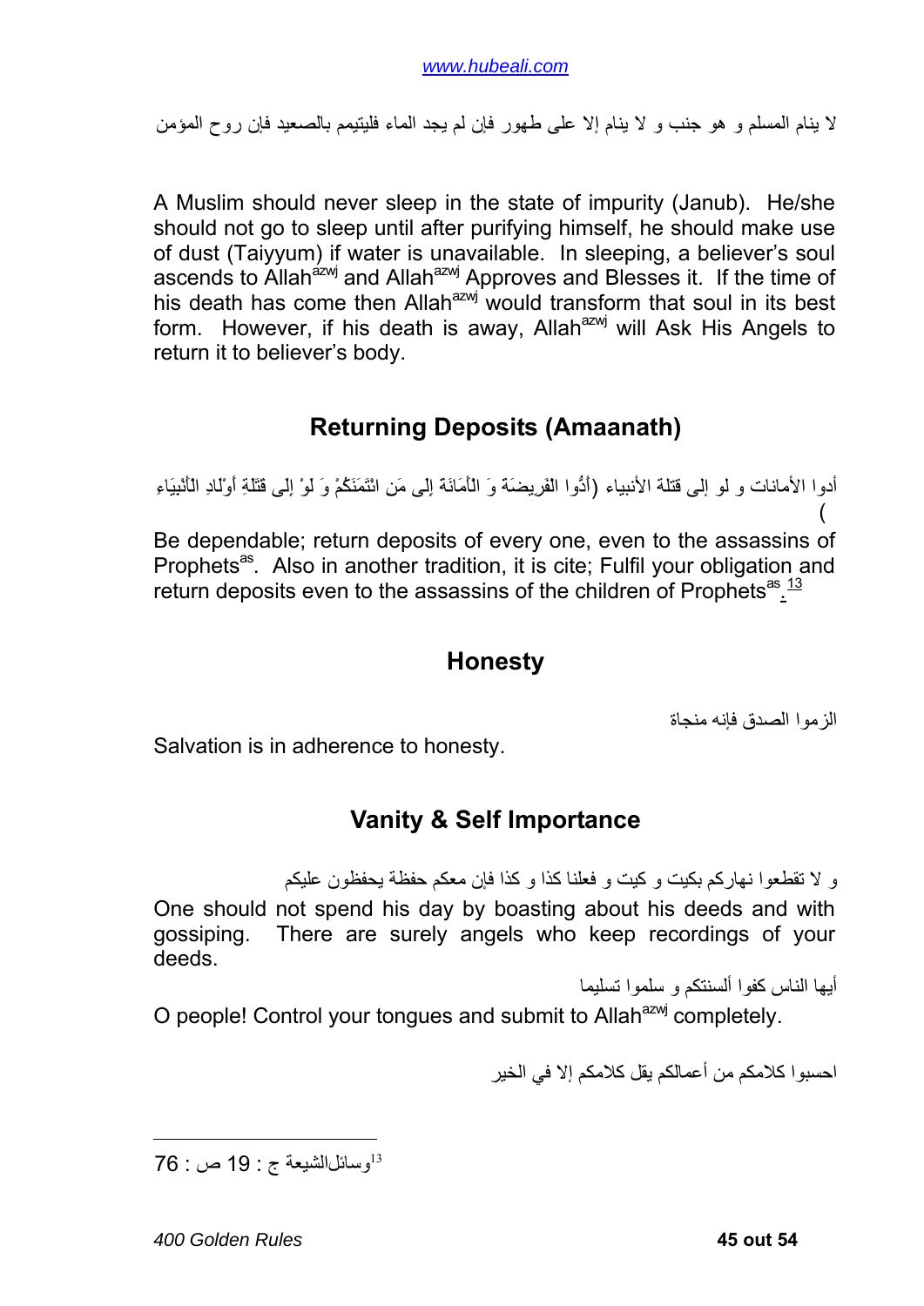لا ينام المسلم و هو جنب و لا ينام إلا على طهور فإن لم يجد الماء فليتيمم بالصعيد فإن روح المؤمن

A Muslim should never sleep in the state of impurity (Janub). He/she should not go to sleep until after purifying himself, he should make use of dust (Taiyyum) if water is unavailable. In sleeping, a believer's soul ascends to Allah[azwj] and Allah[azwj] Approves and Blesses it. If the time of his death has come then Allah[azwj] would transform that soul in its best form. However, if his death is away, Allah[azwj] will Ask His Angels to return it to believer's body.

## Returning Deposits (Amaanath)

أدوا الأمانات و لو إلى قتلة الأنبياء (أَدُّوا الْفَرِيضَةَ وَ الْأَمَانَةَ إِلَى مَنِ ائْتَمَنَكُمْ وَ لَوْ إِلَى قَتَلَةِ أَوْلَادِ الْأَنْبِيَاءِ )

Be dependable; return deposits of every one, even to the assassins of Prophets[as]. Also in another tradition, it is cite; Fulfil your obligation and return deposits even to the assassins of the children of Prophets[as].[13]

## Honesty

الزموا الصدق فإنه منجاة

Salvation is in adherence to honesty.

## Vanity & Self Importance

و لا تقطعوا نهاركم بكيت و كيت و فعلنا كذا و كذا فإن معكم حفظة يحفظون عليكم

One should not spend his day by boasting about his deeds and with gossiping. There are surely angels who keep recordings of your deeds.

أيها الناس كفوا ألسنتكم و سلموا تسليما

O people! Control your tongues and submit to Allah[azwj] completely.

احسبوا كلامكم من أعمالكم يقل كلامكم إلا في الخير

---

[13] وسائل‌الشيعة ج : 19 ص : 76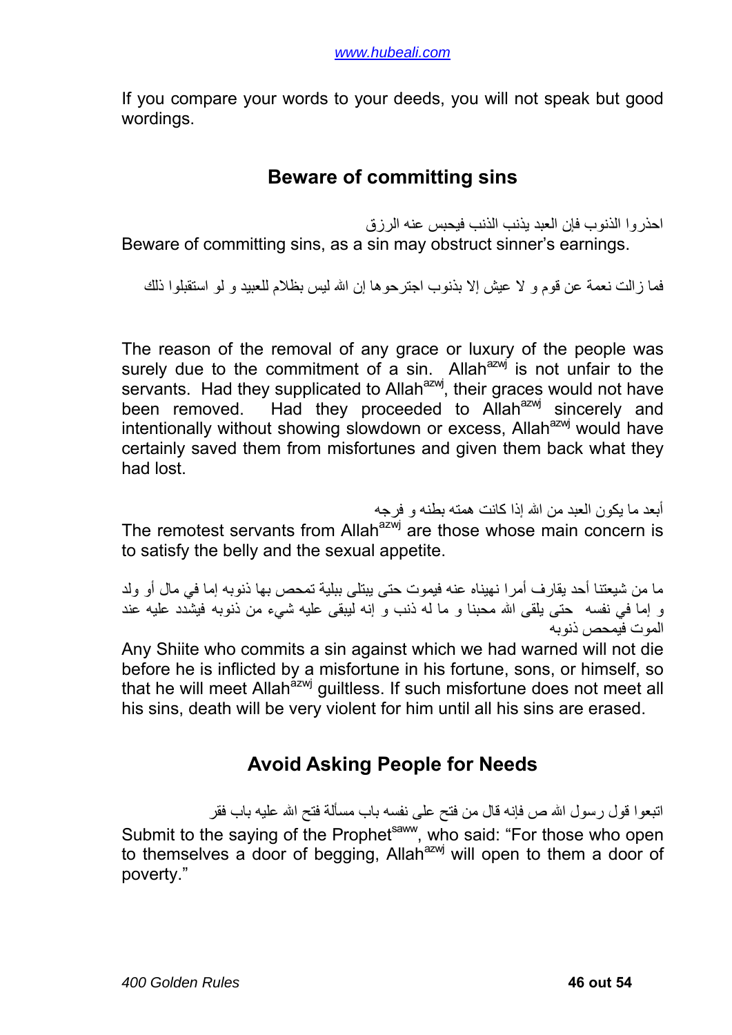If you compare your words to your deeds, you will not speak but good wordings.

## Beware of committing sins

احذروا الذنوب فإن العبد يذنب الذنب فيحبس عنه الرزق

Beware of committing sins, as a sin may obstruct sinner's earnings.

فما زالت نعمة عن قوم و لا عيش إلا بذنوب اجترحوها إن الله ليس بظلام للعبيد و لو استقبلوا ذلك

The reason of the removal of any grace or luxury of the people was surely due to the commitment of a sin. Allah[azwj] is not unfair to the servants. Had they supplicated to Allah[azwj], their graces would not have been removed. Had they proceeded to Allah[azwj] sincerely and intentionally without showing slowdown or excess, Allah[azwj] would have certainly saved them from misfortunes and given them back what they had lost.

أبعد ما يكون العبد من الله إذا كانت همته بطنه و فرجه

The remotest servants from Allah[azwj] are those whose main concern is to satisfy the belly and the sexual appetite.

ما من شيعتنا أحد يقارف أمرا نهيناه عنه فيموت حتى يبتلى ببلية تمحص بها ذنوبه إما في مال أو ولد و إما في نفسه حتى يلقى الله محبنا و ما له ذنب و إنه ليبقى عليه شيء من ذنوبه فيشدد عليه عند الموت فيمحص ذنوبه

Any Shiite who commits a sin against which we had warned will not die before he is inflicted by a misfortune in his fortune, sons, or himself, so that he will meet Allah[azwj] guiltless. If such misfortune does not meet all his sins, death will be very violent for him until all his sins are erased.

## Avoid Asking People for Needs

اتبعوا قول رسول الله ص فإنه قال من فتح على نفسه باب مسألة فتح الله عليه باب فقر

Submit to the saying of the Prophet[saww], who said: "For those who open to themselves a door of begging, Allah[azwj] will open to them a door of poverty."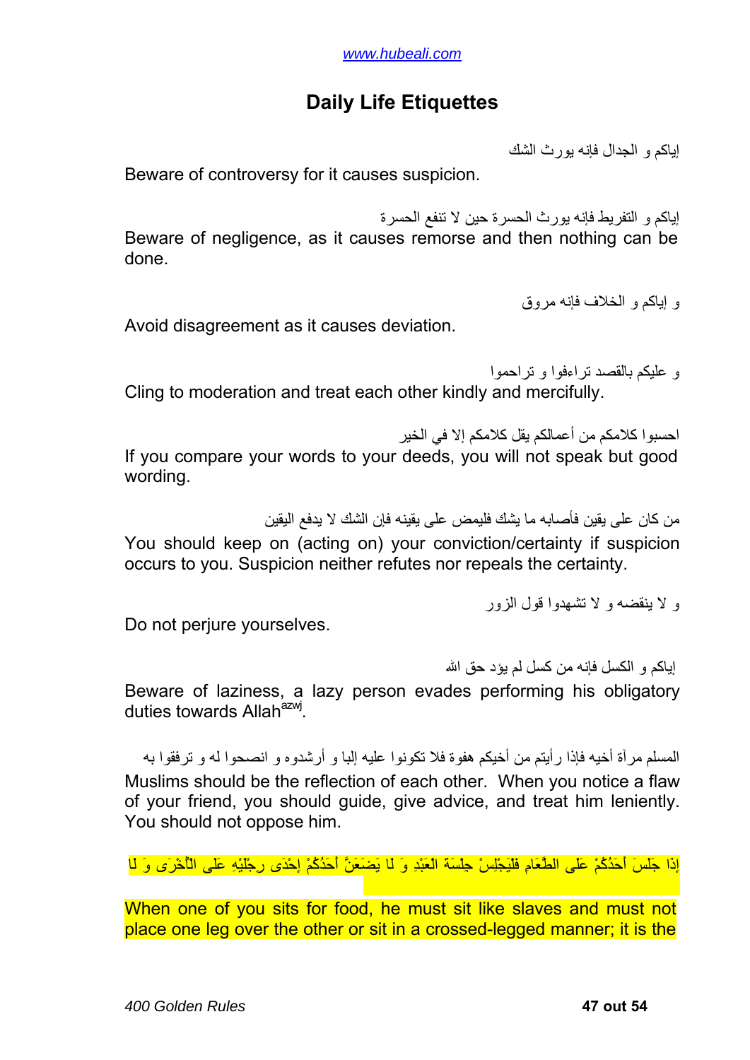# Daily Life Etiquettes

إياكم و الجدال فإنه يورث الشك

Beware of controversy for it causes suspicion.

إياكم و التفريط فإنه يورث الحسرة حين لا تنفع الحسرة

Beware of negligence, as it causes remorse and then nothing can be done.

و إياكم و الخلاف فإنه مروق

Avoid disagreement as it causes deviation.

و عليكم بالقصد تراءفوا و تراحموا

Cling to moderation and treat each other kindly and mercifully.

احسبوا كلامكم من أعمالكم يقل كلامكم إلا في الخير

If you compare your words to your deeds, you will not speak but good wording.

من كان على يقين فأصابه ما يشك فليمض على يقينه فإن الشك لا يدفع اليقين

You should keep on (acting on) your conviction/certainty if suspicion occurs to you. Suspicion neither refutes nor repeals the certainty.

و لا ينقضه و لا تشهدوا قول الزور

Do not perjure yourselves.

إياكم و الكسل فإنه من كسل لم يؤد حق الله

Beware of laziness, a lazy person evades performing his obligatory duties towards Allah[azwj].

المسلم مرآة أخيه فإذا رأيتم من أخيكم هفوة فلا تكونوا عليه إلبا و أرشدوه و انصحوا له و ترفقوا به

Muslims should be the reflection of each other. When you notice a flaw of your friend, you should guide, give advice, and treat him leniently. You should not oppose him.

إِذَا جَلَسَ أَحَدُكُمْ عَلَى الطَّعَامِ فَلْيَجْلِسْ جِلْسَةَ الْعَبْدِ وَ لَا يَضَعَنَّ أَحَدُكُمْ إِحْدَى رِجْلَيْهِ عَلَى الْأُخْرَى وَ لَا

When one of you sits for food, he must sit like slaves and must not place one leg over the other or sit in a crossed-legged manner; it is the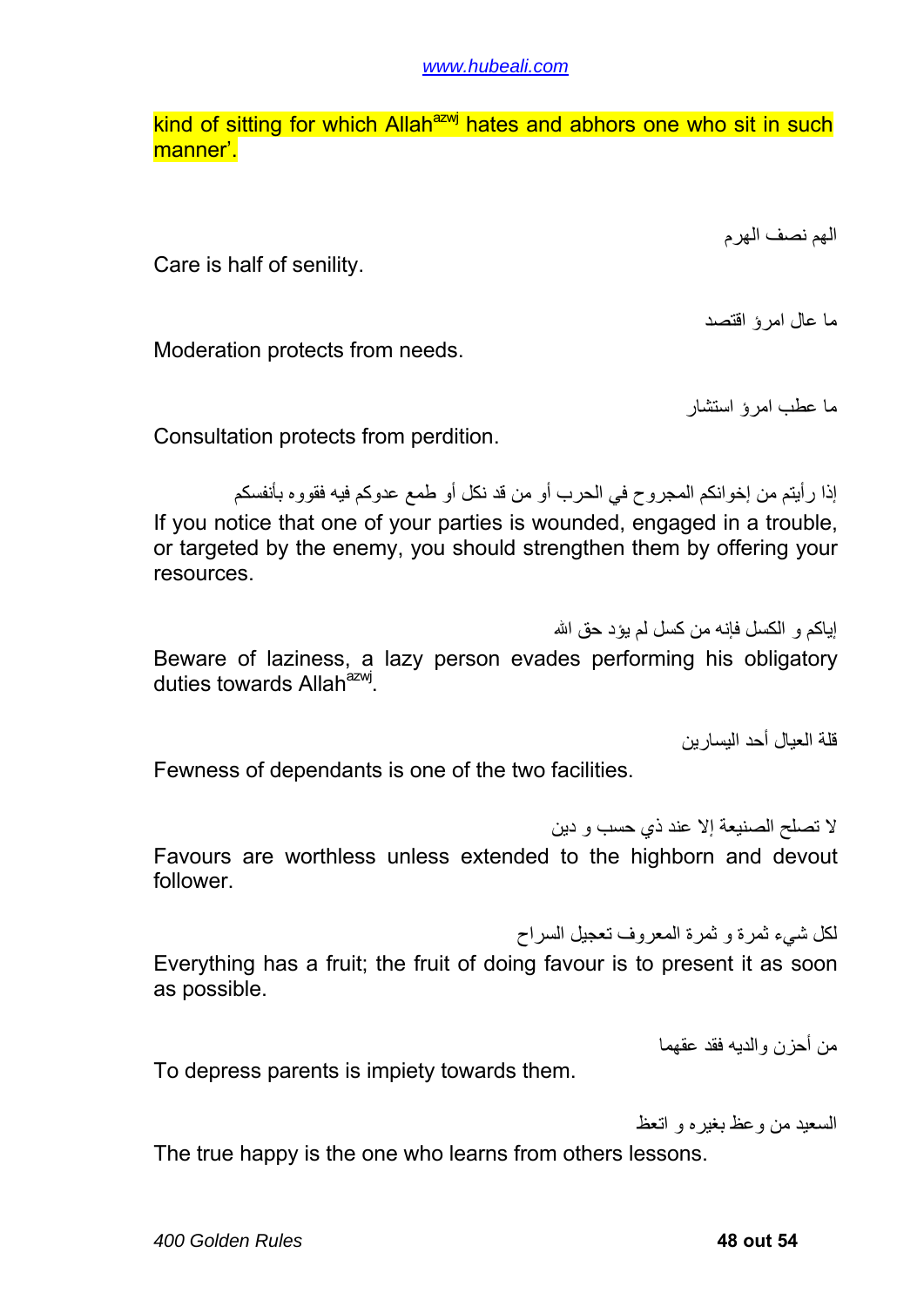kind of sitting for which Allah[azwj] hates and abhors one who sit in such manner'.

الهم نصف الهرم

Care is half of senility.

ما عال امرؤ اقتصد

Moderation protects from needs.

ما عطب امرؤ استشار

Consultation protects from perdition.

إذا رأيتم من إخوانكم المجروح في الحرب أو من قد نكل أو طمع عدوكم فيه فقووه بأنفسكم

If you notice that one of your parties is wounded, engaged in a trouble, or targeted by the enemy, you should strengthen them by offering your resources.

إياكم و الكسل فإنه من كسل لم يؤد حق الله

Beware of laziness, a lazy person evades performing his obligatory duties towards Allah[azwj].

قلة العيال أحد اليسارين

Fewness of dependants is one of the two facilities.

لا تصلح الصنيعة إلا عند ذي حسب و دين

Favours are worthless unless extended to the highborn and devout follower.

لكل شيء ثمرة و ثمرة المعروف تعجيل السراح

Everything has a fruit; the fruit of doing favour is to present it as soon as possible.

من أحزن والديه فقد عقهما

To depress parents is impiety towards them.

السعيد من وعظ بغيره و اتعظ

The true happy is the one who learns from others lessons.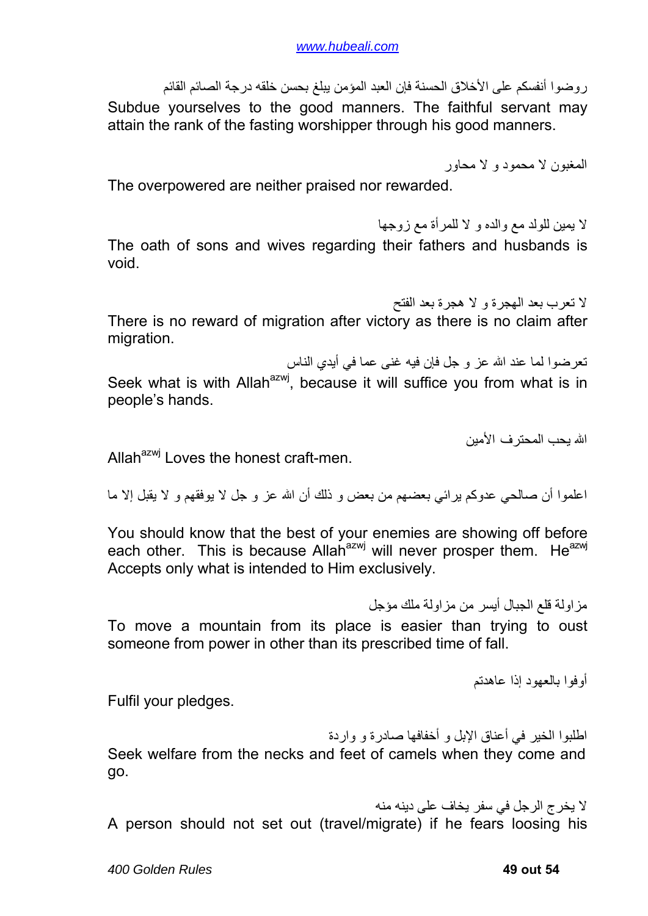روضوا أنفسكم على الأخلاق الحسنة فإن العبد المؤمن يبلغ بحسن خلقه درجة الصائم القائم

Subdue yourselves to the good manners. The faithful servant may attain the rank of the fasting worshipper through his good manners.

المغبون لا محمود و لا محاور

The overpowered are neither praised nor rewarded.

لا يمين للولد مع والده و لا للمرأة مع زوجها

The oath of sons and wives regarding their fathers and husbands is void.

لا تعرب بعد الهجرة و لا هجرة بعد الفتح

There is no reward of migration after victory as there is no claim after migration.

تعرضوا لما عند الله عز و جل فإن فيه غنى عما في أيدي الناس

Seek what is with Allah[azwj], because it will suffice you from what is in people's hands.

الله يحب المحترف الأمين

Allah[azwj] Loves the honest craft-men.

اعلموا أن صالحي عدوكم يرائي بعضهم من بعض و ذلك أن الله عز و جل لا يوفقهم و لا يقبل إلا ما

You should know that the best of your enemies are showing off before each other. This is because Allah[azwj] will never prosper them. He[azwj] Accepts only what is intended to Him exclusively.

مزاولة قلع الجبال أيسر من مزاولة ملك مؤجل

To move a mountain from its place is easier than trying to oust someone from power in other than its prescribed time of fall.

أوفوا بالعهود إذا عاهدتم

Fulfil your pledges.

اطلبوا الخير في أعناق الإبل و أخفافها صادرة و واردة

Seek welfare from the necks and feet of camels when they come and go.

لا يخرج الرجل في سفر يخاف على دينه منه

A person should not set out (travel/migrate) if he fears loosing his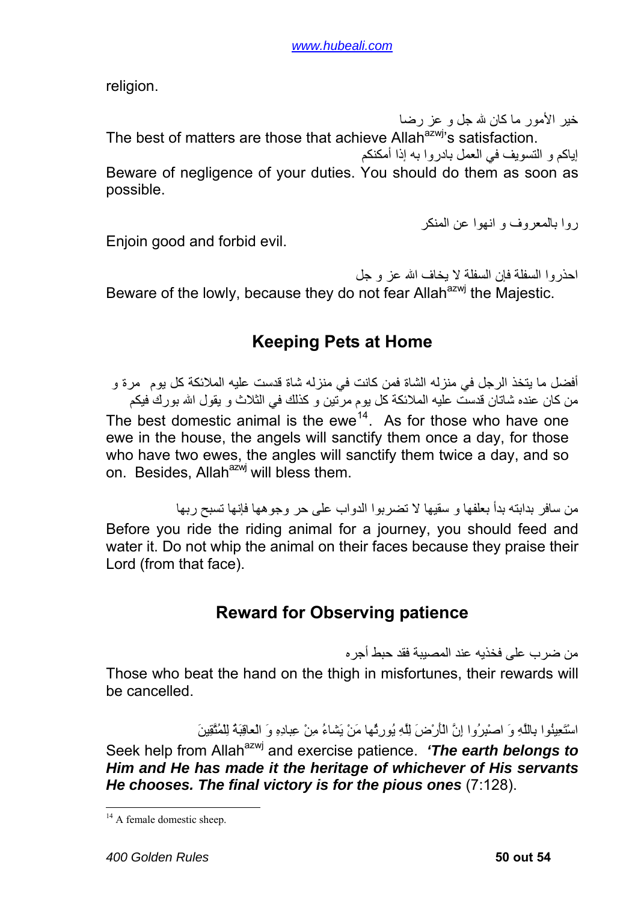religion.

خير الأمور ما كان لله جل و عز رضا

The best of matters are those that achieve Allah[azwj]'s satisfaction.

إياكم و التسويف في العمل بادروا به إذا أمكنكم

Beware of negligence of your duties. You should do them as soon as possible.

روا بالمعروف و انهوا عن المنكر

Enjoin good and forbid evil.

احذروا السفلة فإن السفلة لا يخاف الله عز و جل

Beware of the lowly, because they do not fear Allah[azwj] the Majestic.

## Keeping Pets at Home

أفضل ما يتخذ الرجل في منزله الشاة فمن كانت في منزله شاة قدست عليه الملائكة كل يوم مرة و من كان عنده شاتان قدست عليه الملائكة كل يوم مرتين و كذلك في الثلاث و يقول الله بورك فيكم

The best domestic animal is the ewe[14]. As for those who have one ewe in the house, the angels will sanctify them once a day, for those who have two ewes, the angles will sanctify them twice a day, and so on. Besides, Allah[azwj] will bless them.

من سافر بدابته بدأ بعلفها و سقيها لا تضربوا الدواب على حر وجوهها فإنها تسبح ربها

Before you ride the riding animal for a journey, you should feed and water it. Do not whip the animal on their faces because they praise their Lord (from that face).

## Reward for Observing patience

من ضرب على فخذيه عند المصيبة فقد حبط أجره

Those who beat the hand on the thigh in misfortunes, their rewards will be cancelled.

اسْتَعِينُوا بِاللَّهِ وَ اصْبِرُوا إِنَّ الْأَرْضَ لِلَّهِ يُورِثُها مَنْ يَشاءُ مِنْ عِبادِهِ وَ الْعاقِبَةُ لِلْمُتَّقِينَ

Seek help from Allah[azwj] and exercise patience. ***'The earth belongs to Him and He has made it the heritage of whichever of His servants He chooses. The final victory is for the pious ones*** (7:128).

---

[14] A female domestic sheep.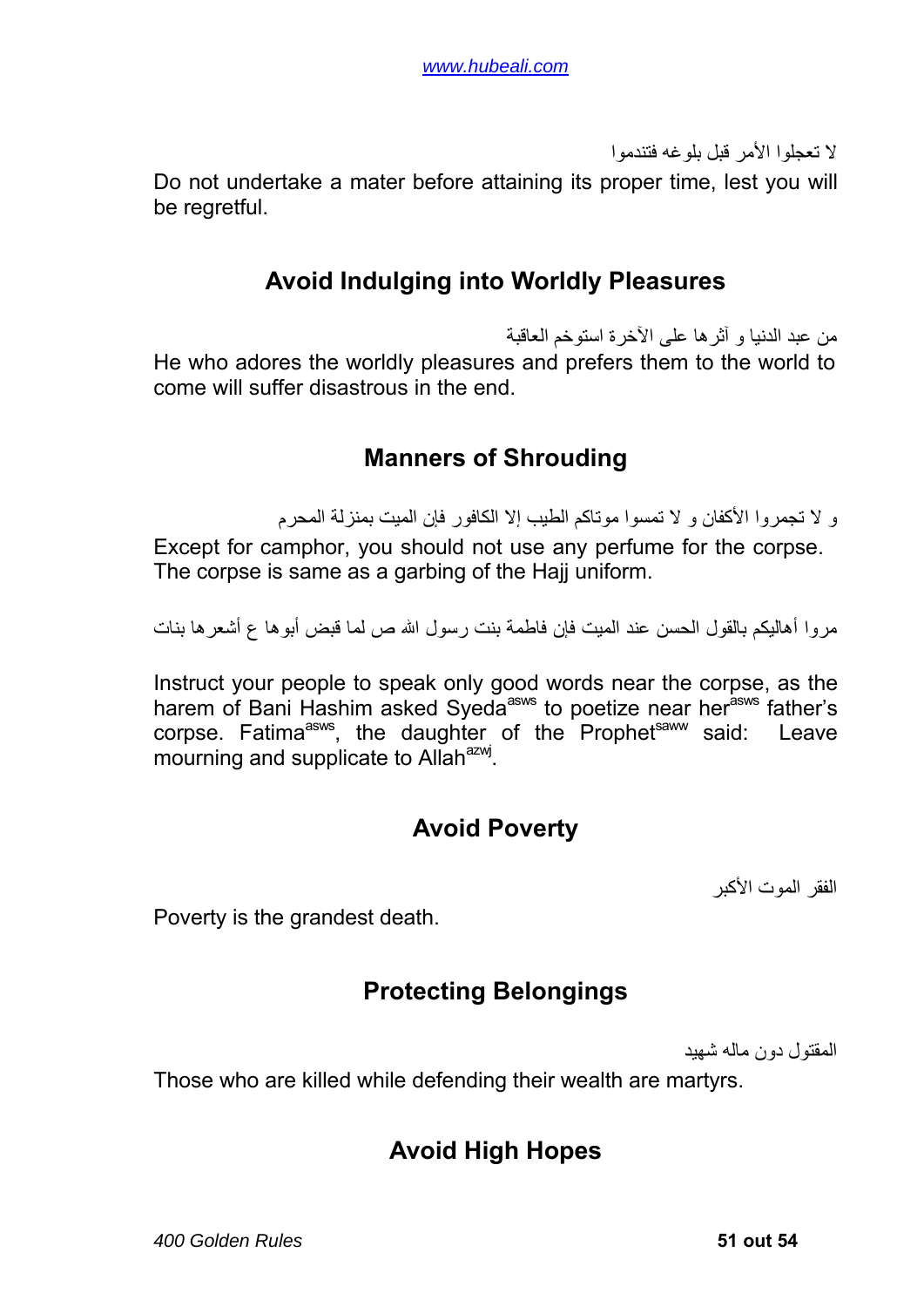لا تعجلوا الأمر قبل بلوغه فتندموا

Do not undertake a mater before attaining its proper time, lest you will be regretful.

## Avoid Indulging into Worldly Pleasures

من عبد الدنيا و آثرها على الآخرة استوخم العاقبة

He who adores the worldly pleasures and prefers them to the world to come will suffer disastrous in the end.

## Manners of Shrouding

و لا تجمروا الأكفان و لا تمسوا موتاكم الطيب إلا الكافور فإن الميت بمنزلة المحرم

Except for camphor, you should not use any perfume for the corpse. The corpse is same as a garbing of the Hajj uniform.

مروا أهاليكم بالقول الحسن عند الميت فإن فاطمة بنت رسول الله ص لما قبض أبوها ع أشعرها بنات

Instruct your people to speak only good words near the corpse, as the harem of Bani Hashim asked Syeda[asws] to poetize near her[asws] father's corpse. Fatima[asws], the daughter of the Prophet[saww] said: Leave mourning and supplicate to Allah[azwj].

## Avoid Poverty

الفقر الموت الأكبر

Poverty is the grandest death.

## Protecting Belongings

المقتول دون ماله شهيد

Those who are killed while defending their wealth are martyrs.

## Avoid High Hopes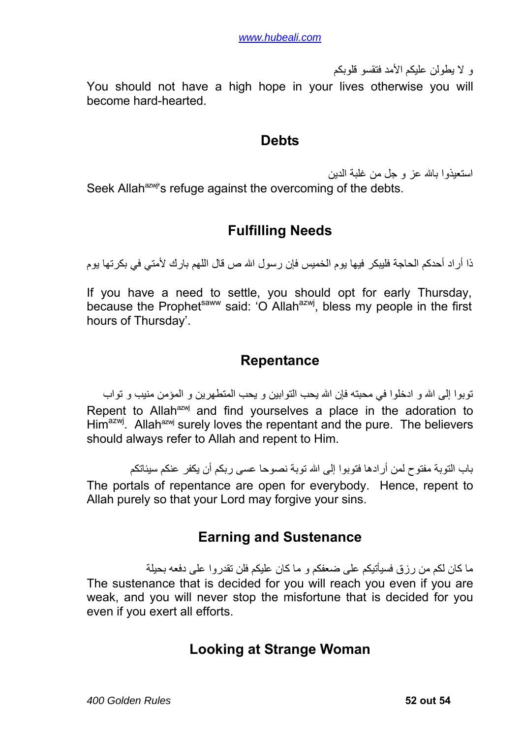و لا يطولن عليكم الأمد فتقسو قلوبكم

You should not have a high hope in your lives otherwise you will become hard-hearted.

## Debts

استعيذوا بالله عز و جل من غلبة الدين

Seek Allah[azwj]'s refuge against the overcoming of the debts.

## Fulfilling Needs

ذا أراد أحدكم الحاجة فليبكر فيها يوم الخميس فإن رسول الله ص قال اللهم بارك لأمتي في بكرتها يوم

If you have a need to settle, you should opt for early Thursday, because the Prophet[saww] said: 'O Allah[azwj], bless my people in the first hours of Thursday'.

## Repentance

توبوا إلى الله و ادخلوا في محبته فإن الله يحب التوابين و يحب المتطهرين و المؤمن منيب و تواب

Repent to Allah[azwj] and find yourselves a place in the adoration to Him[azwj]. Allah[azwj] surely loves the repentant and the pure. The believers should always refer to Allah and repent to Him.

باب التوبة مفتوح لمن أرادها فتوبوا إلى الله توبة نصوحا عسى ربكم أن يكفر عنكم سيئاتكم

The portals of repentance are open for everybody. Hence, repent to Allah purely so that your Lord may forgive your sins.

## Earning and Sustenance

ما كان لكم من رزق فسيأتيكم على ضعفكم و ما كان عليكم فلن تقدروا على دفعه بحيلة

The sustenance that is decided for you will reach you even if you are weak, and you will never stop the misfortune that is decided for you even if you exert all efforts.

## Looking at Strange Woman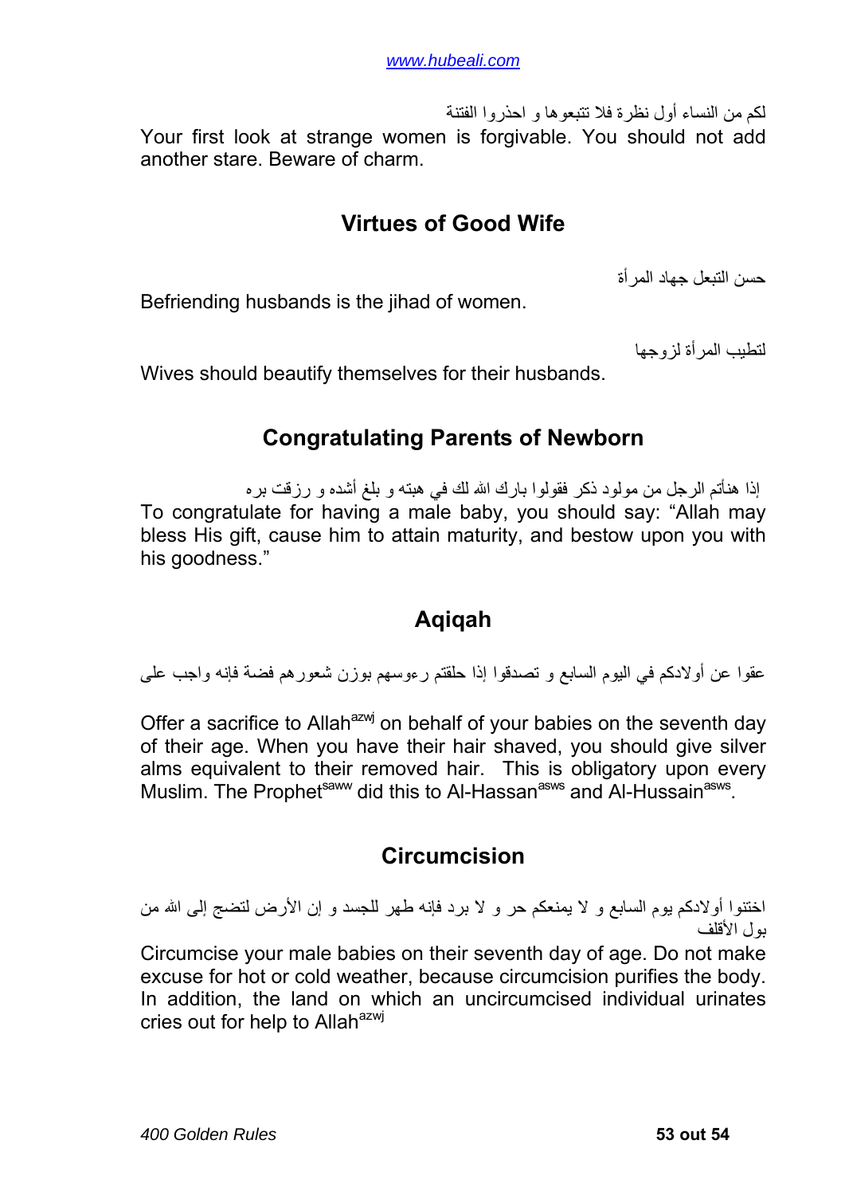لكم من النساء أول نظرة فلا تتبعوها و احذروا الفتنة

Your first look at strange women is forgivable. You should not add another stare. Beware of charm.

## Virtues of Good Wife

حسن التبعل جهاد المرأة

Befriending husbands is the jihad of women.

لتطيب المرأة لزوجها

Wives should beautify themselves for their husbands.

## Congratulating Parents of Newborn

إذا هنأتم الرجل من مولود ذكر فقولوا بارك الله لك في هبته و بلغ أشده و رزقت بره

To congratulate for having a male baby, you should say: "Allah may bless His gift, cause him to attain maturity, and bestow upon you with his goodness."

## Aqiqah

عقوا عن أولادكم في اليوم السابع و تصدقوا إذا حلقتم رءوسهم بوزن شعورهم فضة فإنه واجب على

Offer a sacrifice to Allah[azwj] on behalf of your babies on the seventh day of their age. When you have their hair shaved, you should give silver alms equivalent to their removed hair. This is obligatory upon every Muslim. The Prophet[saww] did this to Al-Hassan[asws] and Al-Hussain[asws].

## Circumcision

اختنوا أولادكم يوم السابع و لا يمنعكم حر و لا برد فإنه طهر للجسد و إن الأرض لتضج إلى الله من بول الأقلف

Circumcise your male babies on their seventh day of age. Do not make excuse for hot or cold weather, because circumcision purifies the body. In addition, the land on which an uncircumcised individual urinates cries out for help to Allah[azwj]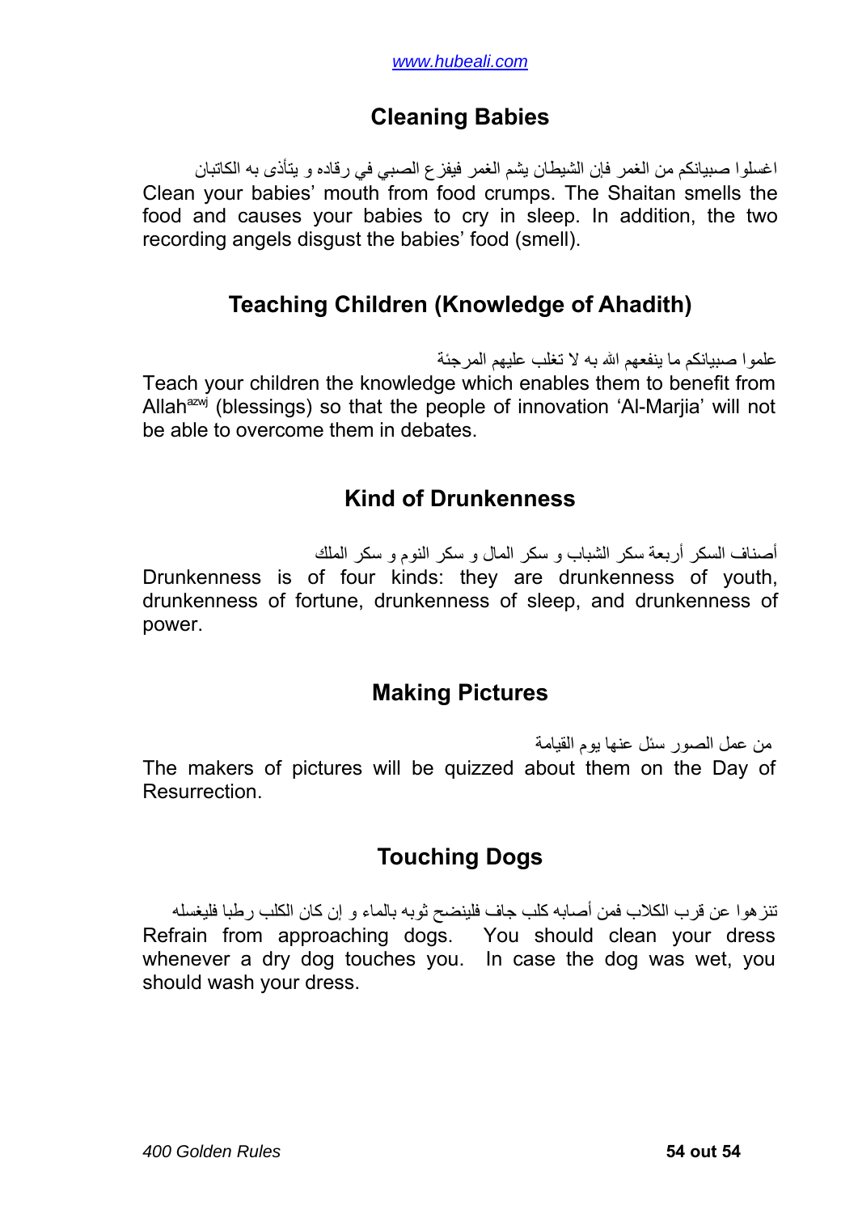## Cleaning Babies

اغسلوا صبيانكم من الغمر فإن الشيطان يشم الغمر فيفزع الصبي في رقاده و يتأذى به الكاتبان

Clean your babies' mouth from food crumps. The Shaitan smells the food and causes your babies to cry in sleep. In addition, the two recording angels disgust the babies' food (smell).

## Teaching Children (Knowledge of Ahadith)

علموا صبيانكم ما ينفعهم الله به لا تغلب عليهم المرجئة

Teach your children the knowledge which enables them to benefit from Allah[azwj] (blessings) so that the people of innovation 'Al-Marjia' will not be able to overcome them in debates.

## Kind of Drunkenness

أصناف السكر أربعة سكر الشباب و سكر المال و سكر النوم و سكر الملك

Drunkenness is of four kinds: they are drunkenness of youth, drunkenness of fortune, drunkenness of sleep, and drunkenness of power.

## Making Pictures

من عمل الصور سئل عنها يوم القيامة

The makers of pictures will be quizzed about them on the Day of Resurrection.

## Touching Dogs

تنزهوا عن قرب الكلاب فمن أصابه كلب جاف فلينضح ثوبه بالماء و إن كان الكلب رطبا فليغسله

Refrain from approaching dogs. You should clean your dress whenever a dry dog touches you. In case the dog was wet, you should wash your dress.